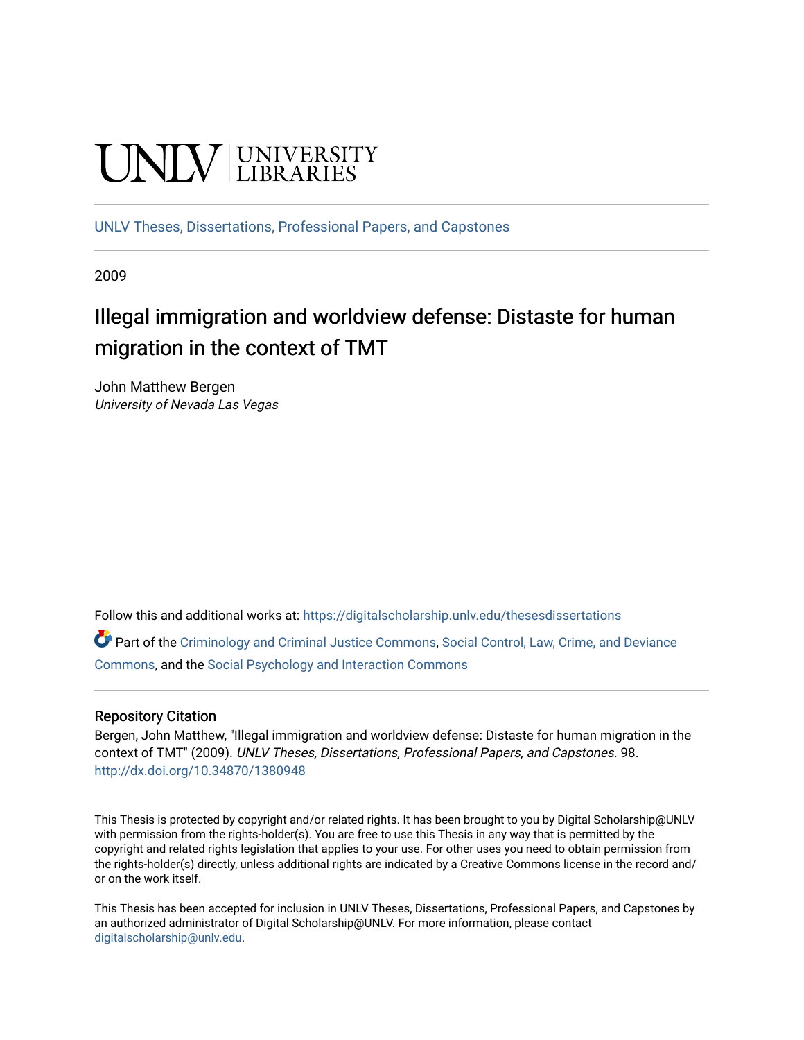UNLV | UNIVERSITY LIBRARIES

UNLV Theses, Dissertations, Professional Papers, and Capstones

2009

# Illegal immigration and worldview defense: Distaste for human migration in the context of TMT

John Matthew Bergen
*University of Nevada Las Vegas*

Follow this and additional works at: https://digitalscholarship.unlv.edu/thesesdissertations

Part of the Criminology and Criminal Justice Commons, Social Control, Law, Crime, and Deviance Commons, and the Social Psychology and Interaction Commons

## Repository Citation

Bergen, John Matthew, "Illegal immigration and worldview defense: Distaste for human migration in the context of TMT" (2009). *UNLV Theses, Dissertations, Professional Papers, and Capstones*. 98.
http://dx.doi.org/10.34870/1380948

This Thesis is protected by copyright and/or related rights. It has been brought to you by Digital Scholarship@UNLV with permission from the rights-holder(s). You are free to use this Thesis in any way that is permitted by the copyright and related rights legislation that applies to your use. For other uses you need to obtain permission from the rights-holder(s) directly, unless additional rights are indicated by a Creative Commons license in the record and/or on the work itself.

This Thesis has been accepted for inclusion in UNLV Theses, Dissertations, Professional Papers, and Capstones by an authorized administrator of Digital Scholarship@UNLV. For more information, please contact digitalscholarship@unlv.edu.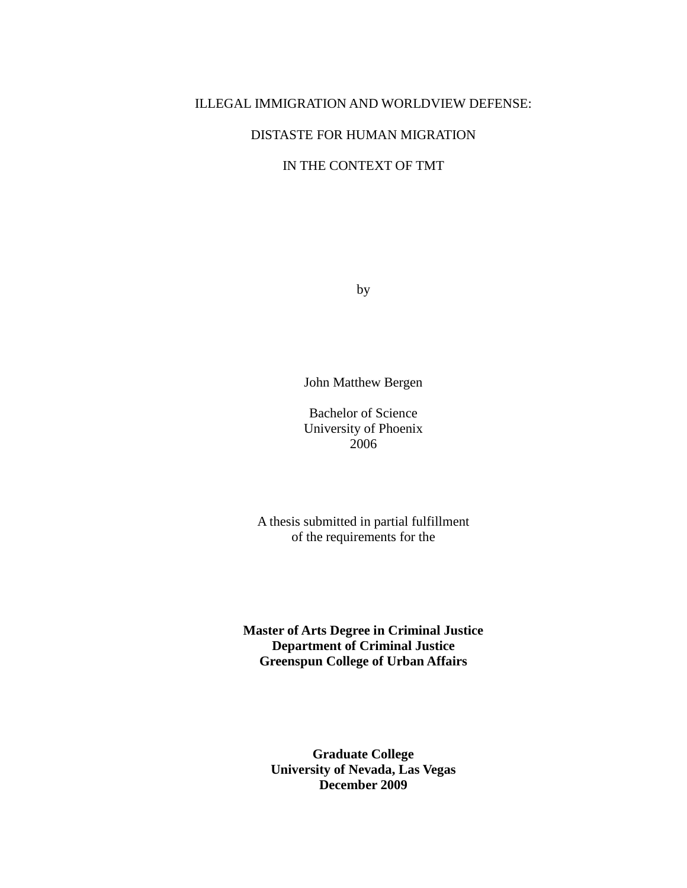ILLEGAL IMMIGRATION AND WORLDVIEW DEFENSE:

DISTASTE FOR HUMAN MIGRATION

IN THE CONTEXT OF TMT

by

John Matthew Bergen

Bachelor of Science
University of Phoenix
2006

A thesis submitted in partial fulfillment
of the requirements for the

**Master of Arts Degree in Criminal Justice**
**Department of Criminal Justice**
**Greenspun College of Urban Affairs**

**Graduate College**
**University of Nevada, Las Vegas**
**December 2009**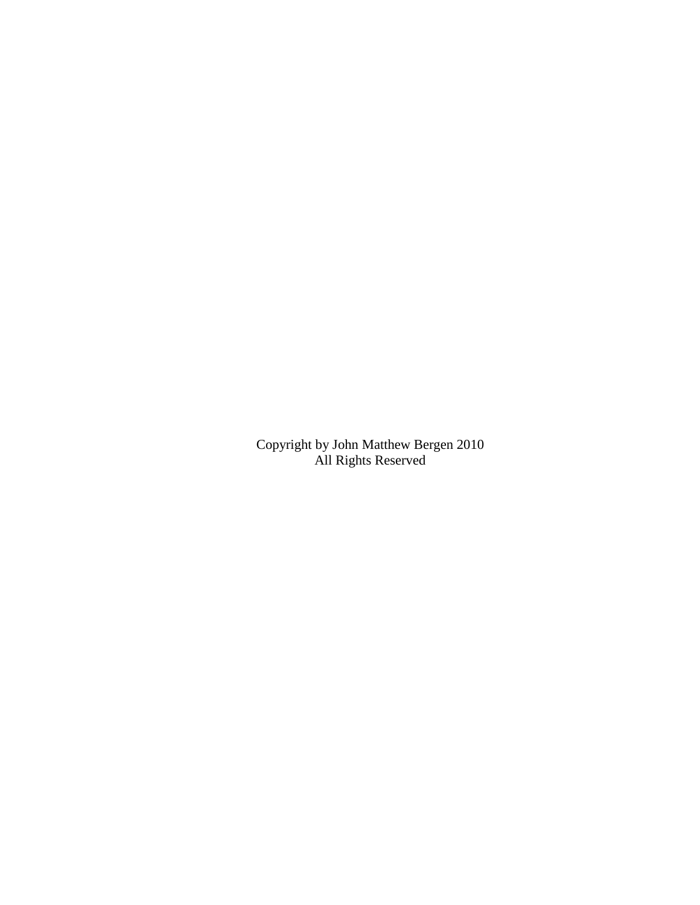Copyright by John Matthew Bergen 2010
All Rights Reserved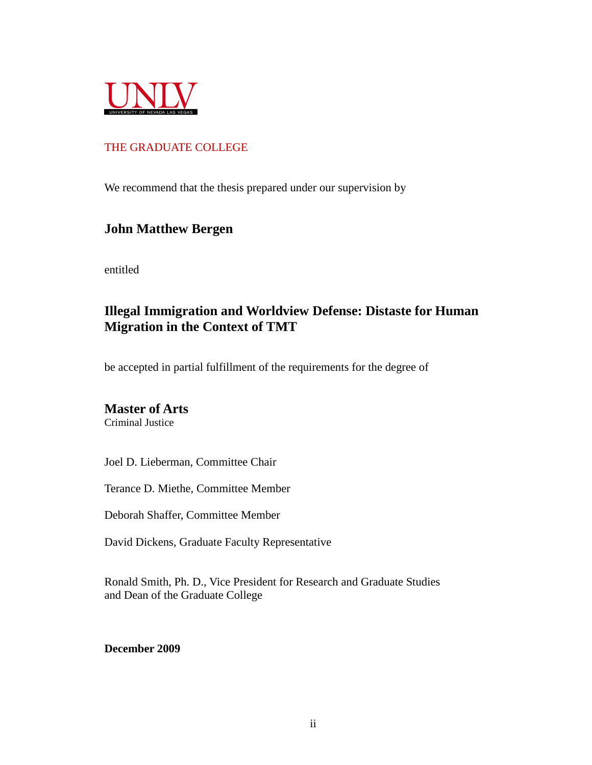UNLV

UNIVERSITY OF NEVADA LAS VEGAS

THE GRADUATE COLLEGE

We recommend that the thesis prepared under our supervision by

**John Matthew Bergen**

entitled

**Illegal Immigration and Worldview Defense: Distaste for Human Migration in the Context of TMT**

be accepted in partial fulfillment of the requirements for the degree of

**Master of Arts**
Criminal Justice

Joel D. Lieberman, Committee Chair

Terance D. Miethe, Committee Member

Deborah Shaffer, Committee Member

David Dickens, Graduate Faculty Representative

Ronald Smith, Ph. D., Vice President for Research and Graduate Studies
and Dean of the Graduate College

**December 2009**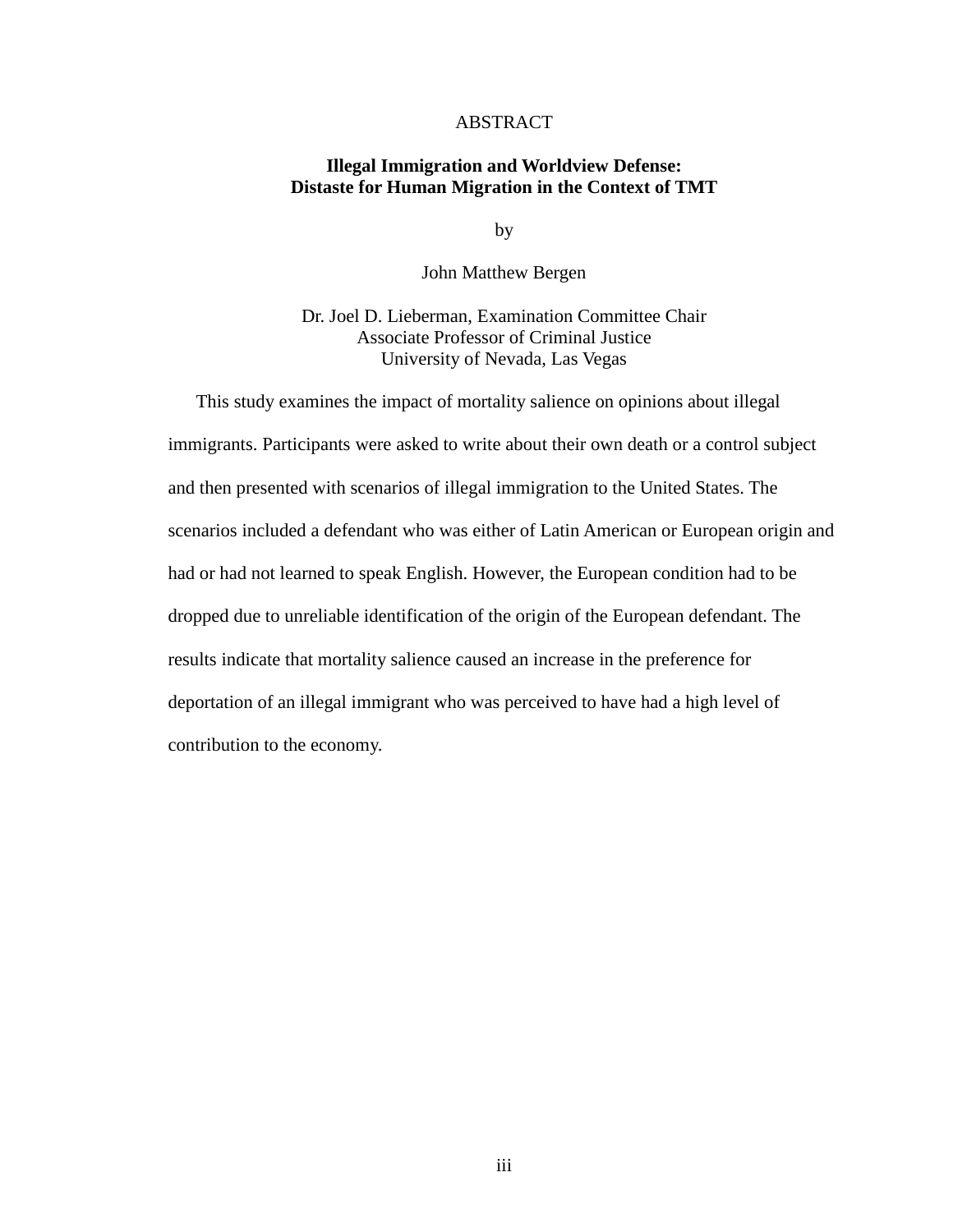# ABSTRACT

## Illegal Immigration and Worldview Defense: Distaste for Human Migration in the Context of TMT

by

John Matthew Bergen

Dr. Joel D. Lieberman, Examination Committee Chair
Associate Professor of Criminal Justice
University of Nevada, Las Vegas

This study examines the impact of mortality salience on opinions about illegal immigrants. Participants were asked to write about their own death or a control subject and then presented with scenarios of illegal immigration to the United States. The scenarios included a defendant who was either of Latin American or European origin and had or had not learned to speak English. However, the European condition had to be dropped due to unreliable identification of the origin of the European defendant. The results indicate that mortality salience caused an increase in the preference for deportation of an illegal immigrant who was perceived to have had a high level of contribution to the economy.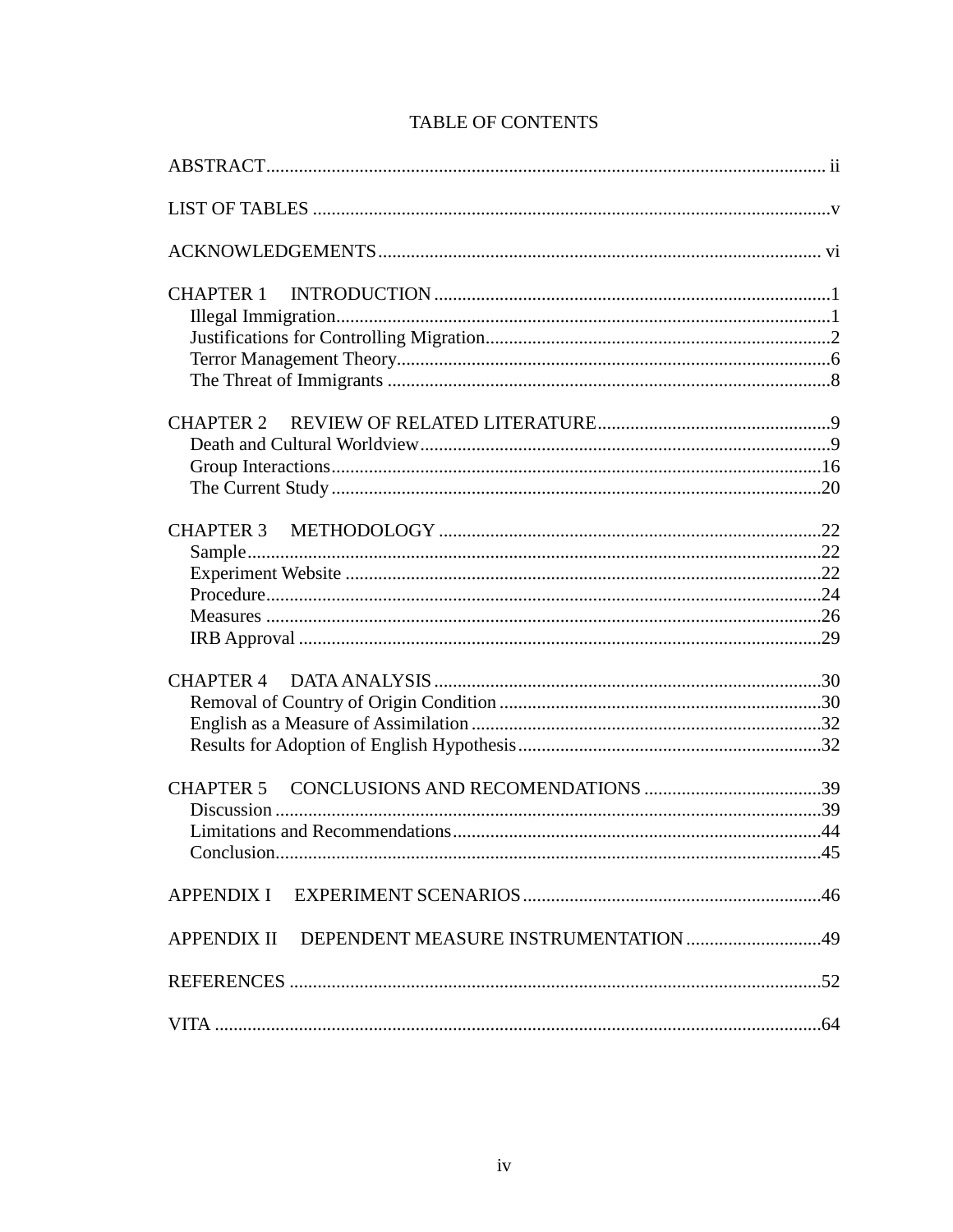# TABLE OF CONTENTS

ABSTRACT ........................................................................................................................ ii

LIST OF TABLES ..............................................................................................................v

ACKNOWLEDGEMENTS ............................................................................................... vi

CHAPTER 1 INTRODUCTION .....................................................................................1
- Illegal Immigration.........................................................................................................1
- Justifications for Controlling Migration..........................................................................2
- Terror Management Theory............................................................................................6
- The Threat of Immigrants ..............................................................................................8

CHAPTER 2 REVIEW OF RELATED LITERATURE..................................................9
- Death and Cultural Worldview.......................................................................................9
- Group Interactions.........................................................................................................16
- The Current Study .........................................................................................................20

CHAPTER 3 METHODOLOGY .................................................................................22
- Sample...........................................................................................................................22
- Experiment Website ......................................................................................................22
- Procedure.......................................................................................................................24
- Measures .......................................................................................................................26
- IRB Approval ................................................................................................................29

CHAPTER 4 DATA ANALYSIS ...................................................................................30
- Removal of Country of Origin Condition .....................................................................30
- English as a Measure of Assimilation ...........................................................................32
- Results for Adoption of English Hypothesis.................................................................32

CHAPTER 5 CONCLUSIONS AND RECOMENDATIONS .......................................39
- Discussion .....................................................................................................................39
- Limitations and Recommendations...............................................................................44
- Conclusion.....................................................................................................................45

APPENDIX I EXPERIMENT SCENARIOS ................................................................46

APPENDIX II DEPENDENT MEASURE INSTRUMENTATION .............................49

REFERENCES ..................................................................................................................52

VITA ..................................................................................................................................64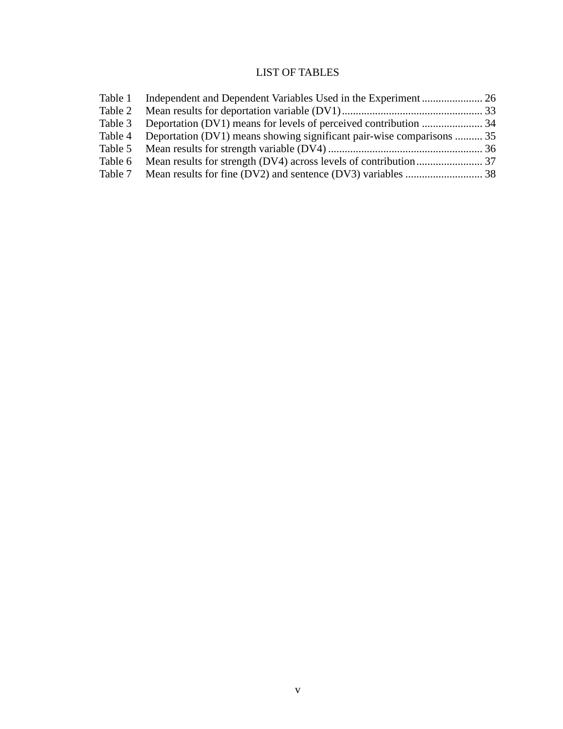# LIST OF TABLES

| | | |
|---|---|---|
| Table 1 | Independent and Dependent Variables Used in the Experiment | 26 |
| Table 2 | Mean results for deportation variable (DV1) | 33 |
| Table 3 | Deportation (DV1) means for levels of perceived contribution | 34 |
| Table 4 | Deportation (DV1) means showing significant pair-wise comparisons | 35 |
| Table 5 | Mean results for strength variable (DV4) | 36 |
| Table 6 | Mean results for strength (DV4) across levels of contribution | 37 |
| Table 7 | Mean results for fine (DV2) and sentence (DV3) variables | 38 |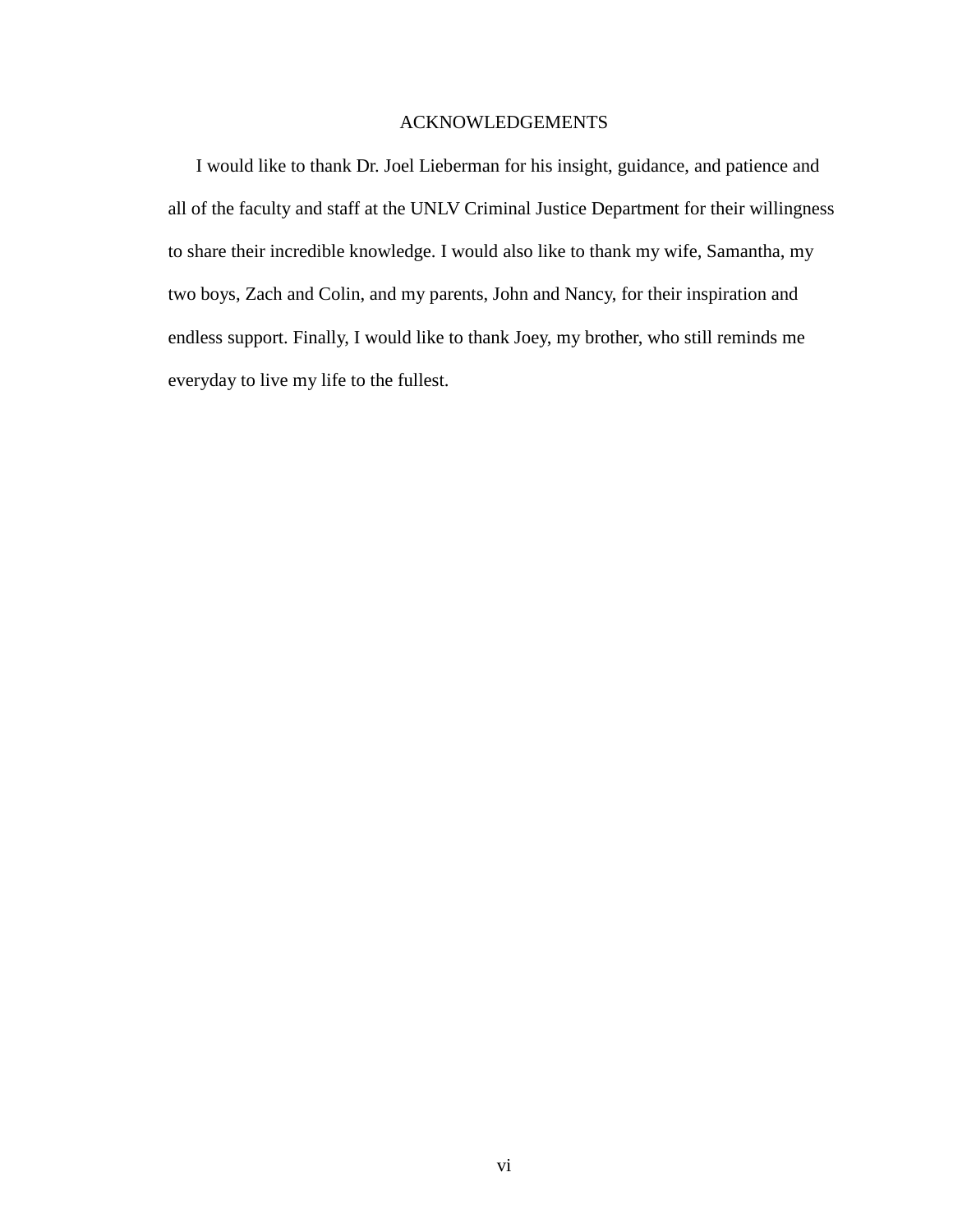# ACKNOWLEDGEMENTS

I would like to thank Dr. Joel Lieberman for his insight, guidance, and patience and all of the faculty and staff at the UNLV Criminal Justice Department for their willingness to share their incredible knowledge. I would also like to thank my wife, Samantha, my two boys, Zach and Colin, and my parents, John and Nancy, for their inspiration and endless support. Finally, I would like to thank Joey, my brother, who still reminds me everyday to live my life to the fullest.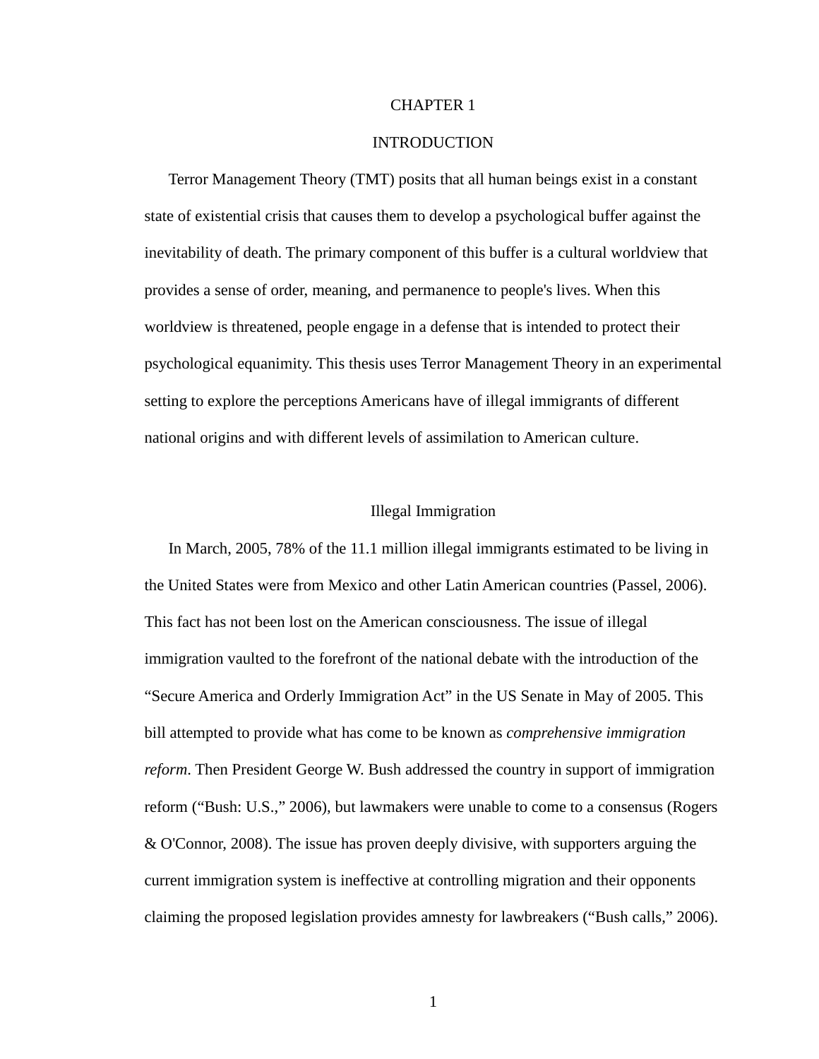# CHAPTER 1

# INTRODUCTION

Terror Management Theory (TMT) posits that all human beings exist in a constant state of existential crisis that causes them to develop a psychological buffer against the inevitability of death. The primary component of this buffer is a cultural worldview that provides a sense of order, meaning, and permanence to people's lives. When this worldview is threatened, people engage in a defense that is intended to protect their psychological equanimity. This thesis uses Terror Management Theory in an experimental setting to explore the perceptions Americans have of illegal immigrants of different national origins and with different levels of assimilation to American culture.

## Illegal Immigration

In March, 2005, 78% of the 11.1 million illegal immigrants estimated to be living in the United States were from Mexico and other Latin American countries (Passel, 2006). This fact has not been lost on the American consciousness. The issue of illegal immigration vaulted to the forefront of the national debate with the introduction of the "Secure America and Orderly Immigration Act" in the US Senate in May of 2005. This bill attempted to provide what has come to be known as *comprehensive immigration reform*. Then President George W. Bush addressed the country in support of immigration reform ("Bush: U.S.," 2006), but lawmakers were unable to come to a consensus (Rogers & O'Connor, 2008). The issue has proven deeply divisive, with supporters arguing the current immigration system is ineffective at controlling migration and their opponents claiming the proposed legislation provides amnesty for lawbreakers ("Bush calls," 2006).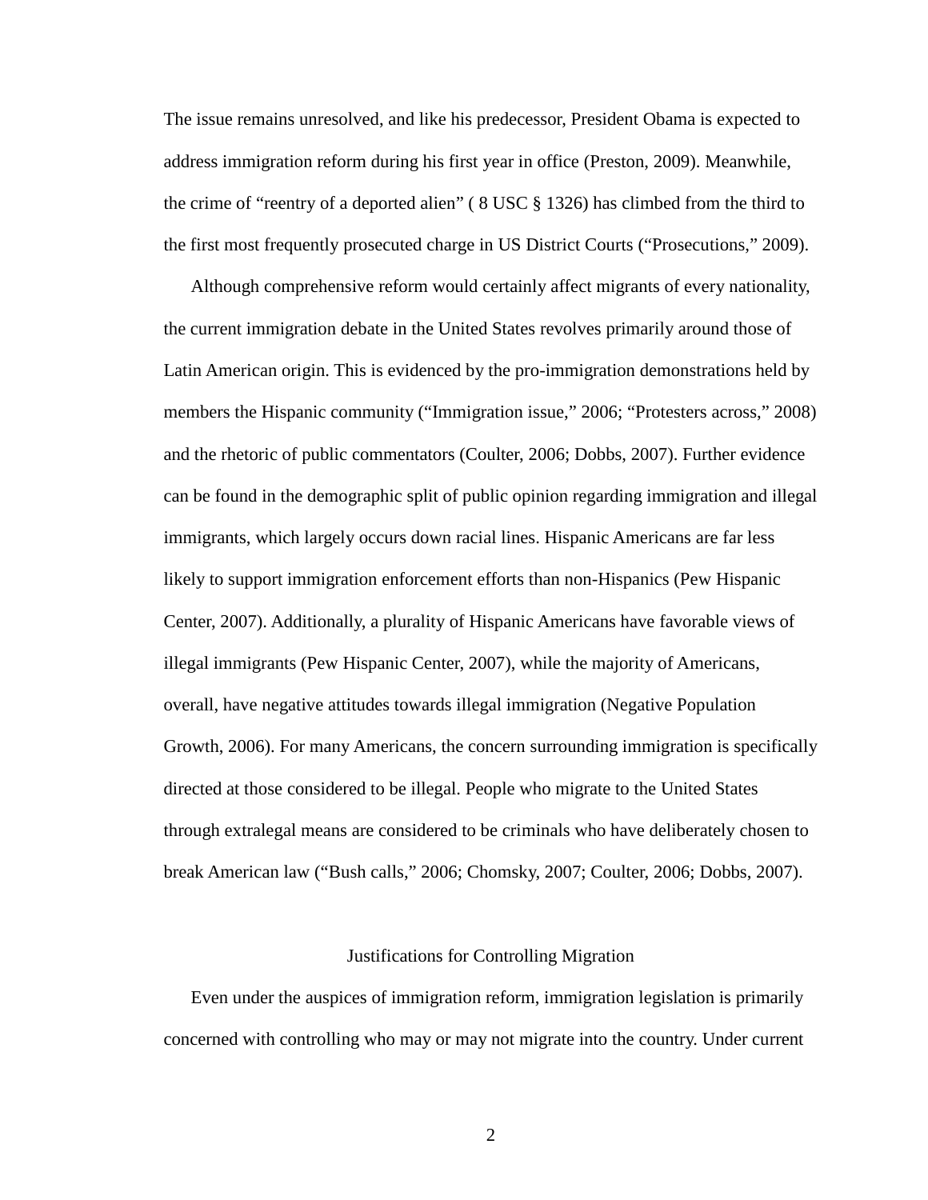The issue remains unresolved, and like his predecessor, President Obama is expected to address immigration reform during his first year in office (Preston, 2009). Meanwhile, the crime of "reentry of a deported alien" ( 8 USC § 1326) has climbed from the third to the first most frequently prosecuted charge in US District Courts ("Prosecutions," 2009).

Although comprehensive reform would certainly affect migrants of every nationality, the current immigration debate in the United States revolves primarily around those of Latin American origin. This is evidenced by the pro-immigration demonstrations held by members the Hispanic community ("Immigration issue," 2006; "Protesters across," 2008) and the rhetoric of public commentators (Coulter, 2006; Dobbs, 2007). Further evidence can be found in the demographic split of public opinion regarding immigration and illegal immigrants, which largely occurs down racial lines. Hispanic Americans are far less likely to support immigration enforcement efforts than non-Hispanics (Pew Hispanic Center, 2007). Additionally, a plurality of Hispanic Americans have favorable views of illegal immigrants (Pew Hispanic Center, 2007), while the majority of Americans, overall, have negative attitudes towards illegal immigration (Negative Population Growth, 2006). For many Americans, the concern surrounding immigration is specifically directed at those considered to be illegal. People who migrate to the United States through extralegal means are considered to be criminals who have deliberately chosen to break American law ("Bush calls," 2006; Chomsky, 2007; Coulter, 2006; Dobbs, 2007).

## Justifications for Controlling Migration

Even under the auspices of immigration reform, immigration legislation is primarily concerned with controlling who may or may not migrate into the country. Under current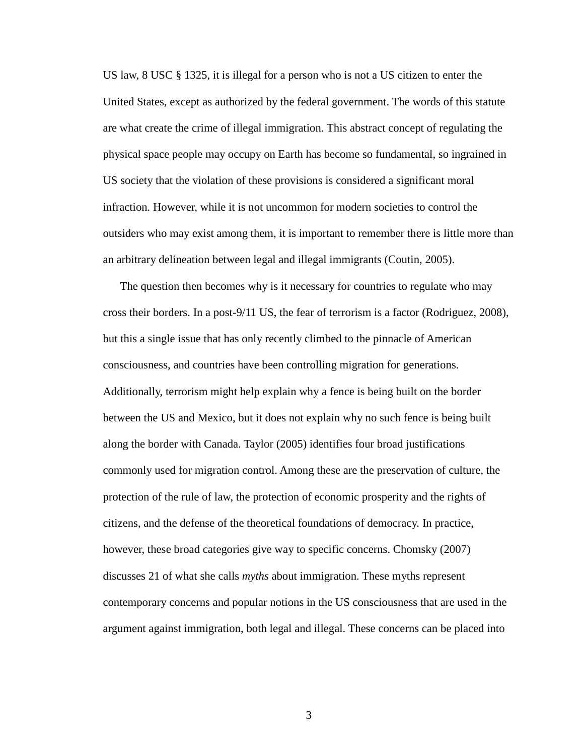US law, 8 USC § 1325, it is illegal for a person who is not a US citizen to enter the United States, except as authorized by the federal government. The words of this statute are what create the crime of illegal immigration. This abstract concept of regulating the physical space people may occupy on Earth has become so fundamental, so ingrained in US society that the violation of these provisions is considered a significant moral infraction. However, while it is not uncommon for modern societies to control the outsiders who may exist among them, it is important to remember there is little more than an arbitrary delineation between legal and illegal immigrants (Coutin, 2005).

The question then becomes why is it necessary for countries to regulate who may cross their borders. In a post-9/11 US, the fear of terrorism is a factor (Rodriguez, 2008), but this a single issue that has only recently climbed to the pinnacle of American consciousness, and countries have been controlling migration for generations. Additionally, terrorism might help explain why a fence is being built on the border between the US and Mexico, but it does not explain why no such fence is being built along the border with Canada. Taylor (2005) identifies four broad justifications commonly used for migration control. Among these are the preservation of culture, the protection of the rule of law, the protection of economic prosperity and the rights of citizens, and the defense of the theoretical foundations of democracy. In practice, however, these broad categories give way to specific concerns. Chomsky (2007) discusses 21 of what she calls *myths* about immigration. These myths represent contemporary concerns and popular notions in the US consciousness that are used in the argument against immigration, both legal and illegal. These concerns can be placed into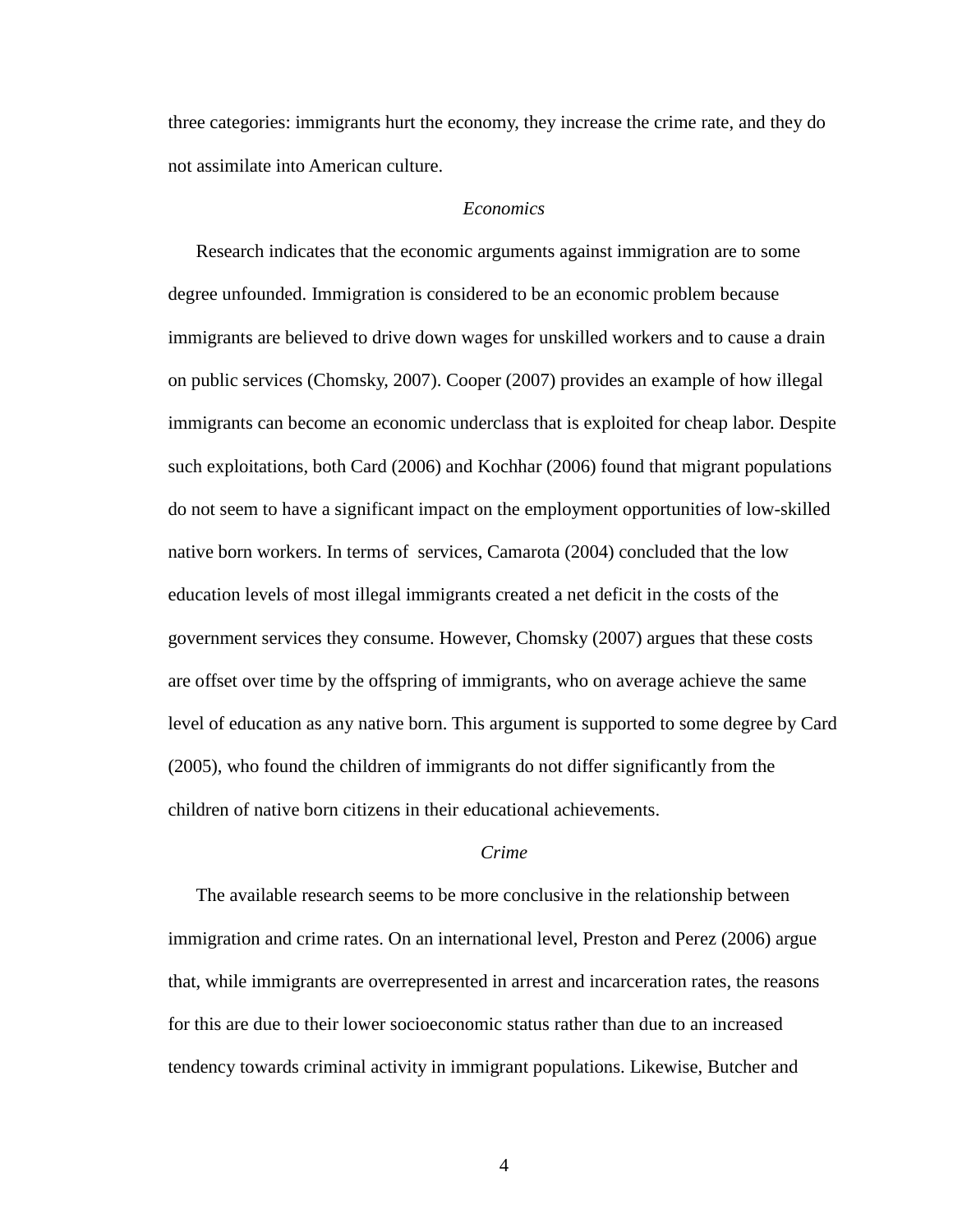three categories: immigrants hurt the economy, they increase the crime rate, and they do not assimilate into American culture.

### *Economics*

Research indicates that the economic arguments against immigration are to some degree unfounded. Immigration is considered to be an economic problem because immigrants are believed to drive down wages for unskilled workers and to cause a drain on public services (Chomsky, 2007). Cooper (2007) provides an example of how illegal immigrants can become an economic underclass that is exploited for cheap labor. Despite such exploitations, both Card (2006) and Kochhar (2006) found that migrant populations do not seem to have a significant impact on the employment opportunities of low-skilled native born workers. In terms of services, Camarota (2004) concluded that the low education levels of most illegal immigrants created a net deficit in the costs of the government services they consume. However, Chomsky (2007) argues that these costs are offset over time by the offspring of immigrants, who on average achieve the same level of education as any native born. This argument is supported to some degree by Card (2005), who found the children of immigrants do not differ significantly from the children of native born citizens in their educational achievements.

### *Crime*

The available research seems to be more conclusive in the relationship between immigration and crime rates. On an international level, Preston and Perez (2006) argue that, while immigrants are overrepresented in arrest and incarceration rates, the reasons for this are due to their lower socioeconomic status rather than due to an increased tendency towards criminal activity in immigrant populations. Likewise, Butcher and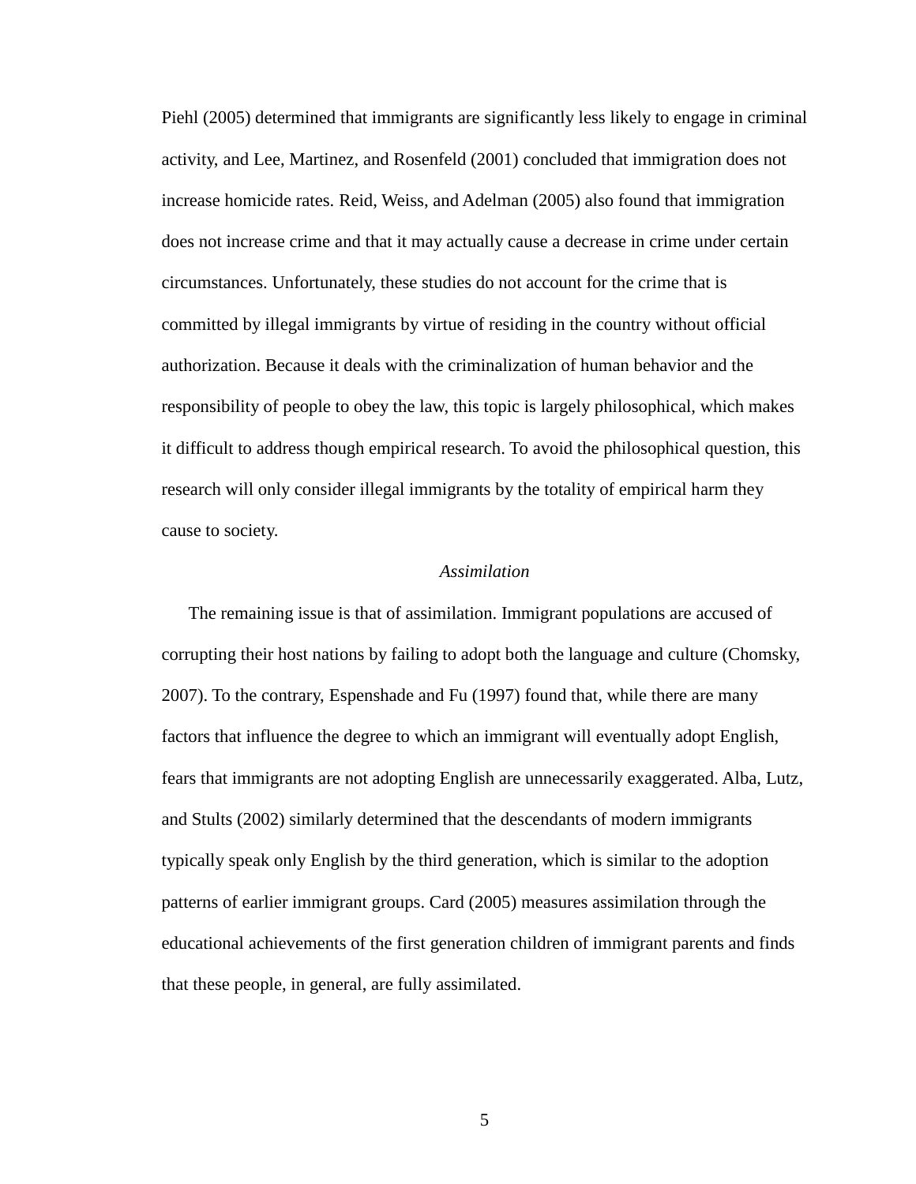Piehl (2005) determined that immigrants are significantly less likely to engage in criminal activity, and Lee, Martinez, and Rosenfeld (2001) concluded that immigration does not increase homicide rates. Reid, Weiss, and Adelman (2005) also found that immigration does not increase crime and that it may actually cause a decrease in crime under certain circumstances. Unfortunately, these studies do not account for the crime that is committed by illegal immigrants by virtue of residing in the country without official authorization. Because it deals with the criminalization of human behavior and the responsibility of people to obey the law, this topic is largely philosophical, which makes it difficult to address though empirical research. To avoid the philosophical question, this research will only consider illegal immigrants by the totality of empirical harm they cause to society.

### *Assimilation*

The remaining issue is that of assimilation. Immigrant populations are accused of corrupting their host nations by failing to adopt both the language and culture (Chomsky, 2007). To the contrary, Espenshade and Fu (1997) found that, while there are many factors that influence the degree to which an immigrant will eventually adopt English, fears that immigrants are not adopting English are unnecessarily exaggerated. Alba, Lutz, and Stults (2002) similarly determined that the descendants of modern immigrants typically speak only English by the third generation, which is similar to the adoption patterns of earlier immigrant groups. Card (2005) measures assimilation through the educational achievements of the first generation children of immigrant parents and finds that these people, in general, are fully assimilated.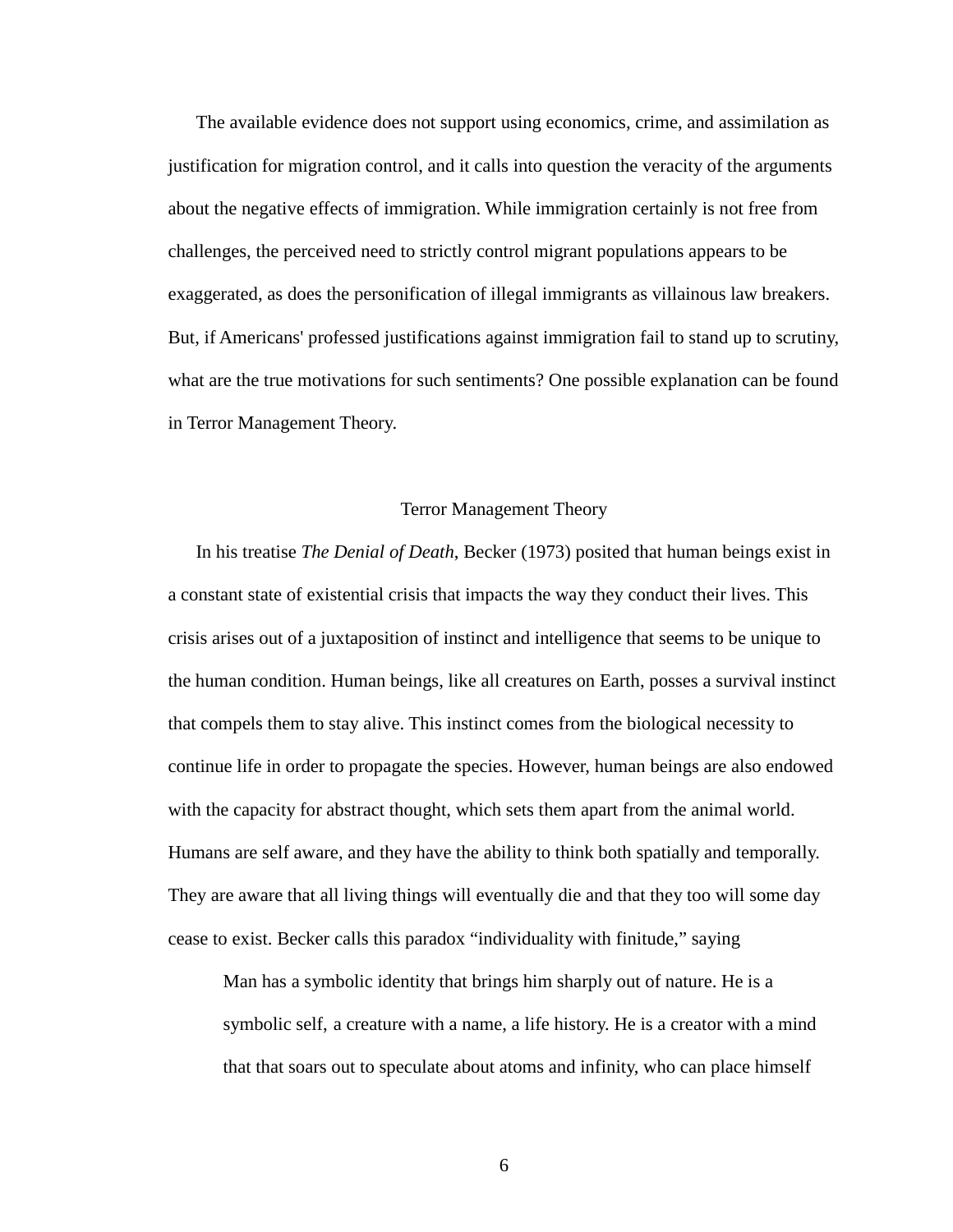The available evidence does not support using economics, crime, and assimilation as justification for migration control, and it calls into question the veracity of the arguments about the negative effects of immigration. While immigration certainly is not free from challenges, the perceived need to strictly control migrant populations appears to be exaggerated, as does the personification of illegal immigrants as villainous law breakers. But, if Americans' professed justifications against immigration fail to stand up to scrutiny, what are the true motivations for such sentiments? One possible explanation can be found in Terror Management Theory.

## Terror Management Theory

In his treatise *The Denial of Death*, Becker (1973) posited that human beings exist in a constant state of existential crisis that impacts the way they conduct their lives. This crisis arises out of a juxtaposition of instinct and intelligence that seems to be unique to the human condition. Human beings, like all creatures on Earth, posses a survival instinct that compels them to stay alive. This instinct comes from the biological necessity to continue life in order to propagate the species. However, human beings are also endowed with the capacity for abstract thought, which sets them apart from the animal world. Humans are self aware, and they have the ability to think both spatially and temporally. They are aware that all living things will eventually die and that they too will some day cease to exist. Becker calls this paradox "individuality with finitude," saying

> Man has a symbolic identity that brings him sharply out of nature. He is a symbolic self, a creature with a name, a life history. He is a creator with a mind that that soars out to speculate about atoms and infinity, who can place himself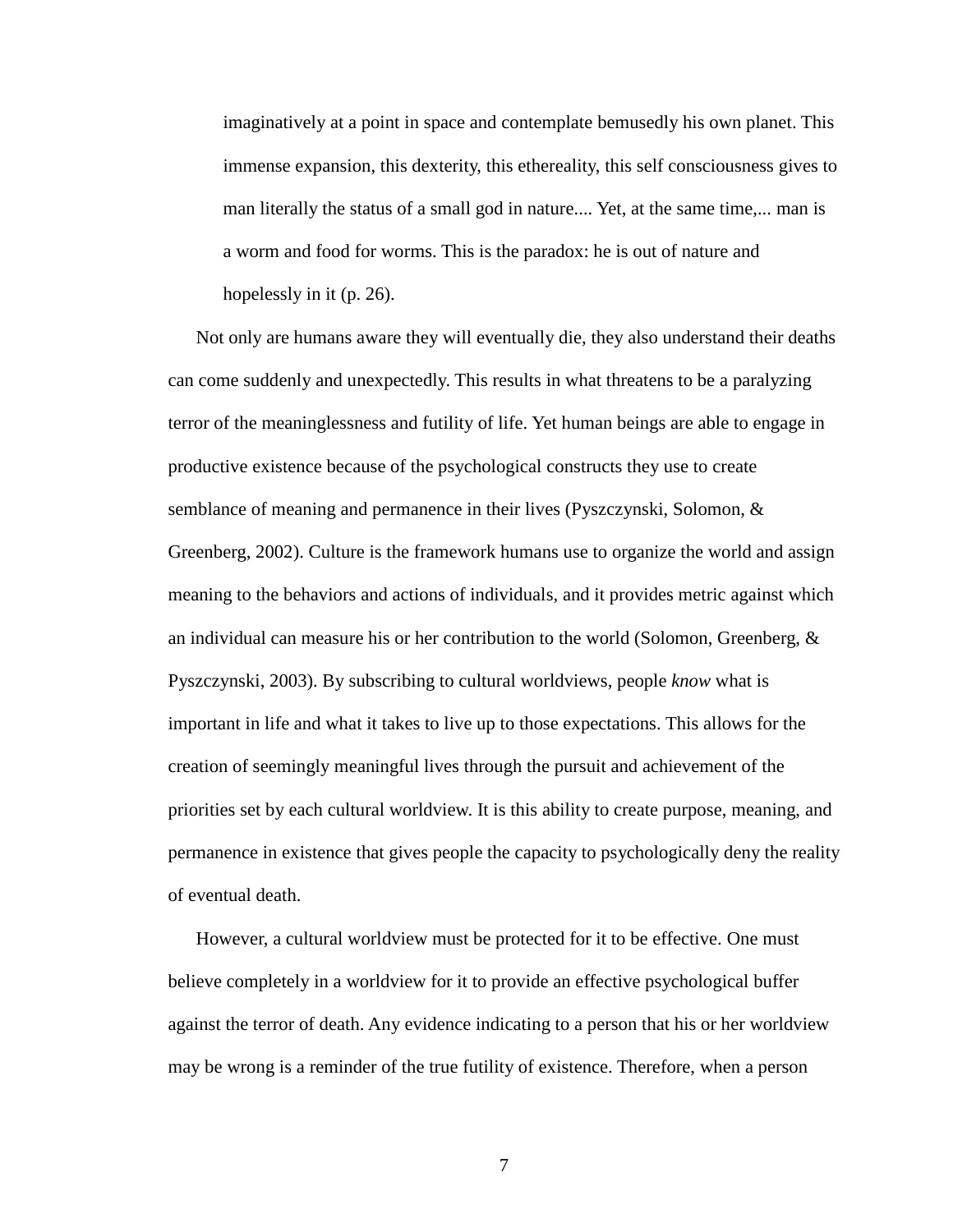> imaginatively at a point in space and contemplate bemusedly his own planet. This immense expansion, this dexterity, this ethereality, this self consciousness gives to man literally the status of a small god in nature.... Yet, at the same time,... man is a worm and food for worms. This is the paradox: he is out of nature and hopelessly in it (p. 26).

Not only are humans aware they will eventually die, they also understand their deaths can come suddenly and unexpectedly. This results in what threatens to be a paralyzing terror of the meaninglessness and futility of life. Yet human beings are able to engage in productive existence because of the psychological constructs they use to create semblance of meaning and permanence in their lives (Pyszczynski, Solomon, & Greenberg, 2002). Culture is the framework humans use to organize the world and assign meaning to the behaviors and actions of individuals, and it provides metric against which an individual can measure his or her contribution to the world (Solomon, Greenberg, & Pyszczynski, 2003). By subscribing to cultural worldviews, people *know* what is important in life and what it takes to live up to those expectations. This allows for the creation of seemingly meaningful lives through the pursuit and achievement of the priorities set by each cultural worldview. It is this ability to create purpose, meaning, and permanence in existence that gives people the capacity to psychologically deny the reality of eventual death.

However, a cultural worldview must be protected for it to be effective. One must believe completely in a worldview for it to provide an effective psychological buffer against the terror of death. Any evidence indicating to a person that his or her worldview may be wrong is a reminder of the true futility of existence. Therefore, when a person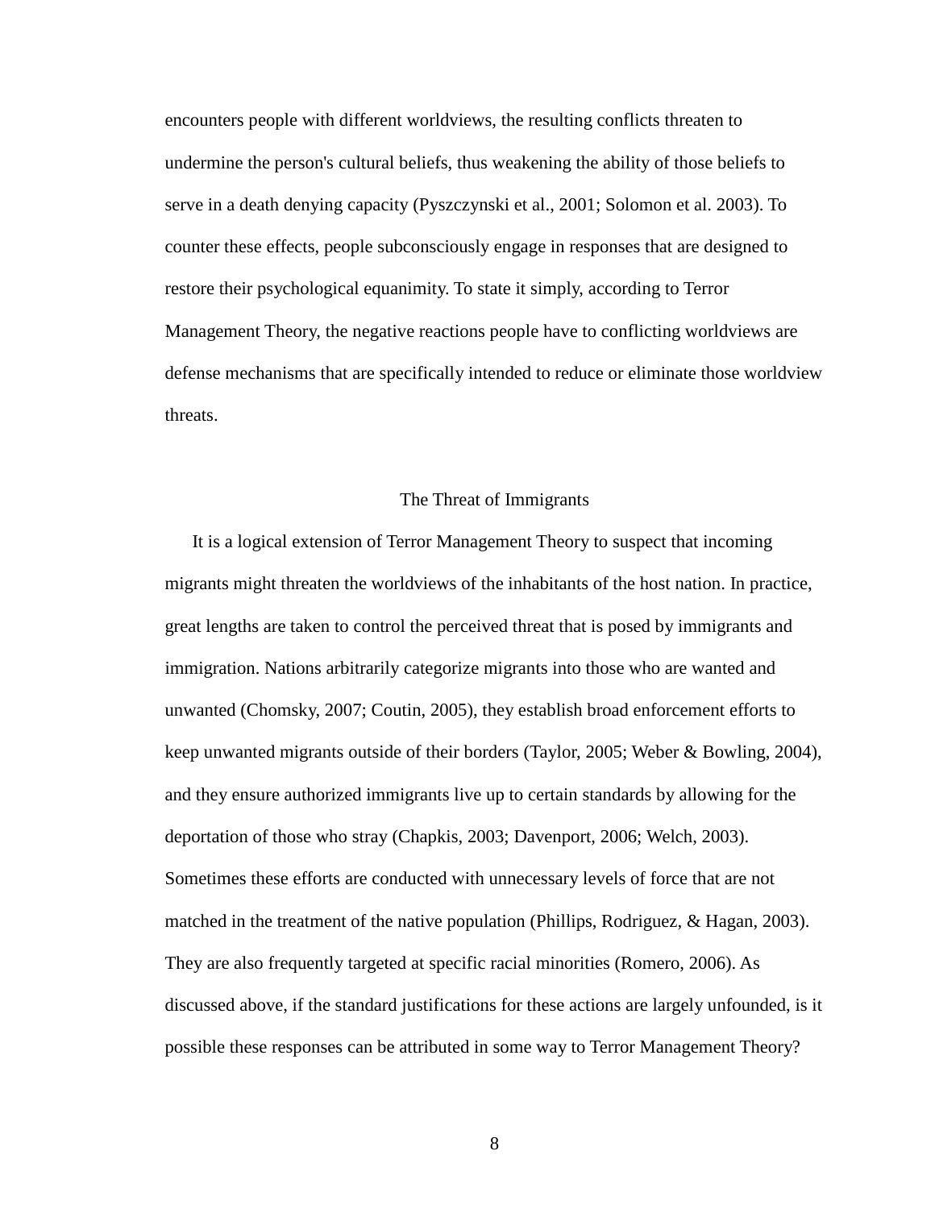encounters people with different worldviews, the resulting conflicts threaten to undermine the person's cultural beliefs, thus weakening the ability of those beliefs to serve in a death denying capacity (Pyszczynski et al., 2001; Solomon et al. 2003). To counter these effects, people subconsciously engage in responses that are designed to restore their psychological equanimity. To state it simply, according to Terror Management Theory, the negative reactions people have to conflicting worldviews are defense mechanisms that are specifically intended to reduce or eliminate those worldview threats.

## The Threat of Immigrants

It is a logical extension of Terror Management Theory to suspect that incoming migrants might threaten the worldviews of the inhabitants of the host nation. In practice, great lengths are taken to control the perceived threat that is posed by immigrants and immigration. Nations arbitrarily categorize migrants into those who are wanted and unwanted (Chomsky, 2007; Coutin, 2005), they establish broad enforcement efforts to keep unwanted migrants outside of their borders (Taylor, 2005; Weber & Bowling, 2004), and they ensure authorized immigrants live up to certain standards by allowing for the deportation of those who stray (Chapkis, 2003; Davenport, 2006; Welch, 2003). Sometimes these efforts are conducted with unnecessary levels of force that are not matched in the treatment of the native population (Phillips, Rodriguez, & Hagan, 2003). They are also frequently targeted at specific racial minorities (Romero, 2006). As discussed above, if the standard justifications for these actions are largely unfounded, is it possible these responses can be attributed in some way to Terror Management Theory?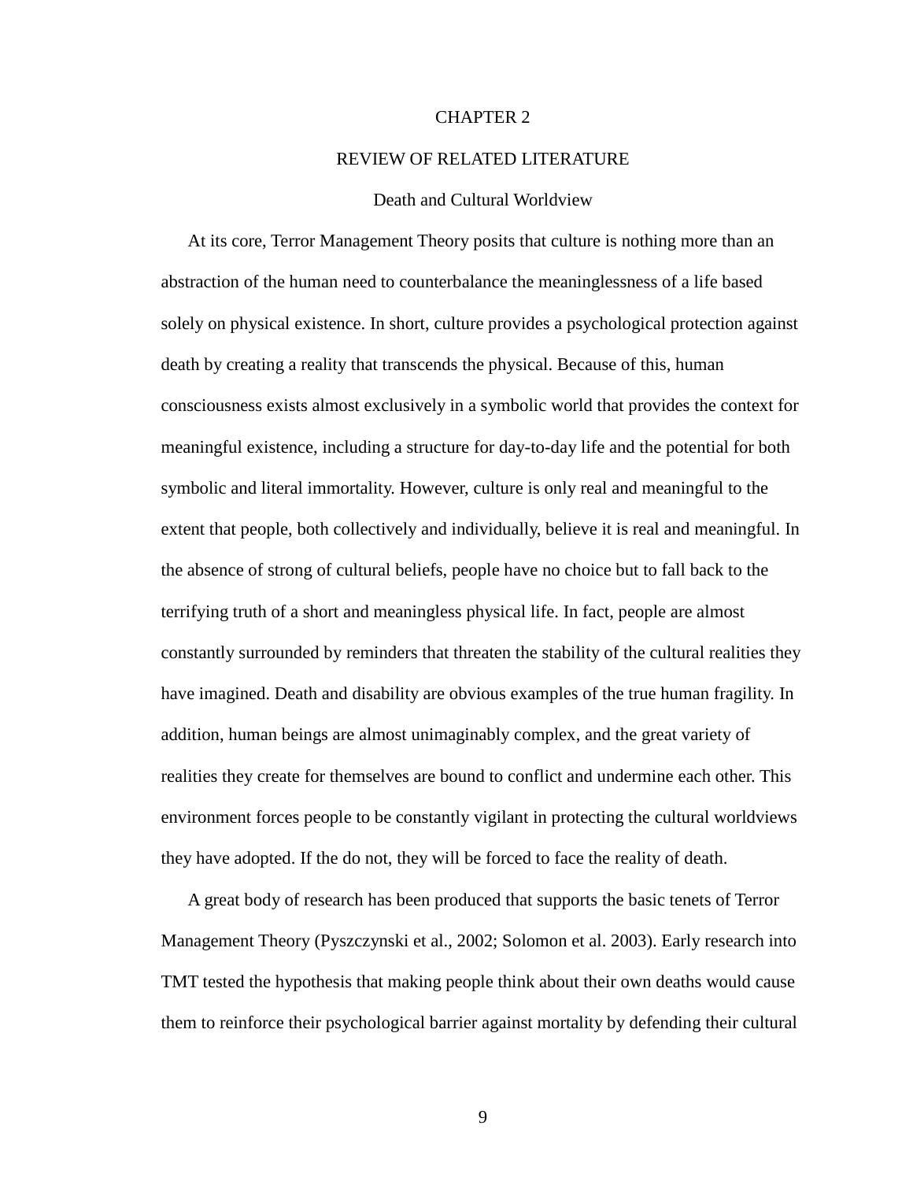# CHAPTER 2

## REVIEW OF RELATED LITERATURE

### Death and Cultural Worldview

At its core, Terror Management Theory posits that culture is nothing more than an abstraction of the human need to counterbalance the meaninglessness of a life based solely on physical existence. In short, culture provides a psychological protection against death by creating a reality that transcends the physical. Because of this, human consciousness exists almost exclusively in a symbolic world that provides the context for meaningful existence, including a structure for day-to-day life and the potential for both symbolic and literal immortality. However, culture is only real and meaningful to the extent that people, both collectively and individually, believe it is real and meaningful. In the absence of strong of cultural beliefs, people have no choice but to fall back to the terrifying truth of a short and meaningless physical life. In fact, people are almost constantly surrounded by reminders that threaten the stability of the cultural realities they have imagined. Death and disability are obvious examples of the true human fragility. In addition, human beings are almost unimaginably complex, and the great variety of realities they create for themselves are bound to conflict and undermine each other. This environment forces people to be constantly vigilant in protecting the cultural worldviews they have adopted. If the do not, they will be forced to face the reality of death.

A great body of research has been produced that supports the basic tenets of Terror Management Theory (Pyszczynski et al., 2002; Solomon et al. 2003). Early research into TMT tested the hypothesis that making people think about their own deaths would cause them to reinforce their psychological barrier against mortality by defending their cultural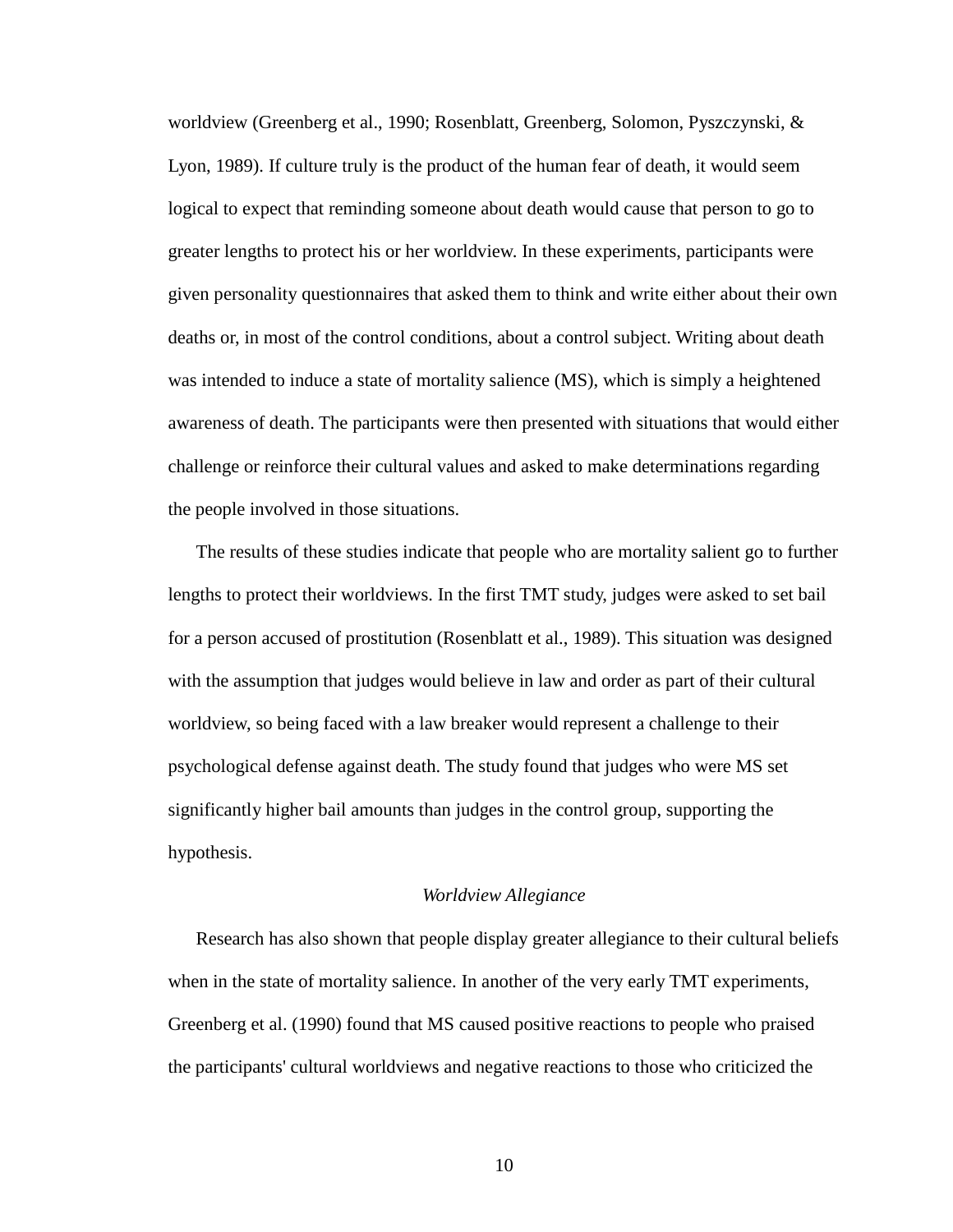worldview (Greenberg et al., 1990; Rosenblatt, Greenberg, Solomon, Pyszczynski, & Lyon, 1989). If culture truly is the product of the human fear of death, it would seem logical to expect that reminding someone about death would cause that person to go to greater lengths to protect his or her worldview. In these experiments, participants were given personality questionnaires that asked them to think and write either about their own deaths or, in most of the control conditions, about a control subject. Writing about death was intended to induce a state of mortality salience (MS), which is simply a heightened awareness of death. The participants were then presented with situations that would either challenge or reinforce their cultural values and asked to make determinations regarding the people involved in those situations.

The results of these studies indicate that people who are mortality salient go to further lengths to protect their worldviews. In the first TMT study, judges were asked to set bail for a person accused of prostitution (Rosenblatt et al., 1989). This situation was designed with the assumption that judges would believe in law and order as part of their cultural worldview, so being faced with a law breaker would represent a challenge to their psychological defense against death. The study found that judges who were MS set significantly higher bail amounts than judges in the control group, supporting the hypothesis.

### *Worldview Allegiance*

Research has also shown that people display greater allegiance to their cultural beliefs when in the state of mortality salience. In another of the very early TMT experiments, Greenberg et al. (1990) found that MS caused positive reactions to people who praised the participants' cultural worldviews and negative reactions to those who criticized the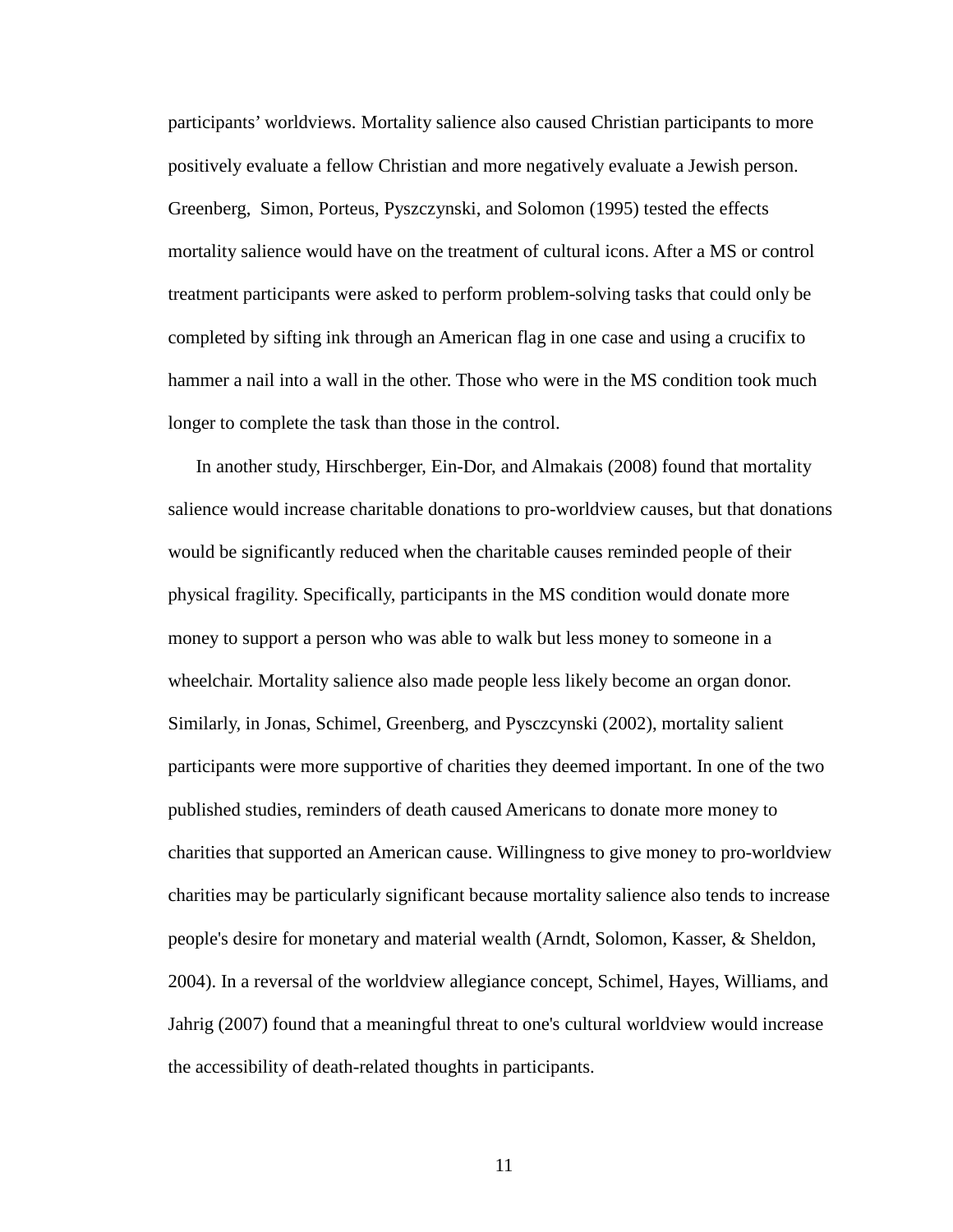participants’ worldviews. Mortality salience also caused Christian participants to more positively evaluate a fellow Christian and more negatively evaluate a Jewish person. Greenberg, Simon, Porteus, Pyszczynski, and Solomon (1995) tested the effects mortality salience would have on the treatment of cultural icons. After a MS or control treatment participants were asked to perform problem-solving tasks that could only be completed by sifting ink through an American flag in one case and using a crucifix to hammer a nail into a wall in the other. Those who were in the MS condition took much longer to complete the task than those in the control.

In another study, Hirschberger, Ein-Dor, and Almakais (2008) found that mortality salience would increase charitable donations to pro-worldview causes, but that donations would be significantly reduced when the charitable causes reminded people of their physical fragility. Specifically, participants in the MS condition would donate more money to support a person who was able to walk but less money to someone in a wheelchair. Mortality salience also made people less likely become an organ donor. Similarly, in Jonas, Schimel, Greenberg, and Pysczcynski (2002), mortality salient participants were more supportive of charities they deemed important. In one of the two published studies, reminders of death caused Americans to donate more money to charities that supported an American cause. Willingness to give money to pro-worldview charities may be particularly significant because mortality salience also tends to increase people's desire for monetary and material wealth (Arndt, Solomon, Kasser, & Sheldon, 2004). In a reversal of the worldview allegiance concept, Schimel, Hayes, Williams, and Jahrig (2007) found that a meaningful threat to one's cultural worldview would increase the accessibility of death-related thoughts in participants.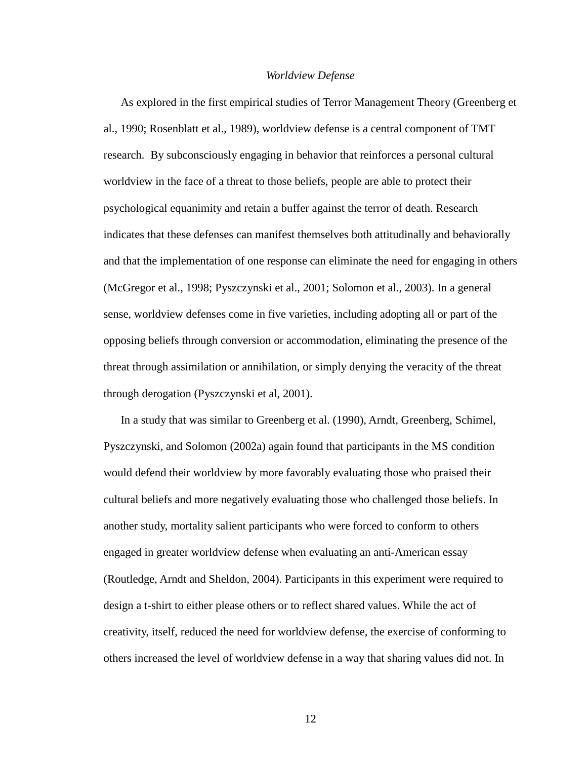*Worldview Defense*

As explored in the first empirical studies of Terror Management Theory (Greenberg et al., 1990; Rosenblatt et al., 1989), worldview defense is a central component of TMT research. By subconsciously engaging in behavior that reinforces a personal cultural worldview in the face of a threat to those beliefs, people are able to protect their psychological equanimity and retain a buffer against the terror of death. Research indicates that these defenses can manifest themselves both attitudinally and behaviorally and that the implementation of one response can eliminate the need for engaging in others (McGregor et al., 1998; Pyszczynski et al., 2001; Solomon et al., 2003). In a general sense, worldview defenses come in five varieties, including adopting all or part of the opposing beliefs through conversion or accommodation, eliminating the presence of the threat through assimilation or annihilation, or simply denying the veracity of the threat through derogation (Pyszczynski et al, 2001).

In a study that was similar to Greenberg et al. (1990), Arndt, Greenberg, Schimel, Pyszczynski, and Solomon (2002a) again found that participants in the MS condition would defend their worldview by more favorably evaluating those who praised their cultural beliefs and more negatively evaluating those who challenged those beliefs. In another study, mortality salient participants who were forced to conform to others engaged in greater worldview defense when evaluating an anti-American essay (Routledge, Arndt and Sheldon, 2004). Participants in this experiment were required to design a t-shirt to either please others or to reflect shared values. While the act of creativity, itself, reduced the need for worldview defense, the exercise of conforming to others increased the level of worldview defense in a way that sharing values did not. In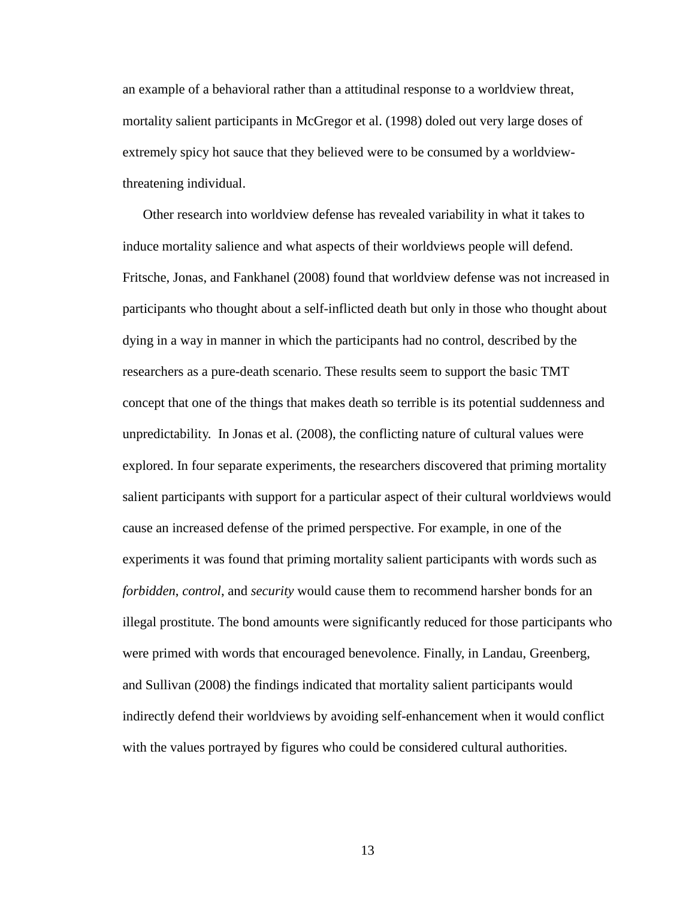an example of a behavioral rather than a attitudinal response to a worldview threat, mortality salient participants in McGregor et al. (1998) doled out very large doses of extremely spicy hot sauce that they believed were to be consumed by a worldview-threatening individual.

Other research into worldview defense has revealed variability in what it takes to induce mortality salience and what aspects of their worldviews people will defend. Fritsche, Jonas, and Fankhanel (2008) found that worldview defense was not increased in participants who thought about a self-inflicted death but only in those who thought about dying in a way in manner in which the participants had no control, described by the researchers as a pure-death scenario. These results seem to support the basic TMT concept that one of the things that makes death so terrible is its potential suddenness and unpredictability. In Jonas et al. (2008), the conflicting nature of cultural values were explored. In four separate experiments, the researchers discovered that priming mortality salient participants with support for a particular aspect of their cultural worldviews would cause an increased defense of the primed perspective. For example, in one of the experiments it was found that priming mortality salient participants with words such as *forbidden*, *control*, and *security* would cause them to recommend harsher bonds for an illegal prostitute. The bond amounts were significantly reduced for those participants who were primed with words that encouraged benevolence. Finally, in Landau, Greenberg, and Sullivan (2008) the findings indicated that mortality salient participants would indirectly defend their worldviews by avoiding self-enhancement when it would conflict with the values portrayed by figures who could be considered cultural authorities.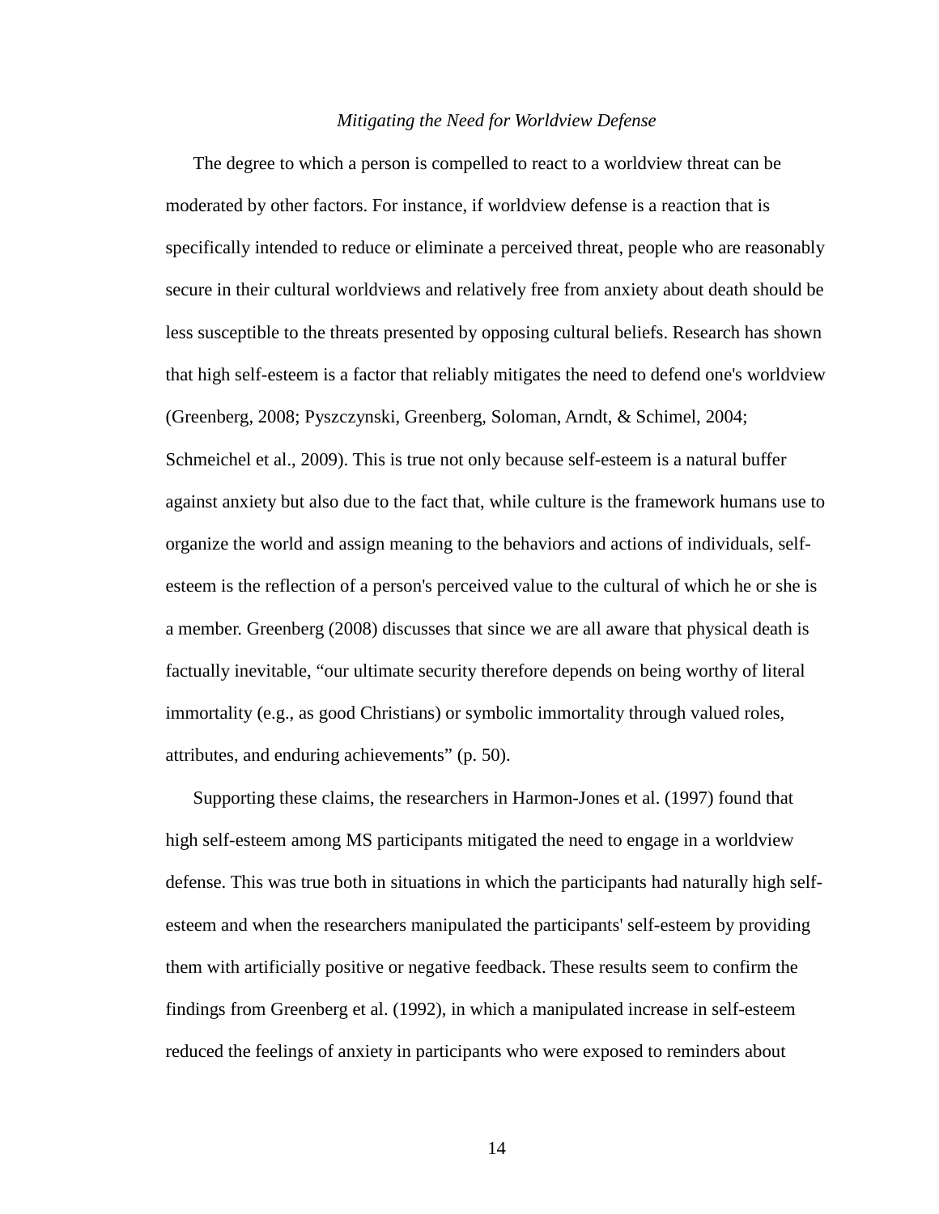### *Mitigating the Need for Worldview Defense*

The degree to which a person is compelled to react to a worldview threat can be moderated by other factors. For instance, if worldview defense is a reaction that is specifically intended to reduce or eliminate a perceived threat, people who are reasonably secure in their cultural worldviews and relatively free from anxiety about death should be less susceptible to the threats presented by opposing cultural beliefs. Research has shown that high self-esteem is a factor that reliably mitigates the need to defend one's worldview (Greenberg, 2008; Pyszczynski, Greenberg, Soloman, Arndt, & Schimel, 2004; Schmeichel et al., 2009). This is true not only because self-esteem is a natural buffer against anxiety but also due to the fact that, while culture is the framework humans use to organize the world and assign meaning to the behaviors and actions of individuals, self-esteem is the reflection of a person's perceived value to the cultural of which he or she is a member. Greenberg (2008) discusses that since we are all aware that physical death is factually inevitable, “our ultimate security therefore depends on being worthy of literal immortality (e.g., as good Christians) or symbolic immortality through valued roles, attributes, and enduring achievements” (p. 50).

Supporting these claims, the researchers in Harmon-Jones et al. (1997) found that high self-esteem among MS participants mitigated the need to engage in a worldview defense. This was true both in situations in which the participants had naturally high self-esteem and when the researchers manipulated the participants' self-esteem by providing them with artificially positive or negative feedback. These results seem to confirm the findings from Greenberg et al. (1992), in which a manipulated increase in self-esteem reduced the feelings of anxiety in participants who were exposed to reminders about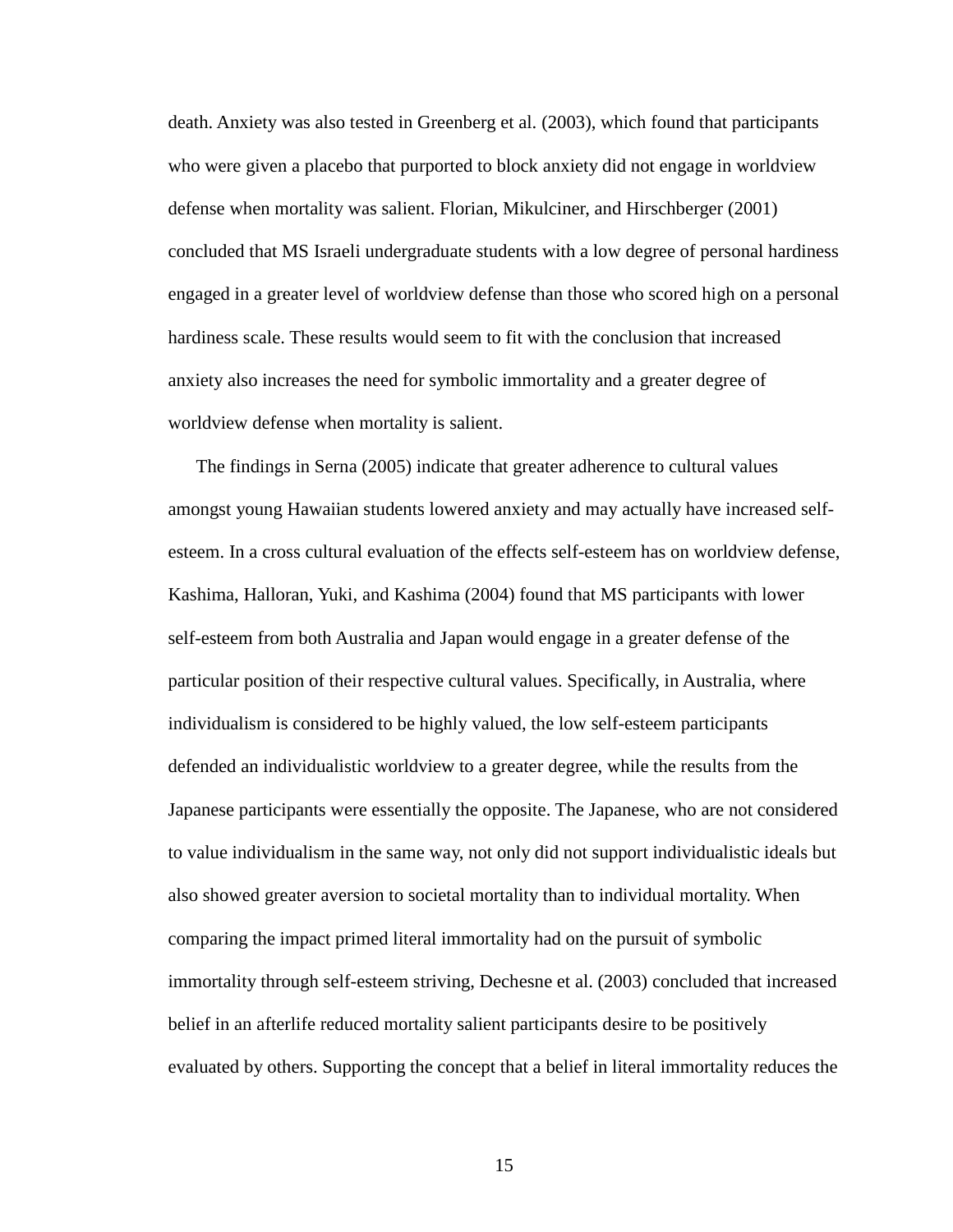death. Anxiety was also tested in Greenberg et al. (2003), which found that participants who were given a placebo that purported to block anxiety did not engage in worldview defense when mortality was salient. Florian, Mikulciner, and Hirschberger (2001) concluded that MS Israeli undergraduate students with a low degree of personal hardiness engaged in a greater level of worldview defense than those who scored high on a personal hardiness scale. These results would seem to fit with the conclusion that increased anxiety also increases the need for symbolic immortality and a greater degree of worldview defense when mortality is salient.

The findings in Serna (2005) indicate that greater adherence to cultural values amongst young Hawaiian students lowered anxiety and may actually have increased self-esteem. In a cross cultural evaluation of the effects self-esteem has on worldview defense, Kashima, Halloran, Yuki, and Kashima (2004) found that MS participants with lower self-esteem from both Australia and Japan would engage in a greater defense of the particular position of their respective cultural values. Specifically, in Australia, where individualism is considered to be highly valued, the low self-esteem participants defended an individualistic worldview to a greater degree, while the results from the Japanese participants were essentially the opposite. The Japanese, who are not considered to value individualism in the same way, not only did not support individualistic ideals but also showed greater aversion to societal mortality than to individual mortality. When comparing the impact primed literal immortality had on the pursuit of symbolic immortality through self-esteem striving, Dechesne et al. (2003) concluded that increased belief in an afterlife reduced mortality salient participants desire to be positively evaluated by others. Supporting the concept that a belief in literal immortality reduces the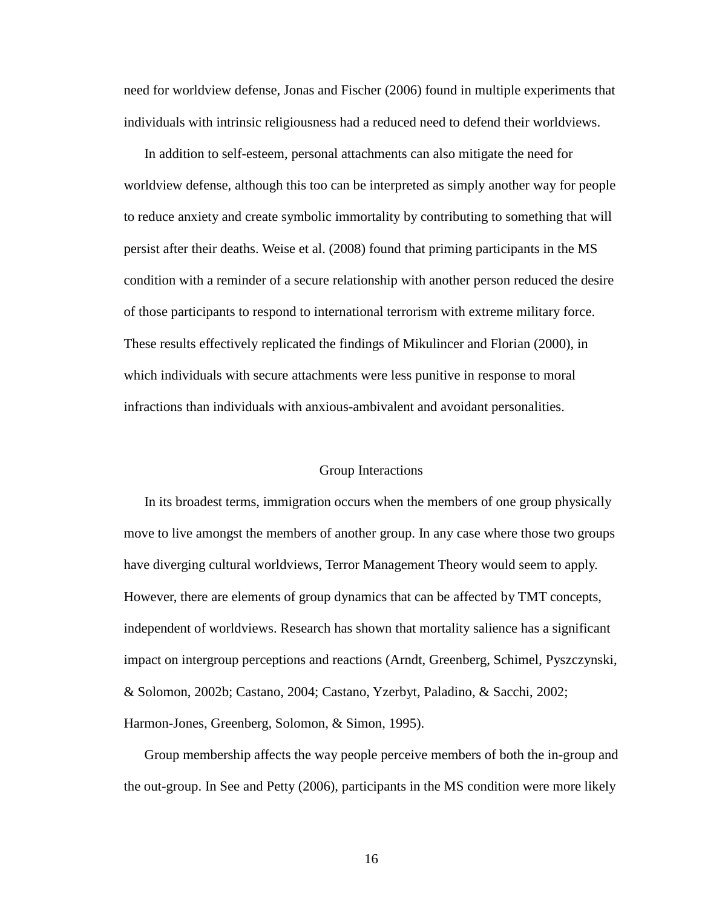need for worldview defense, Jonas and Fischer (2006) found in multiple experiments that individuals with intrinsic religiousness had a reduced need to defend their worldviews.

In addition to self-esteem, personal attachments can also mitigate the need for worldview defense, although this too can be interpreted as simply another way for people to reduce anxiety and create symbolic immortality by contributing to something that will persist after their deaths. Weise et al. (2008) found that priming participants in the MS condition with a reminder of a secure relationship with another person reduced the desire of those participants to respond to international terrorism with extreme military force. These results effectively replicated the findings of Mikulincer and Florian (2000), in which individuals with secure attachments were less punitive in response to moral infractions than individuals with anxious-ambivalent and avoidant personalities.

## Group Interactions

In its broadest terms, immigration occurs when the members of one group physically move to live amongst the members of another group. In any case where those two groups have diverging cultural worldviews, Terror Management Theory would seem to apply. However, there are elements of group dynamics that can be affected by TMT concepts, independent of worldviews. Research has shown that mortality salience has a significant impact on intergroup perceptions and reactions (Arndt, Greenberg, Schimel, Pyszczynski, & Solomon, 2002b; Castano, 2004; Castano, Yzerbyt, Paladino, & Sacchi, 2002; Harmon-Jones, Greenberg, Solomon, & Simon, 1995).

Group membership affects the way people perceive members of both the in-group and the out-group. In See and Petty (2006), participants in the MS condition were more likely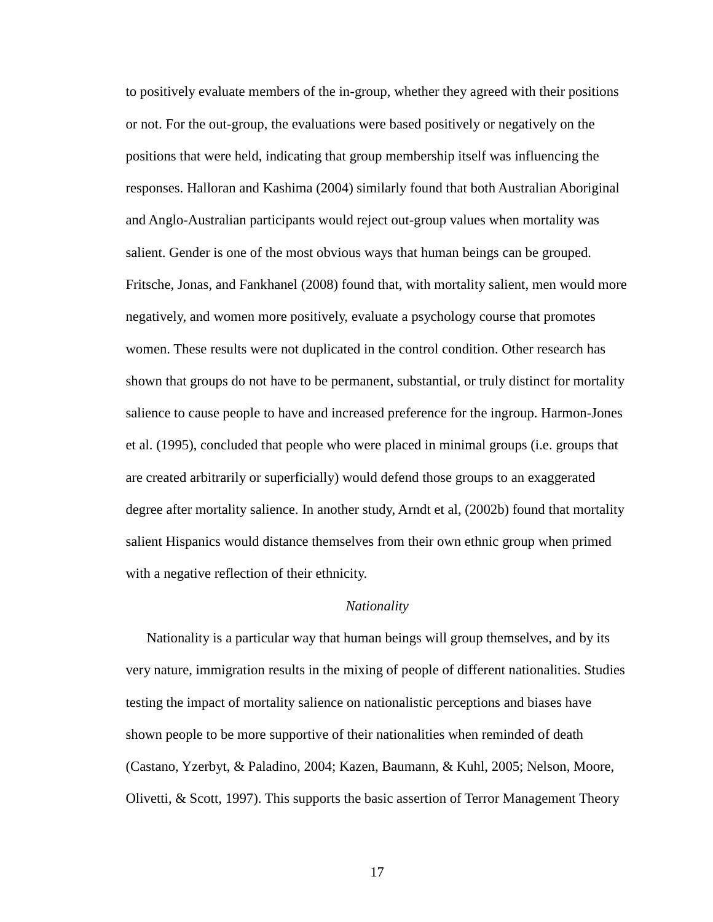to positively evaluate members of the in-group, whether they agreed with their positions or not. For the out-group, the evaluations were based positively or negatively on the positions that were held, indicating that group membership itself was influencing the responses. Halloran and Kashima (2004) similarly found that both Australian Aboriginal and Anglo-Australian participants would reject out-group values when mortality was salient. Gender is one of the most obvious ways that human beings can be grouped. Fritsche, Jonas, and Fankhanel (2008) found that, with mortality salient, men would more negatively, and women more positively, evaluate a psychology course that promotes women. These results were not duplicated in the control condition. Other research has shown that groups do not have to be permanent, substantial, or truly distinct for mortality salience to cause people to have and increased preference for the ingroup. Harmon-Jones et al. (1995), concluded that people who were placed in minimal groups (i.e. groups that are created arbitrarily or superficially) would defend those groups to an exaggerated degree after mortality salience. In another study, Arndt et al, (2002b) found that mortality salient Hispanics would distance themselves from their own ethnic group when primed with a negative reflection of their ethnicity.

### *Nationality*

Nationality is a particular way that human beings will group themselves, and by its very nature, immigration results in the mixing of people of different nationalities. Studies testing the impact of mortality salience on nationalistic perceptions and biases have shown people to be more supportive of their nationalities when reminded of death (Castano, Yzerbyt, & Paladino, 2004; Kazen, Baumann, & Kuhl, 2005; Nelson, Moore, Olivetti, & Scott, 1997). This supports the basic assertion of Terror Management Theory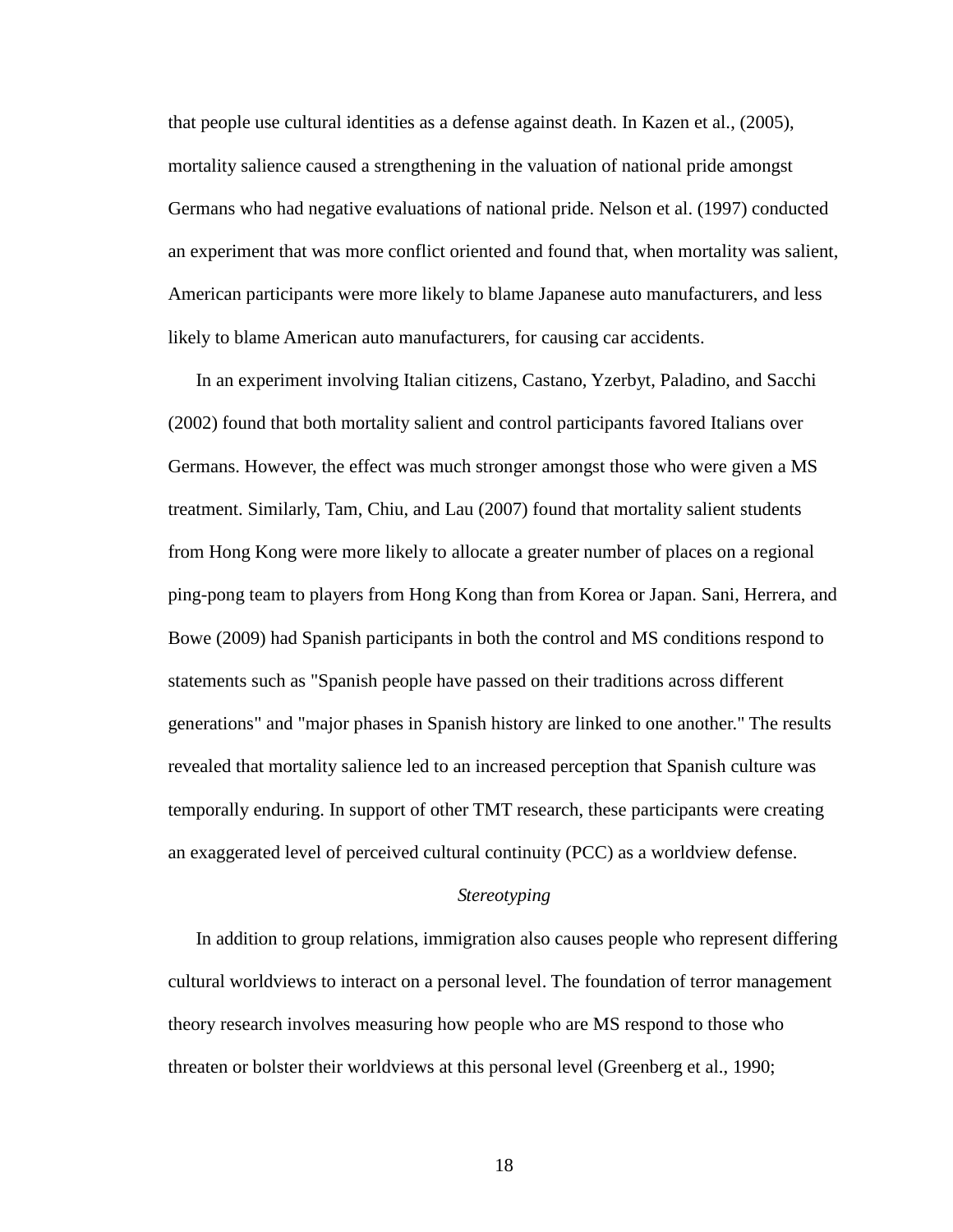that people use cultural identities as a defense against death. In Kazen et al., (2005), mortality salience caused a strengthening in the valuation of national pride amongst Germans who had negative evaluations of national pride. Nelson et al. (1997) conducted an experiment that was more conflict oriented and found that, when mortality was salient, American participants were more likely to blame Japanese auto manufacturers, and less likely to blame American auto manufacturers, for causing car accidents.

In an experiment involving Italian citizens, Castano, Yzerbyt, Paladino, and Sacchi (2002) found that both mortality salient and control participants favored Italians over Germans. However, the effect was much stronger amongst those who were given a MS treatment. Similarly, Tam, Chiu, and Lau (2007) found that mortality salient students from Hong Kong were more likely to allocate a greater number of places on a regional ping-pong team to players from Hong Kong than from Korea or Japan. Sani, Herrera, and Bowe (2009) had Spanish participants in both the control and MS conditions respond to statements such as "Spanish people have passed on their traditions across different generations" and "major phases in Spanish history are linked to one another." The results revealed that mortality salience led to an increased perception that Spanish culture was temporally enduring. In support of other TMT research, these participants were creating an exaggerated level of perceived cultural continuity (PCC) as a worldview defense.

### *Stereotyping*

In addition to group relations, immigration also causes people who represent differing cultural worldviews to interact on a personal level. The foundation of terror management theory research involves measuring how people who are MS respond to those who threaten or bolster their worldviews at this personal level (Greenberg et al., 1990;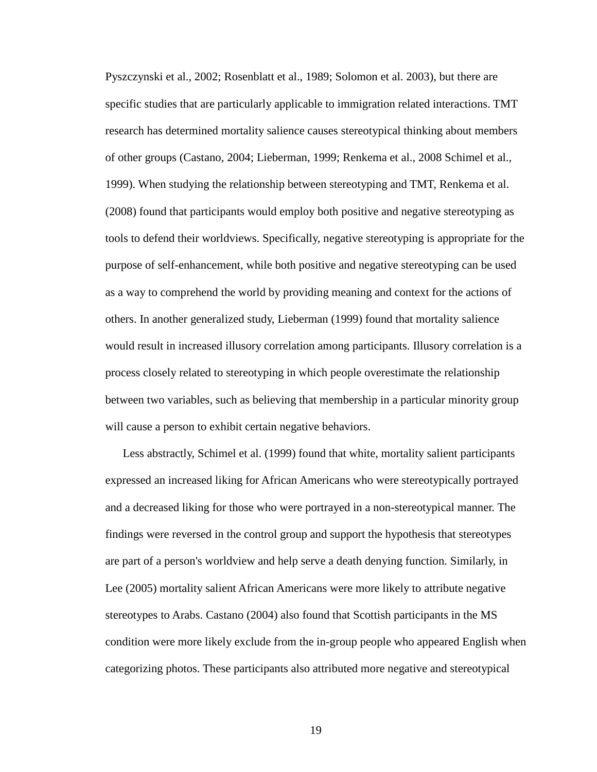Pyszczynski et al., 2002; Rosenblatt et al., 1989; Solomon et al. 2003), but there are specific studies that are particularly applicable to immigration related interactions. TMT research has determined mortality salience causes stereotypical thinking about members of other groups (Castano, 2004; Lieberman, 1999; Renkema et al., 2008 Schimel et al., 1999). When studying the relationship between stereotyping and TMT, Renkema et al. (2008) found that participants would employ both positive and negative stereotyping as tools to defend their worldviews. Specifically, negative stereotyping is appropriate for the purpose of self-enhancement, while both positive and negative stereotyping can be used as a way to comprehend the world by providing meaning and context for the actions of others. In another generalized study, Lieberman (1999) found that mortality salience would result in increased illusory correlation among participants. Illusory correlation is a process closely related to stereotyping in which people overestimate the relationship between two variables, such as believing that membership in a particular minority group will cause a person to exhibit certain negative behaviors.

Less abstractly, Schimel et al. (1999) found that white, mortality salient participants expressed an increased liking for African Americans who were stereotypically portrayed and a decreased liking for those who were portrayed in a non-stereotypical manner. The findings were reversed in the control group and support the hypothesis that stereotypes are part of a person's worldview and help serve a death denying function. Similarly, in Lee (2005) mortality salient African Americans were more likely to attribute negative stereotypes to Arabs. Castano (2004) also found that Scottish participants in the MS condition were more likely exclude from the in-group people who appeared English when categorizing photos. These participants also attributed more negative and stereotypical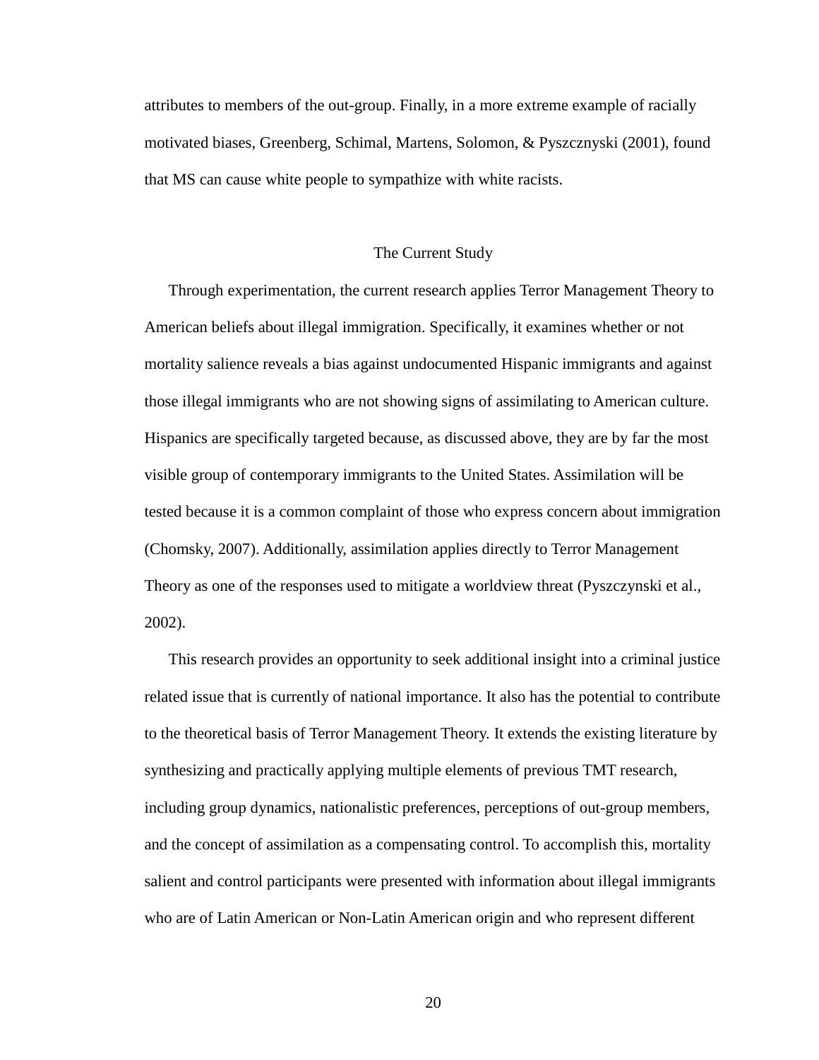attributes to members of the out-group. Finally, in a more extreme example of racially motivated biases, Greenberg, Schimal, Martens, Solomon, & Pyszcznyski (2001), found that MS can cause white people to sympathize with white racists.

## The Current Study

Through experimentation, the current research applies Terror Management Theory to American beliefs about illegal immigration. Specifically, it examines whether or not mortality salience reveals a bias against undocumented Hispanic immigrants and against those illegal immigrants who are not showing signs of assimilating to American culture. Hispanics are specifically targeted because, as discussed above, they are by far the most visible group of contemporary immigrants to the United States. Assimilation will be tested because it is a common complaint of those who express concern about immigration (Chomsky, 2007). Additionally, assimilation applies directly to Terror Management Theory as one of the responses used to mitigate a worldview threat (Pyszczynski et al., 2002).

This research provides an opportunity to seek additional insight into a criminal justice related issue that is currently of national importance. It also has the potential to contribute to the theoretical basis of Terror Management Theory. It extends the existing literature by synthesizing and practically applying multiple elements of previous TMT research, including group dynamics, nationalistic preferences, perceptions of out-group members, and the concept of assimilation as a compensating control. To accomplish this, mortality salient and control participants were presented with information about illegal immigrants who are of Latin American or Non-Latin American origin and who represent different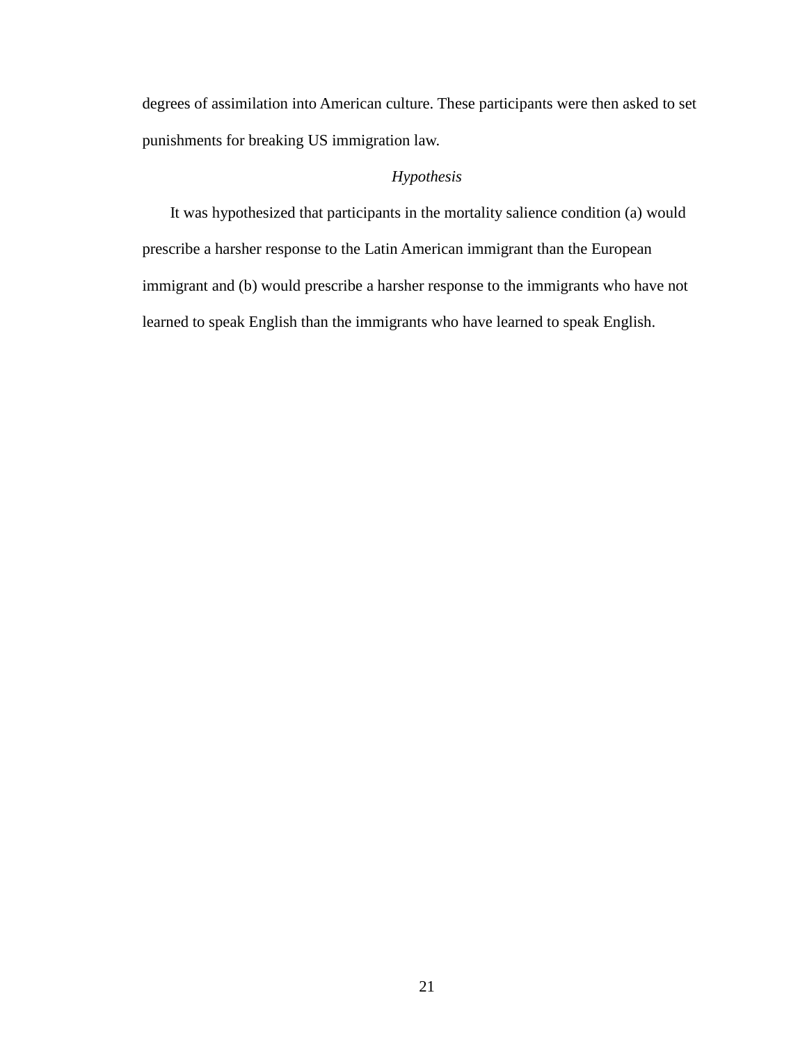degrees of assimilation into American culture. These participants were then asked to set punishments for breaking US immigration law.

### *Hypothesis*

It was hypothesized that participants in the mortality salience condition (a) would prescribe a harsher response to the Latin American immigrant than the European immigrant and (b) would prescribe a harsher response to the immigrants who have not learned to speak English than the immigrants who have learned to speak English.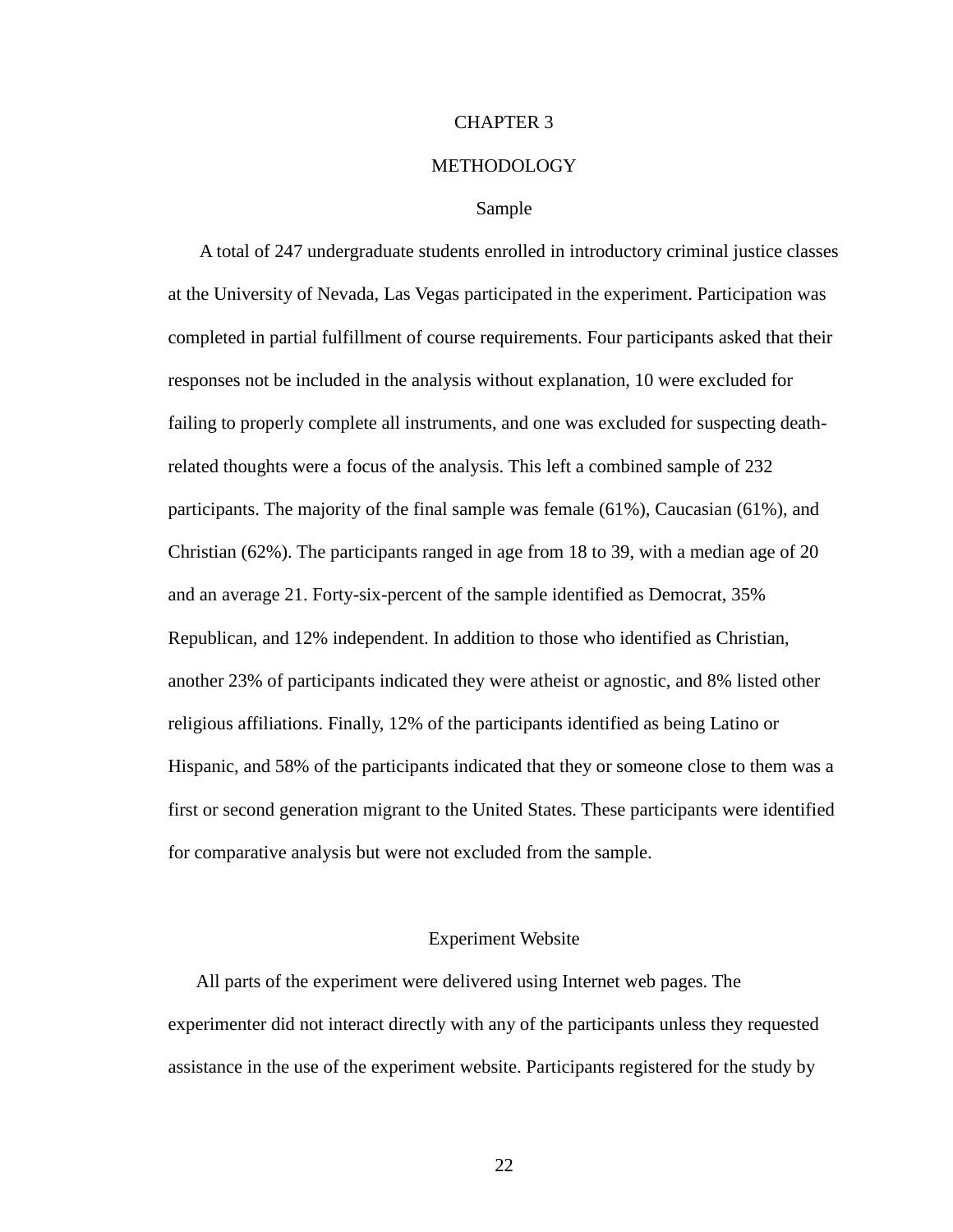# CHAPTER 3

# METHODOLOGY

## Sample

A total of 247 undergraduate students enrolled in introductory criminal justice classes at the University of Nevada, Las Vegas participated in the experiment. Participation was completed in partial fulfillment of course requirements. Four participants asked that their responses not be included in the analysis without explanation, 10 were excluded for failing to properly complete all instruments, and one was excluded for suspecting death-related thoughts were a focus of the analysis. This left a combined sample of 232 participants. The majority of the final sample was female (61%), Caucasian (61%), and Christian (62%). The participants ranged in age from 18 to 39, with a median age of 20 and an average 21. Forty-six-percent of the sample identified as Democrat, 35% Republican, and 12% independent. In addition to those who identified as Christian, another 23% of participants indicated they were atheist or agnostic, and 8% listed other religious affiliations. Finally, 12% of the participants identified as being Latino or Hispanic, and 58% of the participants indicated that they or someone close to them was a first or second generation migrant to the United States. These participants were identified for comparative analysis but were not excluded from the sample.

## Experiment Website

All parts of the experiment were delivered using Internet web pages. The experimenter did not interact directly with any of the participants unless they requested assistance in the use of the experiment website. Participants registered for the study by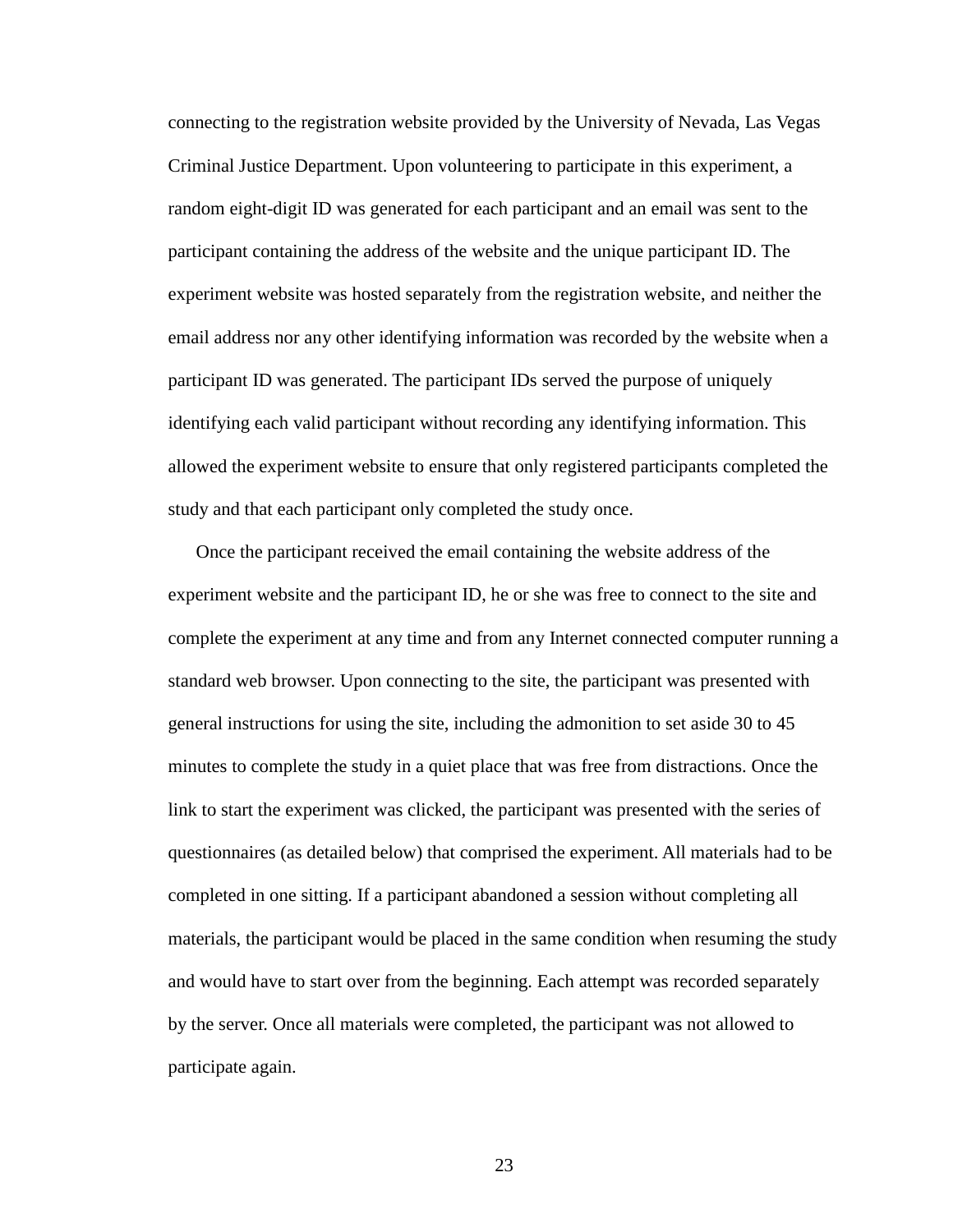connecting to the registration website provided by the University of Nevada, Las Vegas Criminal Justice Department. Upon volunteering to participate in this experiment, a random eight-digit ID was generated for each participant and an email was sent to the participant containing the address of the website and the unique participant ID. The experiment website was hosted separately from the registration website, and neither the email address nor any other identifying information was recorded by the website when a participant ID was generated. The participant IDs served the purpose of uniquely identifying each valid participant without recording any identifying information. This allowed the experiment website to ensure that only registered participants completed the study and that each participant only completed the study once.

Once the participant received the email containing the website address of the experiment website and the participant ID, he or she was free to connect to the site and complete the experiment at any time and from any Internet connected computer running a standard web browser. Upon connecting to the site, the participant was presented with general instructions for using the site, including the admonition to set aside 30 to 45 minutes to complete the study in a quiet place that was free from distractions. Once the link to start the experiment was clicked, the participant was presented with the series of questionnaires (as detailed below) that comprised the experiment. All materials had to be completed in one sitting. If a participant abandoned a session without completing all materials, the participant would be placed in the same condition when resuming the study and would have to start over from the beginning. Each attempt was recorded separately by the server. Once all materials were completed, the participant was not allowed to participate again.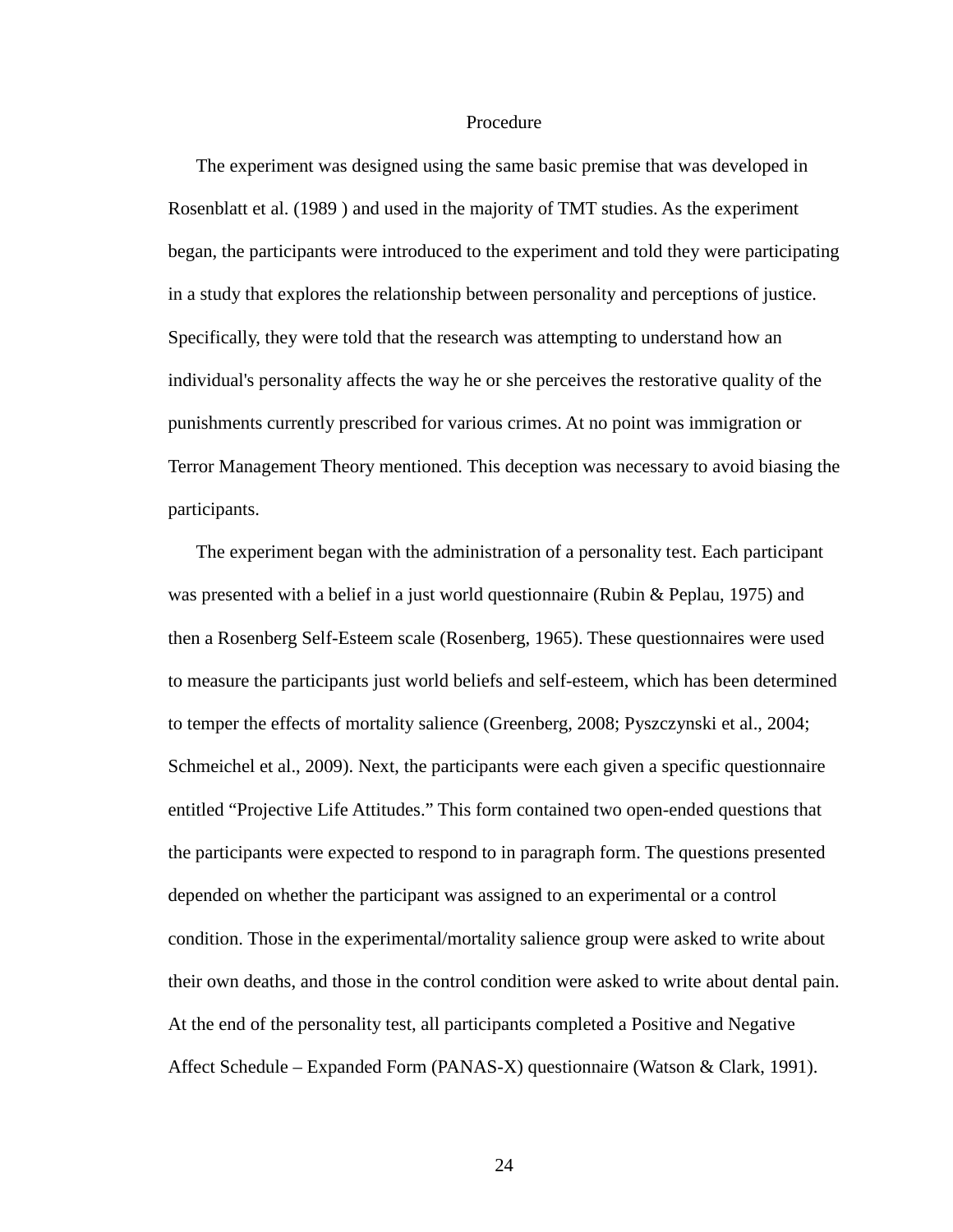## Procedure

The experiment was designed using the same basic premise that was developed in Rosenblatt et al. (1989 ) and used in the majority of TMT studies. As the experiment began, the participants were introduced to the experiment and told they were participating in a study that explores the relationship between personality and perceptions of justice. Specifically, they were told that the research was attempting to understand how an individual's personality affects the way he or she perceives the restorative quality of the punishments currently prescribed for various crimes. At no point was immigration or Terror Management Theory mentioned. This deception was necessary to avoid biasing the participants.

The experiment began with the administration of a personality test. Each participant was presented with a belief in a just world questionnaire (Rubin & Peplau, 1975) and then a Rosenberg Self-Esteem scale (Rosenberg, 1965). These questionnaires were used to measure the participants just world beliefs and self-esteem, which has been determined to temper the effects of mortality salience (Greenberg, 2008; Pyszczynski et al., 2004; Schmeichel et al., 2009). Next, the participants were each given a specific questionnaire entitled "Projective Life Attitudes." This form contained two open-ended questions that the participants were expected to respond to in paragraph form. The questions presented depended on whether the participant was assigned to an experimental or a control condition. Those in the experimental/mortality salience group were asked to write about their own deaths, and those in the control condition were asked to write about dental pain. At the end of the personality test, all participants completed a Positive and Negative Affect Schedule – Expanded Form (PANAS-X) questionnaire (Watson & Clark, 1991).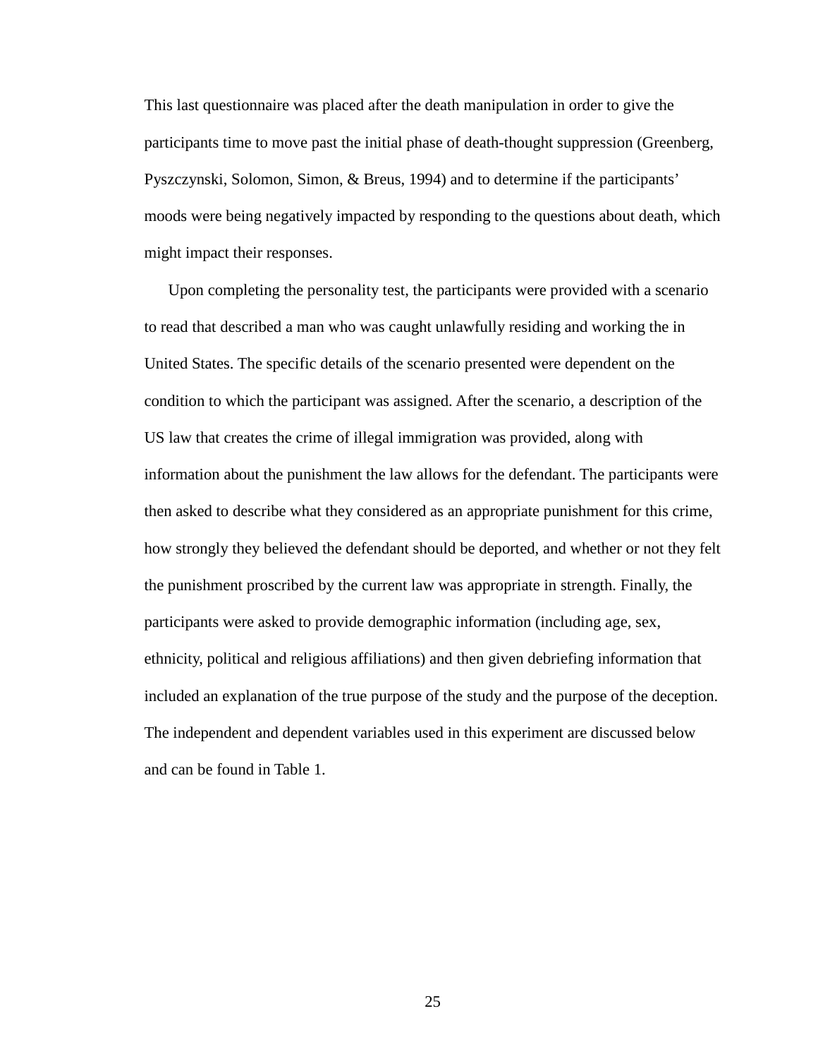This last questionnaire was placed after the death manipulation in order to give the participants time to move past the initial phase of death-thought suppression (Greenberg, Pyszczynski, Solomon, Simon, & Breus, 1994) and to determine if the participants' moods were being negatively impacted by responding to the questions about death, which might impact their responses.

Upon completing the personality test, the participants were provided with a scenario to read that described a man who was caught unlawfully residing and working the in United States. The specific details of the scenario presented were dependent on the condition to which the participant was assigned. After the scenario, a description of the US law that creates the crime of illegal immigration was provided, along with information about the punishment the law allows for the defendant. The participants were then asked to describe what they considered as an appropriate punishment for this crime, how strongly they believed the defendant should be deported, and whether or not they felt the punishment proscribed by the current law was appropriate in strength. Finally, the participants were asked to provide demographic information (including age, sex, ethnicity, political and religious affiliations) and then given debriefing information that included an explanation of the true purpose of the study and the purpose of the deception. The independent and dependent variables used in this experiment are discussed below and can be found in Table 1.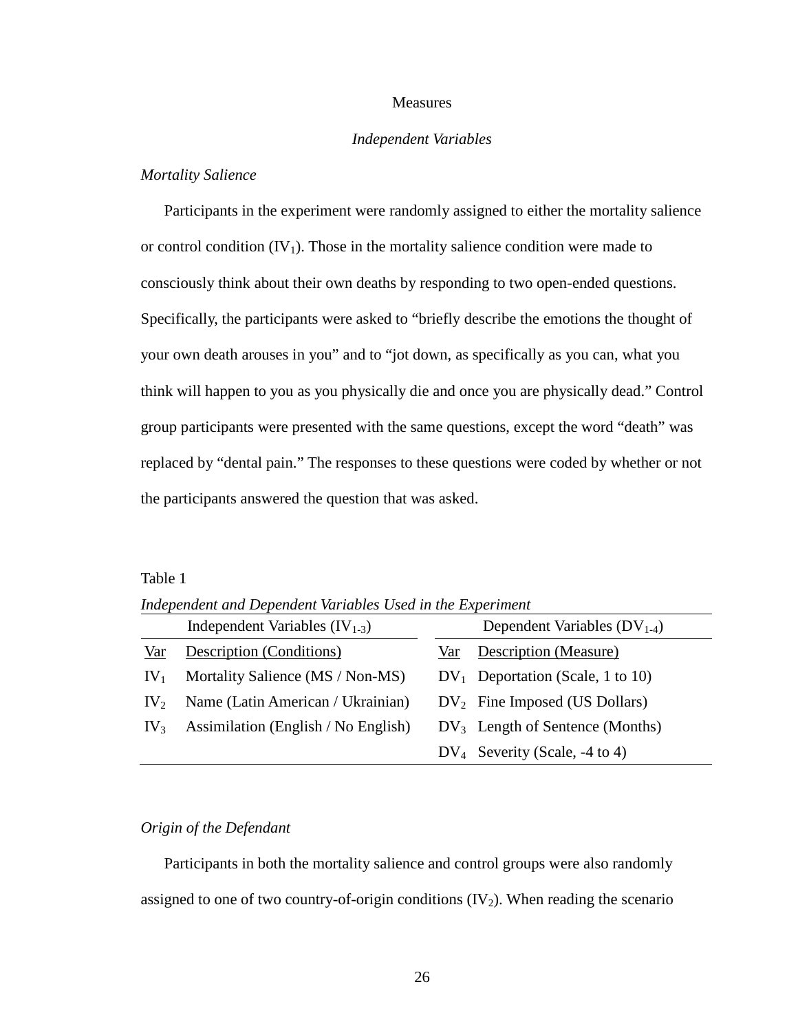## Measures

### *Independent Variables*

*Mortality Salience*

Participants in the experiment were randomly assigned to either the mortality salience or control condition ($IV_1$). Those in the mortality salience condition were made to consciously think about their own deaths by responding to two open-ended questions. Specifically, the participants were asked to “briefly describe the emotions the thought of your own death arouses in you” and to “jot down, as specifically as you can, what you think will happen to you as you physically die and once you are physically dead.” Control group participants were presented with the same questions, except the word “death” was replaced by “dental pain.” The responses to these questions were coded by whether or not the participants answered the question that was asked.

Table 1

*Independent and Dependent Variables Used in the Experiment*

| Independent Variables ($IV_{1-3}$) | | Dependent Variables ($DV_{1-4}$) | |
|---|---|---|---|
| Var | Description (Conditions) | Var | Description (Measure) |
| $IV_1$ | Mortality Salience (MS / Non-MS) | $DV_1$ | Deportation (Scale, 1 to 10) |
| $IV_2$ | Name (Latin American / Ukrainian) | $DV_2$ | Fine Imposed (US Dollars) |
| $IV_3$ | Assimilation (English / No English) | $DV_3$ | Length of Sentence (Months) |
| | | $DV_4$ | Severity (Scale, -4 to 4) |

*Origin of the Defendant*

Participants in both the mortality salience and control groups were also randomly assigned to one of two country-of-origin conditions ($IV_2$). When reading the scenario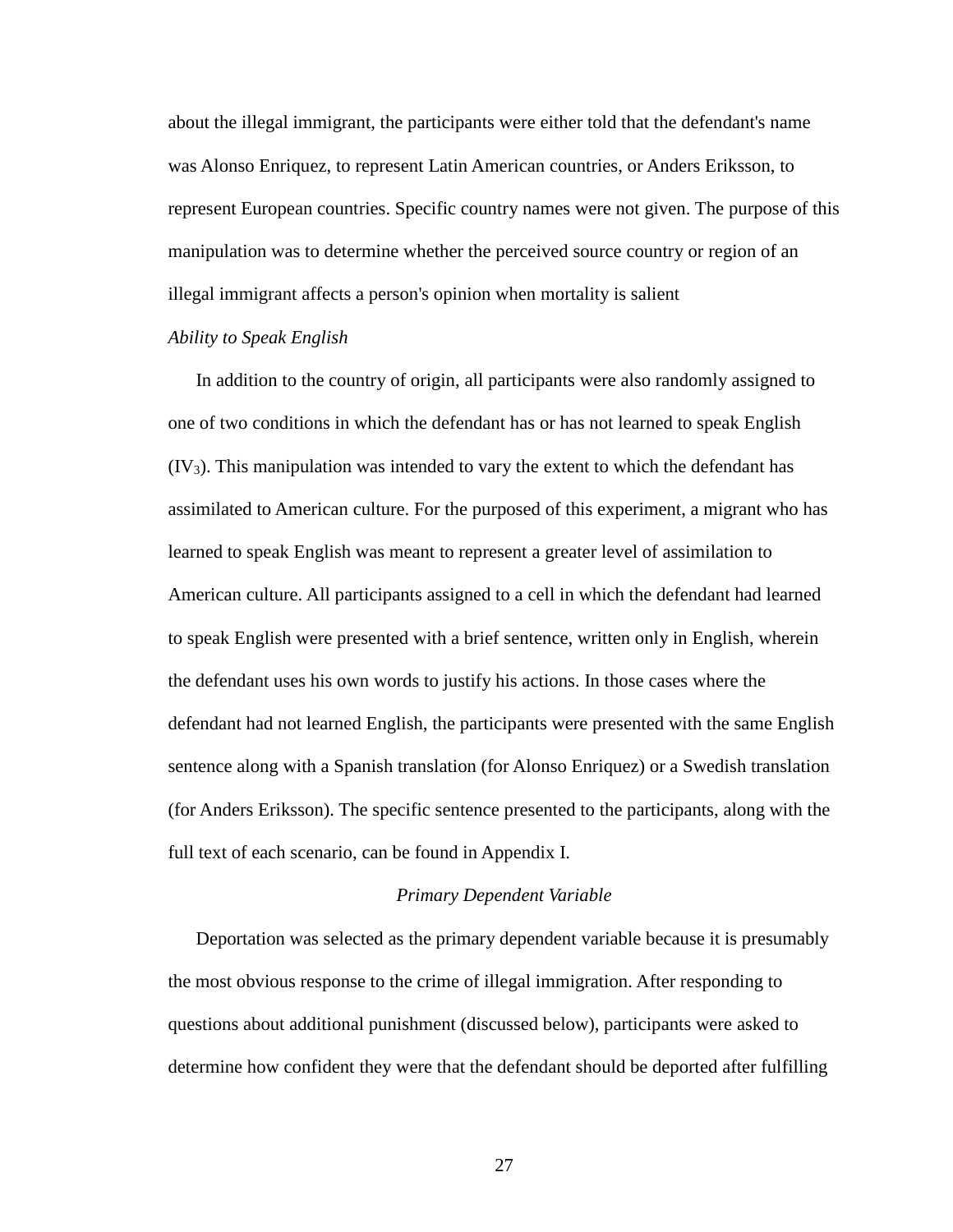about the illegal immigrant, the participants were either told that the defendant's name was Alonso Enriquez, to represent Latin American countries, or Anders Eriksson, to represent European countries. Specific country names were not given. The purpose of this manipulation was to determine whether the perceived source country or region of an illegal immigrant affects a person's opinion when mortality is salient

*Ability to Speak English*

In addition to the country of origin, all participants were also randomly assigned to one of two conditions in which the defendant has or has not learned to speak English ($IV_3$). This manipulation was intended to vary the extent to which the defendant has assimilated to American culture. For the purposed of this experiment, a migrant who has learned to speak English was meant to represent a greater level of assimilation to American culture. All participants assigned to a cell in which the defendant had learned to speak English were presented with a brief sentence, written only in English, wherein the defendant uses his own words to justify his actions. In those cases where the defendant had not learned English, the participants were presented with the same English sentence along with a Spanish translation (for Alonso Enriquez) or a Swedish translation (for Anders Eriksson). The specific sentence presented to the participants, along with the full text of each scenario, can be found in Appendix I.

### *Primary Dependent Variable*

Deportation was selected as the primary dependent variable because it is presumably the most obvious response to the crime of illegal immigration. After responding to questions about additional punishment (discussed below), participants were asked to determine how confident they were that the defendant should be deported after fulfilling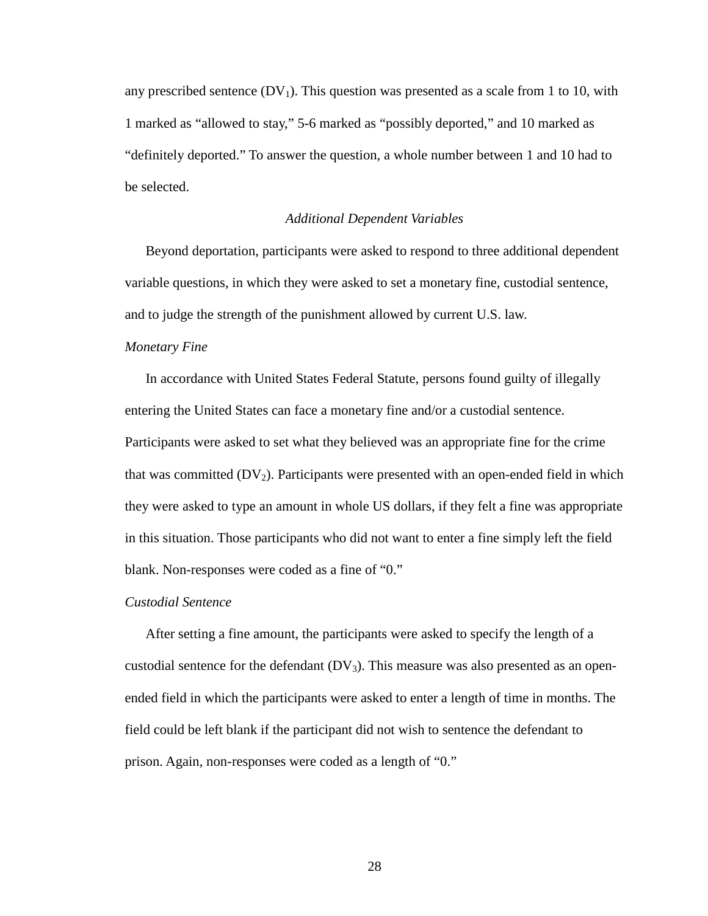any prescribed sentence ($DV_1$). This question was presented as a scale from 1 to 10, with 1 marked as "allowed to stay," 5-6 marked as "possibly deported," and 10 marked as "definitely deported." To answer the question, a whole number between 1 and 10 had to be selected.

### *Additional Dependent Variables*

Beyond deportation, participants were asked to respond to three additional dependent variable questions, in which they were asked to set a monetary fine, custodial sentence, and to judge the strength of the punishment allowed by current U.S. law.

#### *Monetary Fine*

In accordance with United States Federal Statute, persons found guilty of illegally entering the United States can face a monetary fine and/or a custodial sentence. Participants were asked to set what they believed was an appropriate fine for the crime that was committed ($DV_2$). Participants were presented with an open-ended field in which they were asked to type an amount in whole US dollars, if they felt a fine was appropriate in this situation. Those participants who did not want to enter a fine simply left the field blank. Non-responses were coded as a fine of "0."

#### *Custodial Sentence*

After setting a fine amount, the participants were asked to specify the length of a custodial sentence for the defendant ($DV_3$). This measure was also presented as an open-ended field in which the participants were asked to enter a length of time in months. The field could be left blank if the participant did not wish to sentence the defendant to prison. Again, non-responses were coded as a length of "0."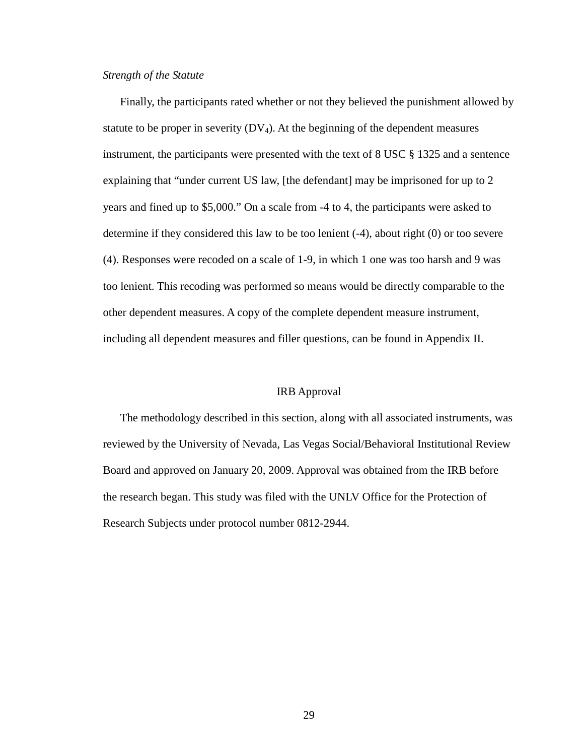*Strength of the Statute*

Finally, the participants rated whether or not they believed the punishment allowed by statute to be proper in severity ($DV_4$). At the beginning of the dependent measures instrument, the participants were presented with the text of 8 USC § 1325 and a sentence explaining that "under current US law, [the defendant] may be imprisoned for up to 2 years and fined up to $5,000." On a scale from -4 to 4, the participants were asked to determine if they considered this law to be too lenient (-4), about right (0) or too severe (4). Responses were recoded on a scale of 1-9, in which 1 one was too harsh and 9 was too lenient. This recoding was performed so means would be directly comparable to the other dependent measures. A copy of the complete dependent measure instrument, including all dependent measures and filler questions, can be found in Appendix II.

## IRB Approval

The methodology described in this section, along with all associated instruments, was reviewed by the University of Nevada, Las Vegas Social/Behavioral Institutional Review Board and approved on January 20, 2009. Approval was obtained from the IRB before the research began. This study was filed with the UNLV Office for the Protection of Research Subjects under protocol number 0812-2944.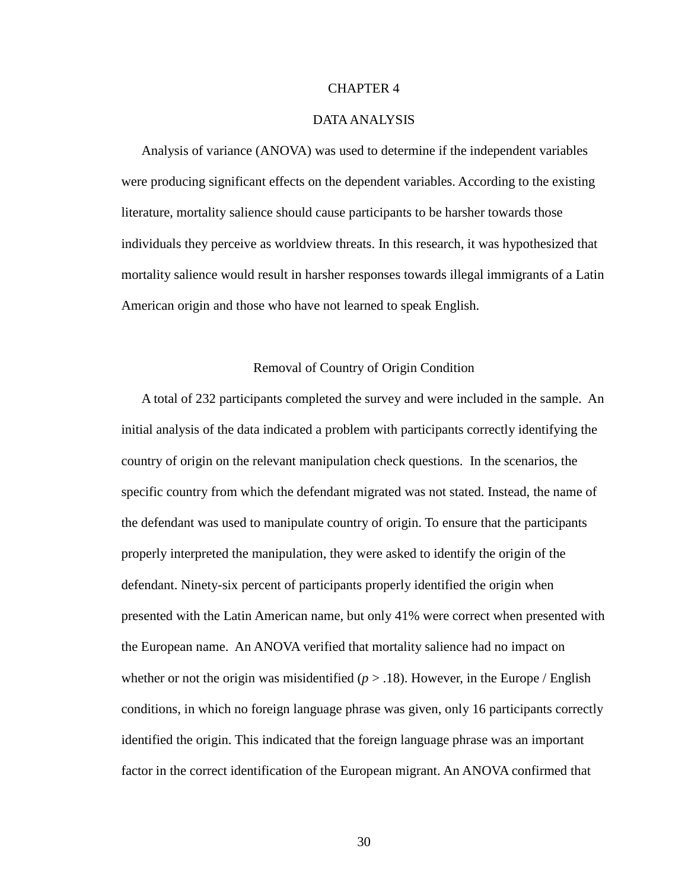# CHAPTER 4

# DATA ANALYSIS

Analysis of variance (ANOVA) was used to determine if the independent variables were producing significant effects on the dependent variables. According to the existing literature, mortality salience should cause participants to be harsher towards those individuals they perceive as worldview threats. In this research, it was hypothesized that mortality salience would result in harsher responses towards illegal immigrants of a Latin American origin and those who have not learned to speak English.

## Removal of Country of Origin Condition

A total of 232 participants completed the survey and were included in the sample. An initial analysis of the data indicated a problem with participants correctly identifying the country of origin on the relevant manipulation check questions. In the scenarios, the specific country from which the defendant migrated was not stated. Instead, the name of the defendant was used to manipulate country of origin. To ensure that the participants properly interpreted the manipulation, they were asked to identify the origin of the defendant. Ninety-six percent of participants properly identified the origin when presented with the Latin American name, but only 41% were correct when presented with the European name. An ANOVA verified that mortality salience had no impact on whether or not the origin was misidentified ($p > .18$). However, in the Europe / English conditions, in which no foreign language phrase was given, only 16 participants correctly identified the origin. This indicated that the foreign language phrase was an important factor in the correct identification of the European migrant. An ANOVA confirmed that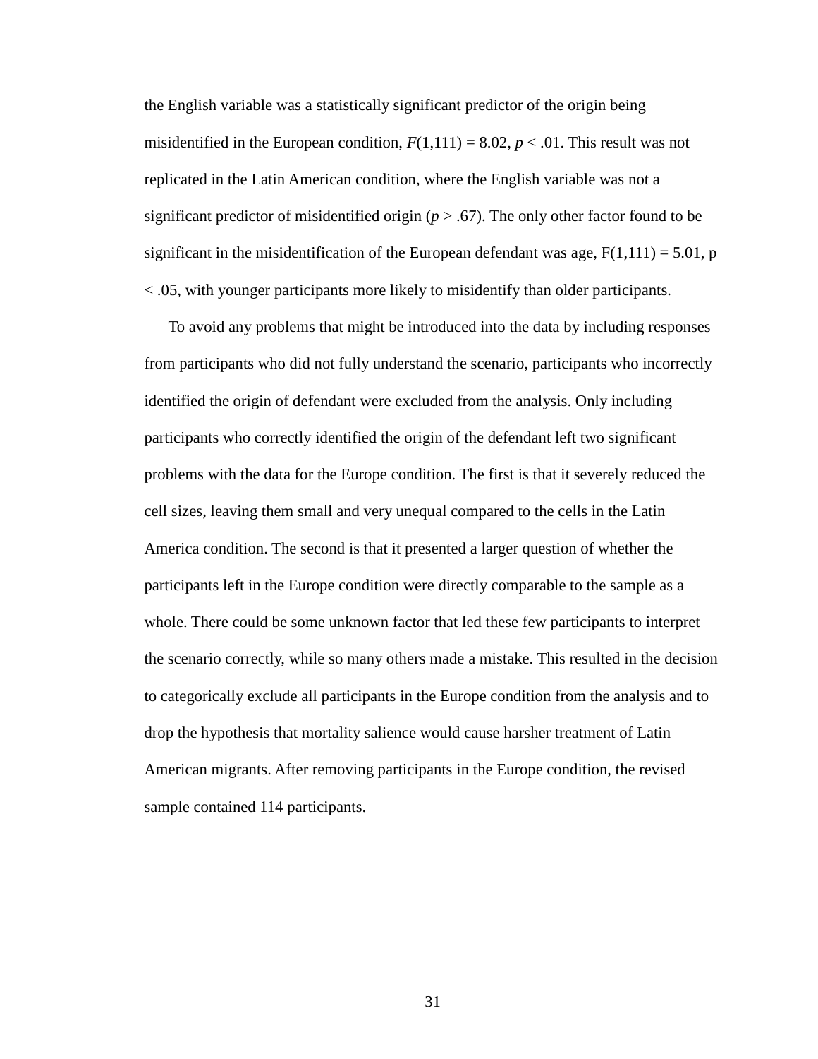the English variable was a statistically significant predictor of the origin being misidentified in the European condition, $F(1,111) = 8.02$, $p < .01$. This result was not replicated in the Latin American condition, where the English variable was not a significant predictor of misidentified origin ($p > .67$). The only other factor found to be significant in the misidentification of the European defendant was age, $F(1,111) = 5.01$, $p < .05$, with younger participants more likely to misidentify than older participants.

To avoid any problems that might be introduced into the data by including responses from participants who did not fully understand the scenario, participants who incorrectly identified the origin of defendant were excluded from the analysis. Only including participants who correctly identified the origin of the defendant left two significant problems with the data for the Europe condition. The first is that it severely reduced the cell sizes, leaving them small and very unequal compared to the cells in the Latin America condition. The second is that it presented a larger question of whether the participants left in the Europe condition were directly comparable to the sample as a whole. There could be some unknown factor that led these few participants to interpret the scenario correctly, while so many others made a mistake. This resulted in the decision to categorically exclude all participants in the Europe condition from the analysis and to drop the hypothesis that mortality salience would cause harsher treatment of Latin American migrants. After removing participants in the Europe condition, the revised sample contained 114 participants.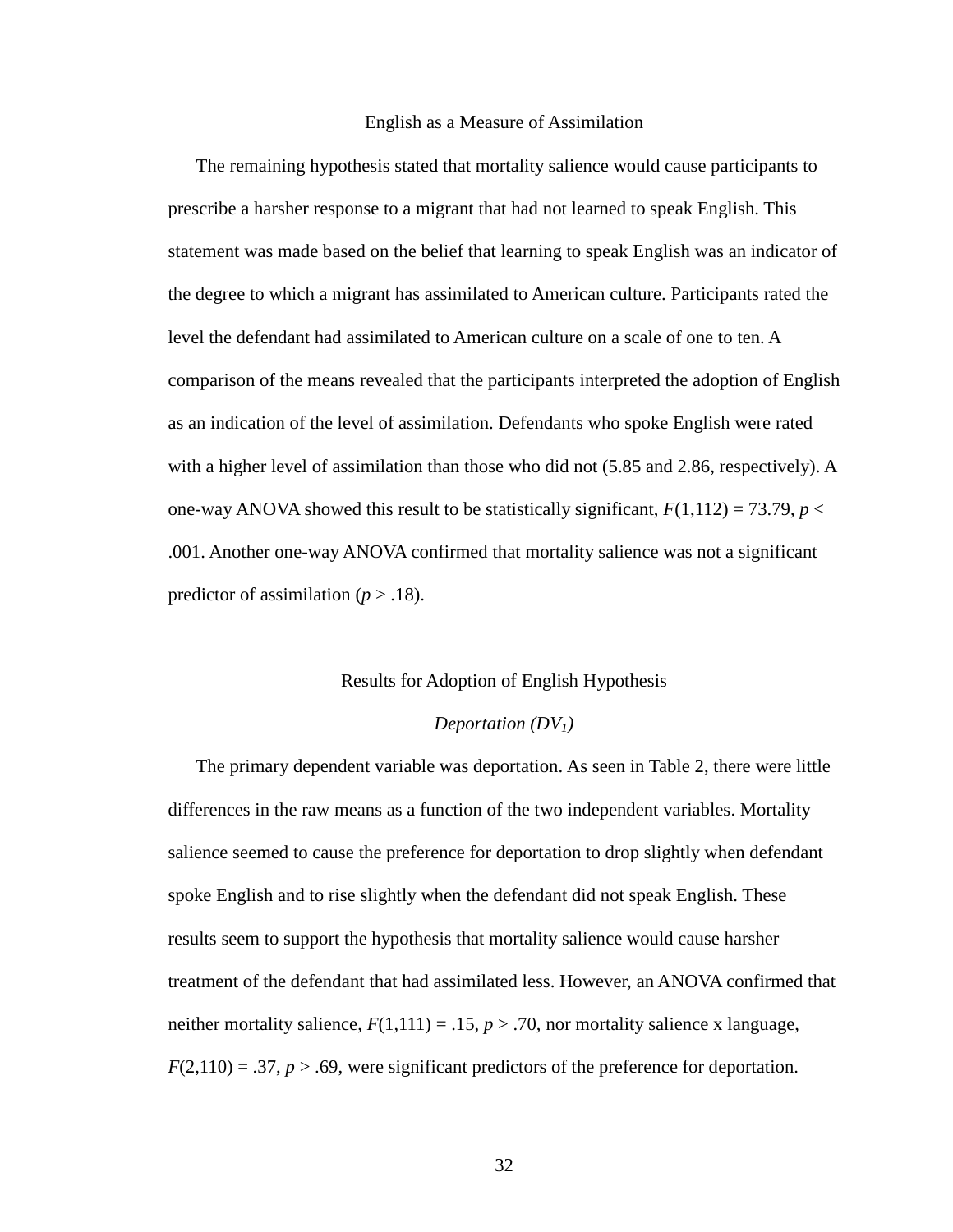## English as a Measure of Assimilation

The remaining hypothesis stated that mortality salience would cause participants to prescribe a harsher response to a migrant that had not learned to speak English. This statement was made based on the belief that learning to speak English was an indicator of the degree to which a migrant has assimilated to American culture. Participants rated the level the defendant had assimilated to American culture on a scale of one to ten. A comparison of the means revealed that the participants interpreted the adoption of English as an indication of the level of assimilation. Defendants who spoke English were rated with a higher level of assimilation than those who did not (5.85 and 2.86, respectively). A one-way ANOVA showed this result to be statistically significant, $F(1,112) = 73.79$, $p < .001$. Another one-way ANOVA confirmed that mortality salience was not a significant predictor of assimilation ($p > .18$).

## Results for Adoption of English Hypothesis

### *Deportation ($DV_1$)*

The primary dependent variable was deportation. As seen in Table 2, there were little differences in the raw means as a function of the two independent variables. Mortality salience seemed to cause the preference for deportation to drop slightly when defendant spoke English and to rise slightly when the defendant did not speak English. These results seem to support the hypothesis that mortality salience would cause harsher treatment of the defendant that had assimilated less. However, an ANOVA confirmed that neither mortality salience, $F(1,111) = .15$, $p > .70$, nor mortality salience x language, $F(2,110) = .37$, $p > .69$, were significant predictors of the preference for deportation.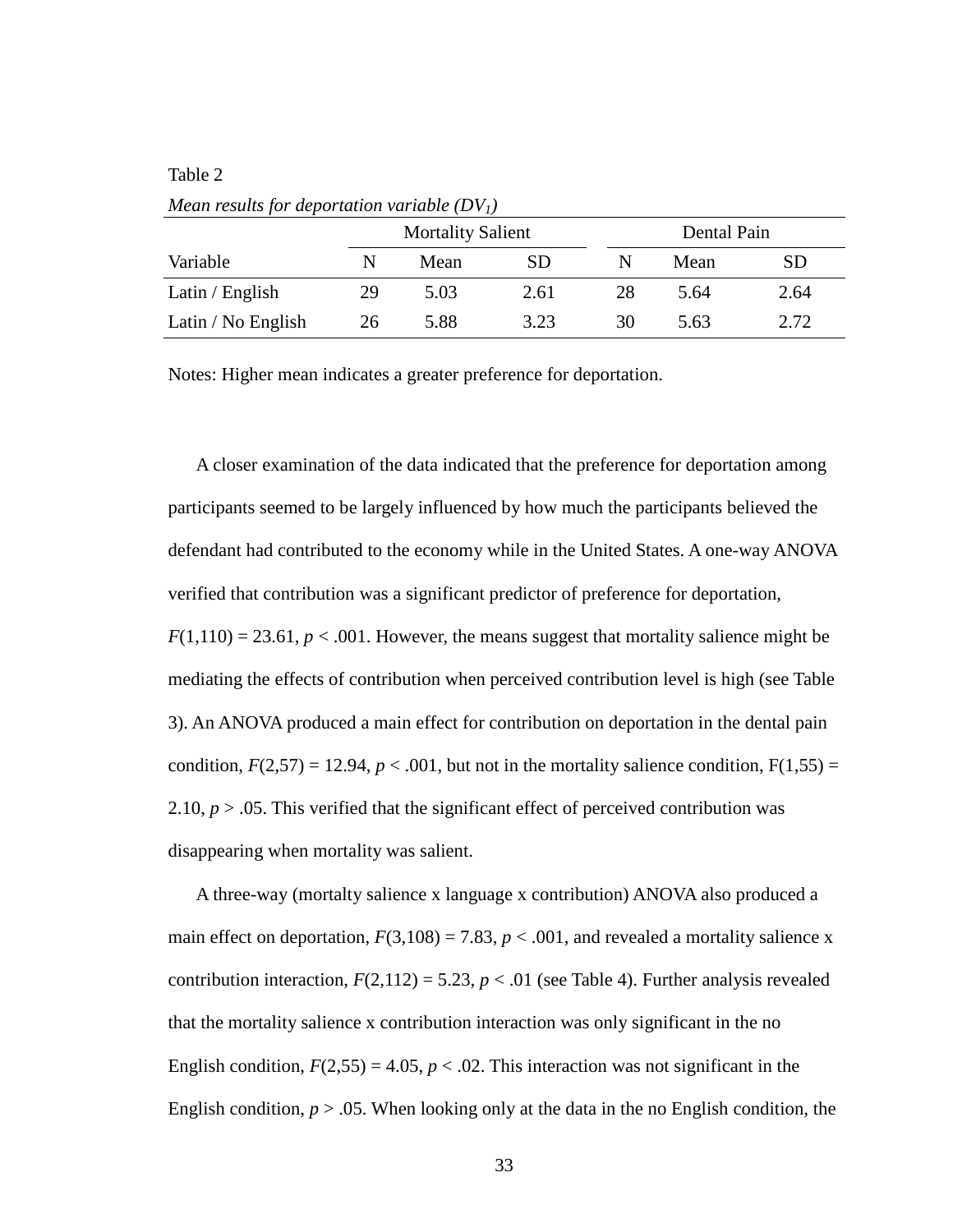Table 2

*Mean results for deportation variable ($DV_1$)*

| | Mortality Salient | | | Dental Pain | | |
|---|---|---|---|---|---|---|
| Variable | N | Mean | SD | N | Mean | SD |
| Latin / English | 29 | 5.03 | 2.61 | 28 | 5.64 | 2.64 |
| Latin / No English | 26 | 5.88 | 3.23 | 30 | 5.63 | 2.72 |

Notes: Higher mean indicates a greater preference for deportation.

A closer examination of the data indicated that the preference for deportation among participants seemed to be largely influenced by how much the participants believed the defendant had contributed to the economy while in the United States. A one-way ANOVA verified that contribution was a significant predictor of preference for deportation, $F(1,110) = 23.61$, $p < .001$. However, the means suggest that mortality salience might be mediating the effects of contribution when perceived contribution level is high (see Table 3). An ANOVA produced a main effect for contribution on deportation in the dental pain condition, $F(2,57) = 12.94$, $p < .001$, but not in the mortality salience condition, $F(1,55) = 2.10$, $p > .05$. This verified that the significant effect of perceived contribution was disappearing when mortality was salient.

A three-way (mortalty salience x language x contribution) ANOVA also produced a main effect on deportation, $F(3,108) = 7.83$, $p < .001$, and revealed a mortality salience x contribution interaction, $F(2,112) = 5.23$, $p < .01$ (see Table 4). Further analysis revealed that the mortality salience x contribution interaction was only significant in the no English condition, $F(2,55) = 4.05$, $p < .02$. This interaction was not significant in the English condition, $p > .05$. When looking only at the data in the no English condition, the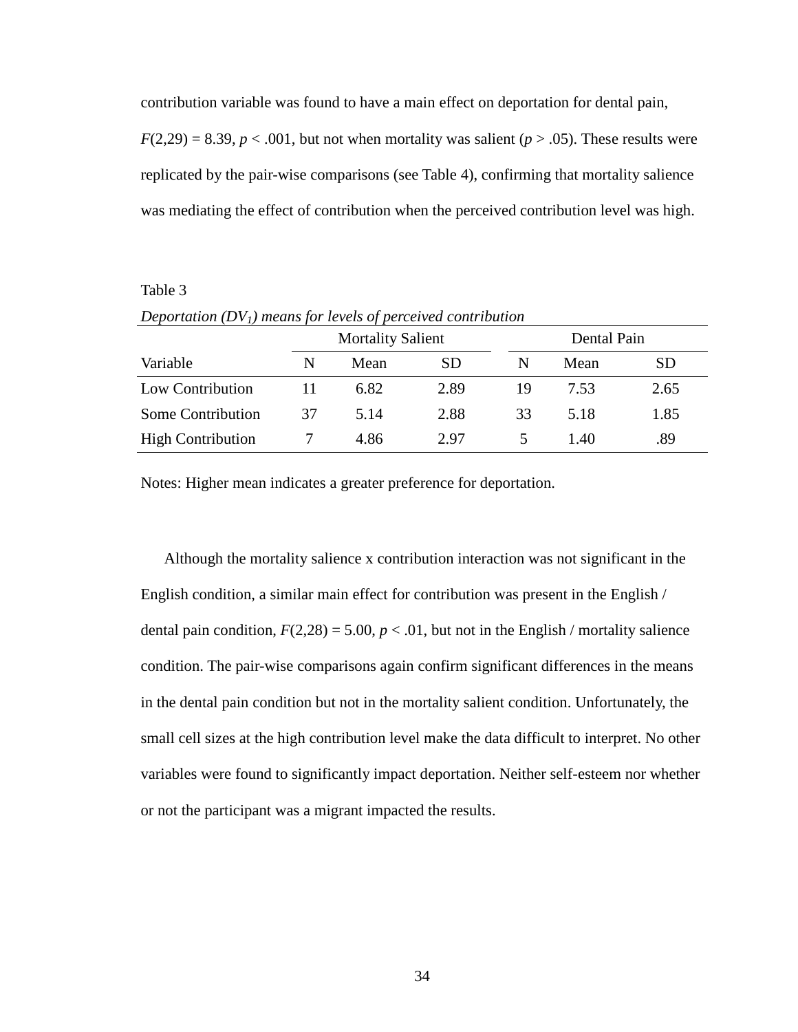contribution variable was found to have a main effect on deportation for dental pain, $F(2,29) = 8.39$, $p < .001$, but not when mortality was salient ($p > .05$). These results were replicated by the pair-wise comparisons (see Table 4), confirming that mortality salience was mediating the effect of contribution when the perceived contribution level was high.

Table 3

*Deportation ($DV_1$) means for levels of perceived contribution*

| | Mortality Salient | | | Dental Pain | | |
|---|---|---|---|---|---|---|
| Variable | N | Mean | SD | N | Mean | SD |
| Low Contribution | 11 | 6.82 | 2.89 | 19 | 7.53 | 2.65 |
| Some Contribution | 37 | 5.14 | 2.88 | 33 | 5.18 | 1.85 |
| High Contribution | 7 | 4.86 | 2.97 | 5 | 1.40 | .89 |

Notes: Higher mean indicates a greater preference for deportation.

Although the mortality salience x contribution interaction was not significant in the English condition, a similar main effect for contribution was present in the English / dental pain condition, $F(2,28) = 5.00$, $p < .01$, but not in the English / mortality salience condition. The pair-wise comparisons again confirm significant differences in the means in the dental pain condition but not in the mortality salient condition. Unfortunately, the small cell sizes at the high contribution level make the data difficult to interpret. No other variables were found to significantly impact deportation. Neither self-esteem nor whether or not the participant was a migrant impacted the results.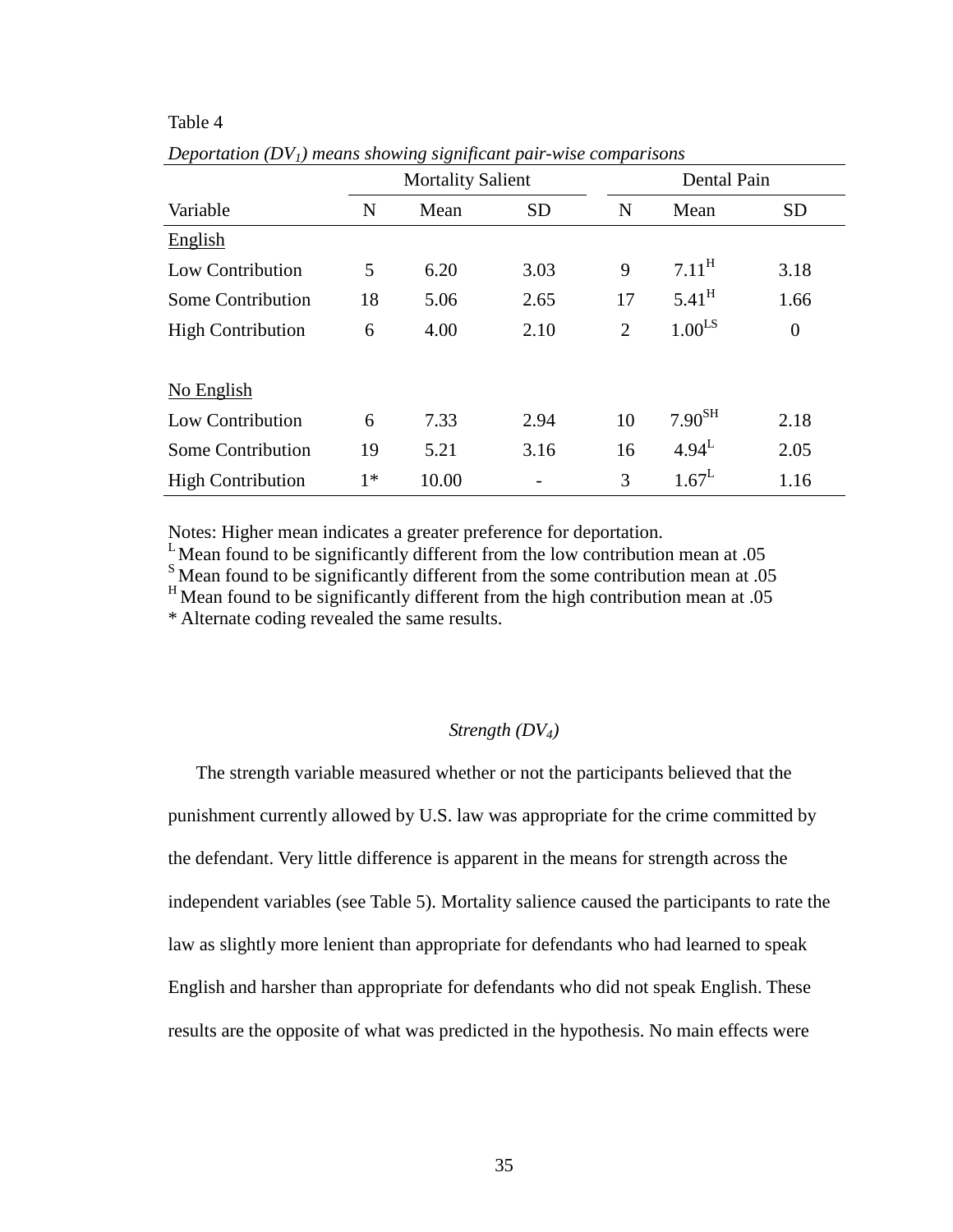Table 4

*Deportation ($DV_1$) means showing significant pair-wise comparisons*

| | Mortality Salient | | | Dental Pain | | |
|---|---|---|---|---|---|---|
| Variable | N | Mean | SD | N | Mean | SD |
| <u>English</u> | | | | | | |
| Low Contribution | 5 | 6.20 | 3.03 | 9 | $7.11^{H}$ | 3.18 |
| Some Contribution | 18 | 5.06 | 2.65 | 17 | $5.41^{H}$ | 1.66 |
| High Contribution | 6 | 4.00 | 2.10 | 2 | $1.00^{LS}$ | 0 |
| <u>No English</u> | | | | | | |
| Low Contribution | 6 | 7.33 | 2.94 | 10 | $7.90^{SH}$ | 2.18 |
| Some Contribution | 19 | 5.21 | 3.16 | 16 | $4.94^{L}$ | 2.05 |
| High Contribution | 1* | 10.00 | - | 3 | $1.67^{L}$ | 1.16 |

Notes: Higher mean indicates a greater preference for deportation.
$^{L}$ Mean found to be significantly different from the low contribution mean at .05
$^{S}$ Mean found to be significantly different from the some contribution mean at .05
$^{H}$ Mean found to be significantly different from the high contribution mean at .05
\* Alternate coding revealed the same results.

### *Strength ($DV_4$)*

The strength variable measured whether or not the participants believed that the punishment currently allowed by U.S. law was appropriate for the crime committed by the defendant. Very little difference is apparent in the means for strength across the independent variables (see Table 5). Mortality salience caused the participants to rate the law as slightly more lenient than appropriate for defendants who had learned to speak English and harsher than appropriate for defendants who did not speak English. These results are the opposite of what was predicted in the hypothesis. No main effects were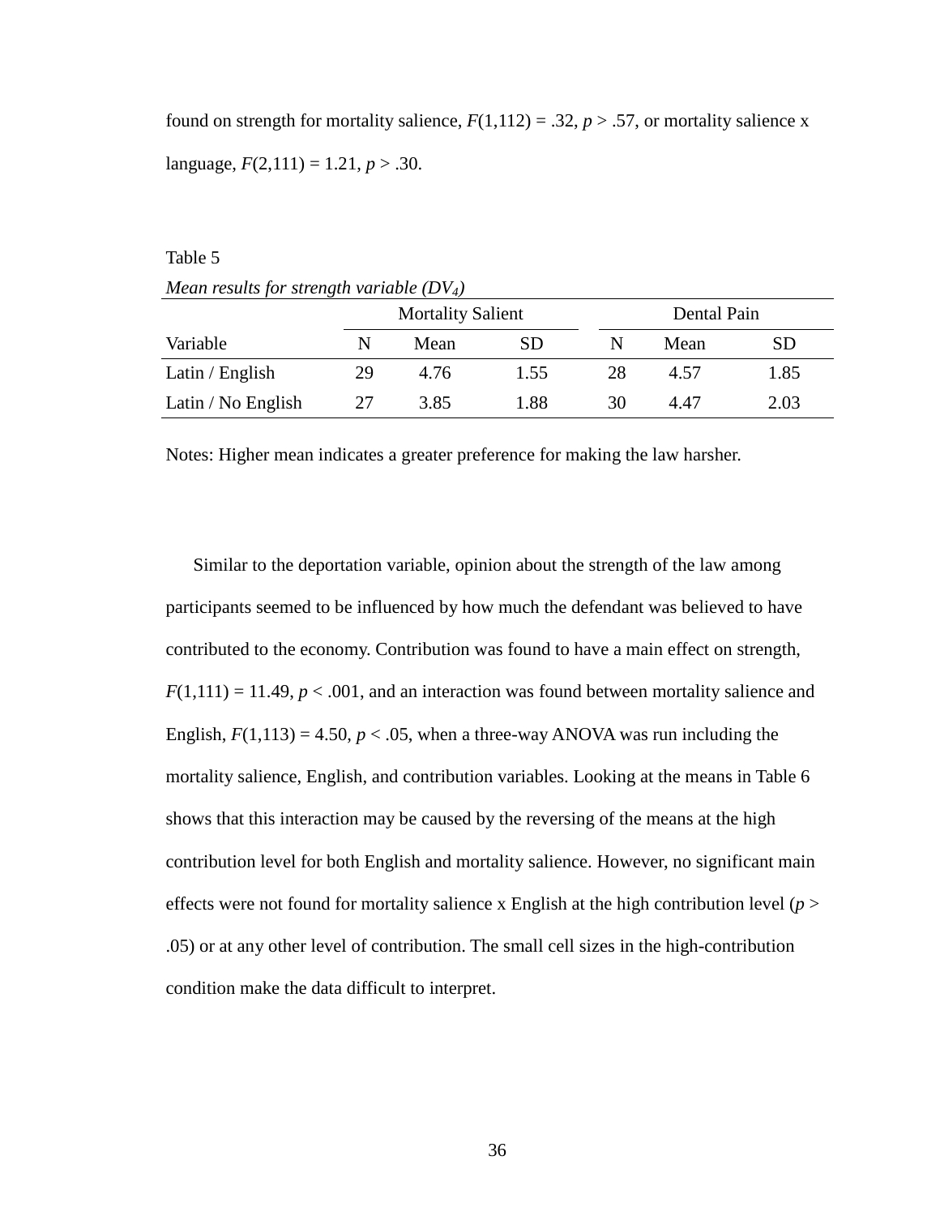found on strength for mortality salience, $F(1,112) = .32$, $p > .57$, or mortality salience x language, $F(2,111) = 1.21$, $p > .30$.

Table 5

*Mean results for strength variable ($DV_4$)*

| | Mortality Salient | | | Dental Pain | | |
|---|---|---|---|---|---|---|
| Variable | N | Mean | SD | N | Mean | SD |
| Latin / English | 29 | 4.76 | 1.55 | 28 | 4.57 | 1.85 |
| Latin / No English | 27 | 3.85 | 1.88 | 30 | 4.47 | 2.03 |

Notes: Higher mean indicates a greater preference for making the law harsher.

Similar to the deportation variable, opinion about the strength of the law among participants seemed to be influenced by how much the defendant was believed to have contributed to the economy. Contribution was found to have a main effect on strength, $F(1,111) = 11.49$, $p < .001$, and an interaction was found between mortality salience and English, $F(1,113) = 4.50$, $p < .05$, when a three-way ANOVA was run including the mortality salience, English, and contribution variables. Looking at the means in Table 6 shows that this interaction may be caused by the reversing of the means at the high contribution level for both English and mortality salience. However, no significant main effects were not found for mortality salience x English at the high contribution level ($p > .05$) or at any other level of contribution. The small cell sizes in the high-contribution condition make the data difficult to interpret.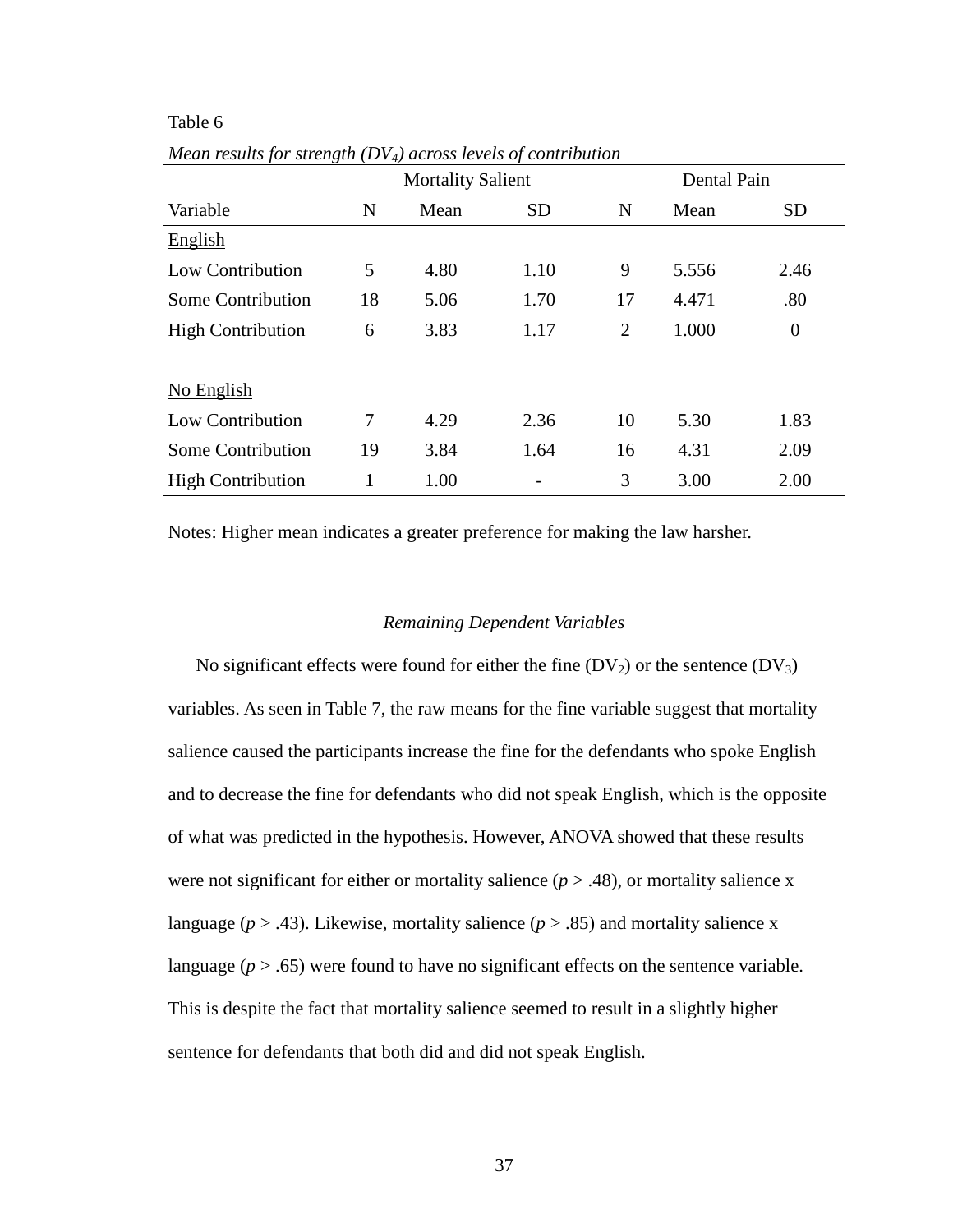Table 6

*Mean results for strength ($DV_4$) across levels of contribution*

| | Mortality Salient | | | Dental Pain | | |
|---|---|---|---|---|---|---|
| Variable | N | Mean | SD | N | Mean | SD |
| English | | | | | | |
| Low Contribution | 5 | 4.80 | 1.10 | 9 | 5.556 | 2.46 |
| Some Contribution | 18 | 5.06 | 1.70 | 17 | 4.471 | .80 |
| High Contribution | 6 | 3.83 | 1.17 | 2 | 1.000 | 0 |
| No English | | | | | | |
| Low Contribution | 7 | 4.29 | 2.36 | 10 | 5.30 | 1.83 |
| Some Contribution | 19 | 3.84 | 1.64 | 16 | 4.31 | 2.09 |
| High Contribution | 1 | 1.00 | - | 3 | 3.00 | 2.00 |

Notes: Higher mean indicates a greater preference for making the law harsher.

### *Remaining Dependent Variables*

No significant effects were found for either the fine ($DV_2$) or the sentence ($DV_3$) variables. As seen in Table 7, the raw means for the fine variable suggest that mortality salience caused the participants increase the fine for the defendants who spoke English and to decrease the fine for defendants who did not speak English, which is the opposite of what was predicted in the hypothesis. However, ANOVA showed that these results were not significant for either or mortality salience ($p > .48$), or mortality salience x language ($p > .43$). Likewise, mortality salience ($p > .85$) and mortality salience x language ($p > .65$) were found to have no significant effects on the sentence variable. This is despite the fact that mortality salience seemed to result in a slightly higher sentence for defendants that both did and did not speak English.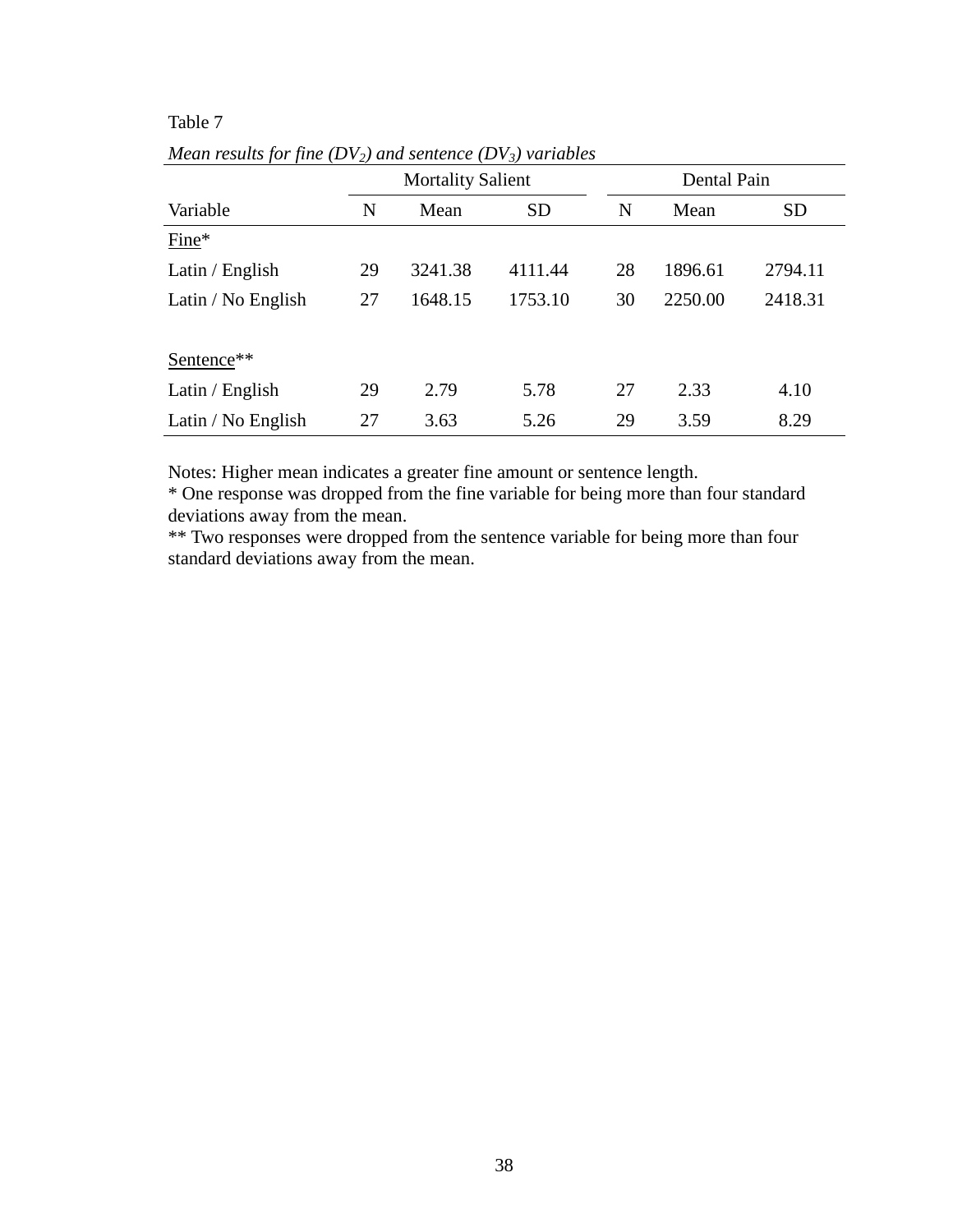Table 7

*Mean results for fine ($DV_2$) and sentence ($DV_3$) variables*

| | Mortality Salient | | | Dental Pain | | |
|---|---|---|---|---|---|---|
| Variable | N | Mean | SD | N | Mean | SD |
| Fine* | | | | | | |
| Latin / English | 29 | 3241.38 | 4111.44 | 28 | 1896.61 | 2794.11 |
| Latin / No English | 27 | 1648.15 | 1753.10 | 30 | 2250.00 | 2418.31 |
| | | | | | | |
| Sentence** | | | | | | |
| Latin / English | 29 | 2.79 | 5.78 | 27 | 2.33 | 4.10 |
| Latin / No English | 27 | 3.63 | 5.26 | 29 | 3.59 | 8.29 |

Notes: Higher mean indicates a greater fine amount or sentence length.
* One response was dropped from the fine variable for being more than four standard deviations away from the mean.
** Two responses were dropped from the sentence variable for being more than four standard deviations away from the mean.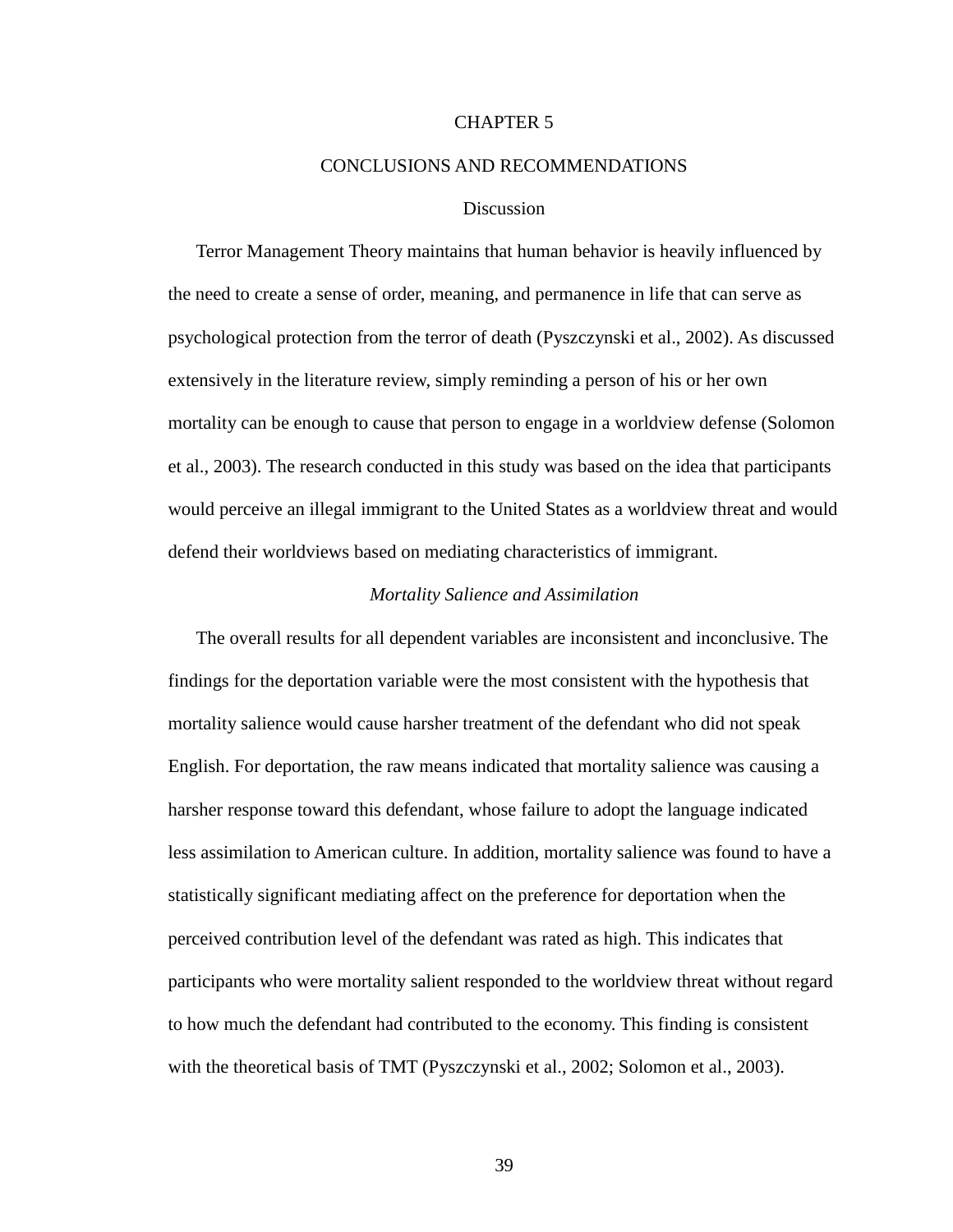# CHAPTER 5

# CONCLUSIONS AND RECOMMENDATIONS

## Discussion

Terror Management Theory maintains that human behavior is heavily influenced by the need to create a sense of order, meaning, and permanence in life that can serve as psychological protection from the terror of death (Pyszczynski et al., 2002). As discussed extensively in the literature review, simply reminding a person of his or her own mortality can be enough to cause that person to engage in a worldview defense (Solomon et al., 2003). The research conducted in this study was based on the idea that participants would perceive an illegal immigrant to the United States as a worldview threat and would defend their worldviews based on mediating characteristics of immigrant.

### *Mortality Salience and Assimilation*

The overall results for all dependent variables are inconsistent and inconclusive. The findings for the deportation variable were the most consistent with the hypothesis that mortality salience would cause harsher treatment of the defendant who did not speak English. For deportation, the raw means indicated that mortality salience was causing a harsher response toward this defendant, whose failure to adopt the language indicated less assimilation to American culture. In addition, mortality salience was found to have a statistically significant mediating affect on the preference for deportation when the perceived contribution level of the defendant was rated as high. This indicates that participants who were mortality salient responded to the worldview threat without regard to how much the defendant had contributed to the economy. This finding is consistent with the theoretical basis of TMT (Pyszczynski et al., 2002; Solomon et al., 2003).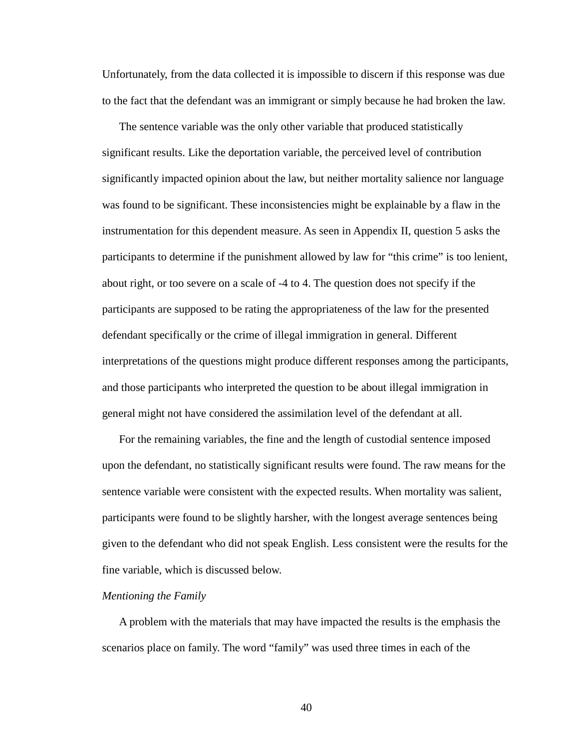Unfortunately, from the data collected it is impossible to discern if this response was due to the fact that the defendant was an immigrant or simply because he had broken the law.

The sentence variable was the only other variable that produced statistically significant results. Like the deportation variable, the perceived level of contribution significantly impacted opinion about the law, but neither mortality salience nor language was found to be significant. These inconsistencies might be explainable by a flaw in the instrumentation for this dependent measure. As seen in Appendix II, question 5 asks the participants to determine if the punishment allowed by law for “this crime” is too lenient, about right, or too severe on a scale of -4 to 4. The question does not specify if the participants are supposed to be rating the appropriateness of the law for the presented defendant specifically or the crime of illegal immigration in general. Different interpretations of the questions might produce different responses among the participants, and those participants who interpreted the question to be about illegal immigration in general might not have considered the assimilation level of the defendant at all.

For the remaining variables, the fine and the length of custodial sentence imposed upon the defendant, no statistically significant results were found. The raw means for the sentence variable were consistent with the expected results. When mortality was salient, participants were found to be slightly harsher, with the longest average sentences being given to the defendant who did not speak English. Less consistent were the results for the fine variable, which is discussed below.

*Mentioning the Family*

A problem with the materials that may have impacted the results is the emphasis the scenarios place on family. The word “family” was used three times in each of the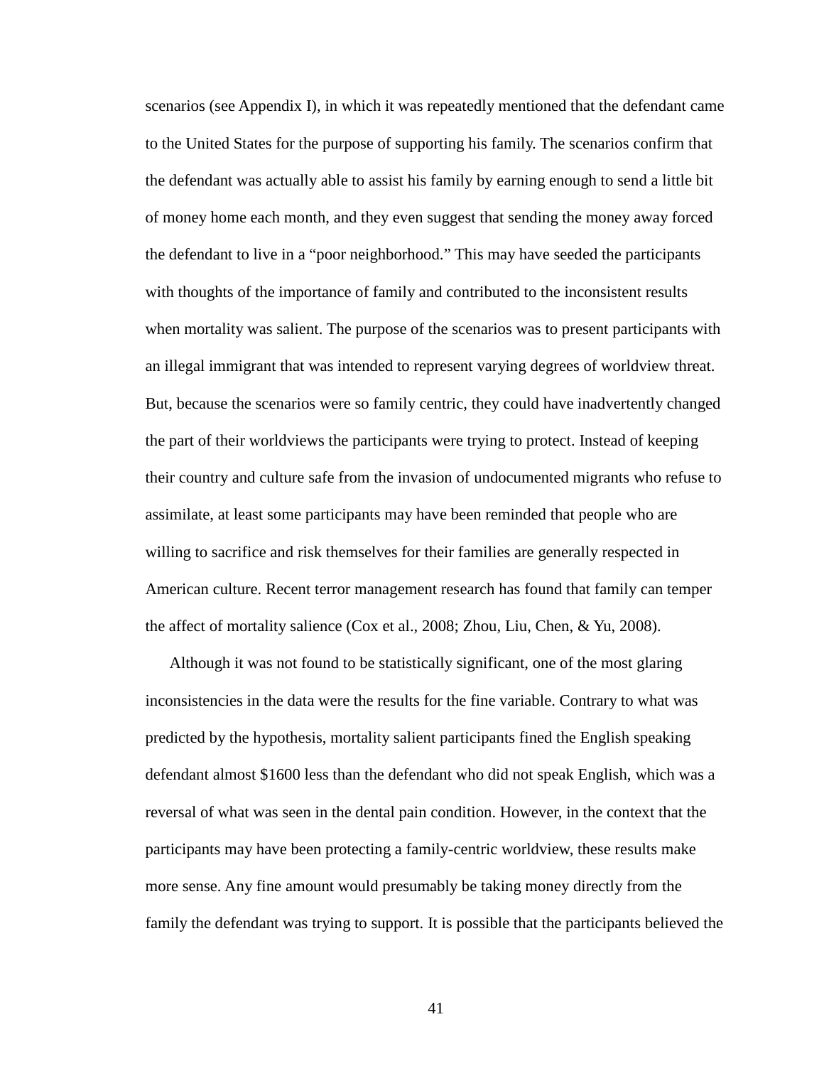scenarios (see Appendix I), in which it was repeatedly mentioned that the defendant came to the United States for the purpose of supporting his family. The scenarios confirm that the defendant was actually able to assist his family by earning enough to send a little bit of money home each month, and they even suggest that sending the money away forced the defendant to live in a "poor neighborhood." This may have seeded the participants with thoughts of the importance of family and contributed to the inconsistent results when mortality was salient. The purpose of the scenarios was to present participants with an illegal immigrant that was intended to represent varying degrees of worldview threat. But, because the scenarios were so family centric, they could have inadvertently changed the part of their worldviews the participants were trying to protect. Instead of keeping their country and culture safe from the invasion of undocumented migrants who refuse to assimilate, at least some participants may have been reminded that people who are willing to sacrifice and risk themselves for their families are generally respected in American culture. Recent terror management research has found that family can temper the affect of mortality salience (Cox et al., 2008; Zhou, Liu, Chen, & Yu, 2008).

Although it was not found to be statistically significant, one of the most glaring inconsistencies in the data were the results for the fine variable. Contrary to what was predicted by the hypothesis, mortality salient participants fined the English speaking defendant almost $1600 less than the defendant who did not speak English, which was a reversal of what was seen in the dental pain condition. However, in the context that the participants may have been protecting a family-centric worldview, these results make more sense. Any fine amount would presumably be taking money directly from the family the defendant was trying to support. It is possible that the participants believed the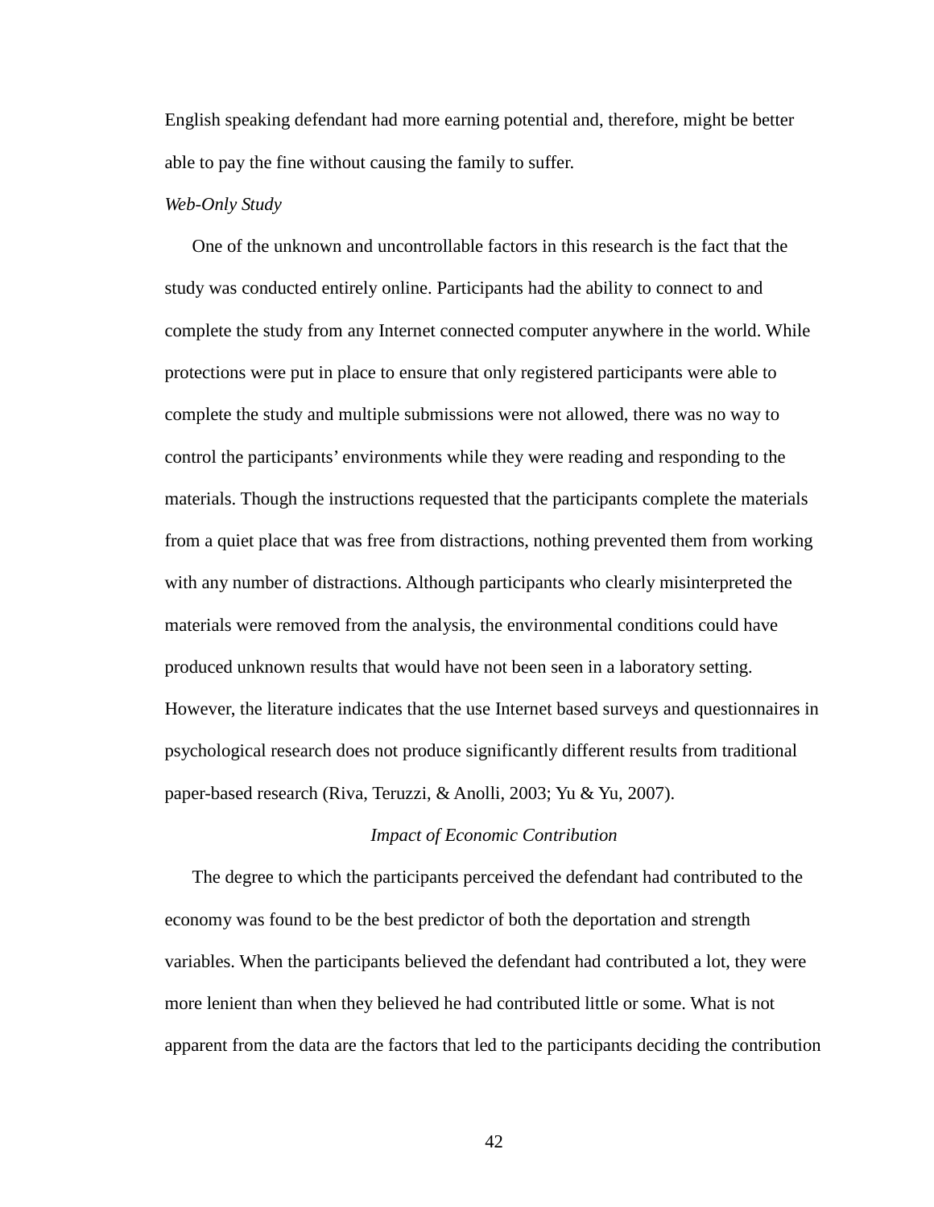English speaking defendant had more earning potential and, therefore, might be better able to pay the fine without causing the family to suffer.

### *Web-Only Study*

One of the unknown and uncontrollable factors in this research is the fact that the study was conducted entirely online. Participants had the ability to connect to and complete the study from any Internet connected computer anywhere in the world. While protections were put in place to ensure that only registered participants were able to complete the study and multiple submissions were not allowed, there was no way to control the participants' environments while they were reading and responding to the materials. Though the instructions requested that the participants complete the materials from a quiet place that was free from distractions, nothing prevented them from working with any number of distractions. Although participants who clearly misinterpreted the materials were removed from the analysis, the environmental conditions could have produced unknown results that would have not been seen in a laboratory setting. However, the literature indicates that the use Internet based surveys and questionnaires in psychological research does not produce significantly different results from traditional paper-based research (Riva, Teruzzi, & Anolli, 2003; Yu & Yu, 2007).

## *Impact of Economic Contribution*

The degree to which the participants perceived the defendant had contributed to the economy was found to be the best predictor of both the deportation and strength variables. When the participants believed the defendant had contributed a lot, they were more lenient than when they believed he had contributed little or some. What is not apparent from the data are the factors that led to the participants deciding the contribution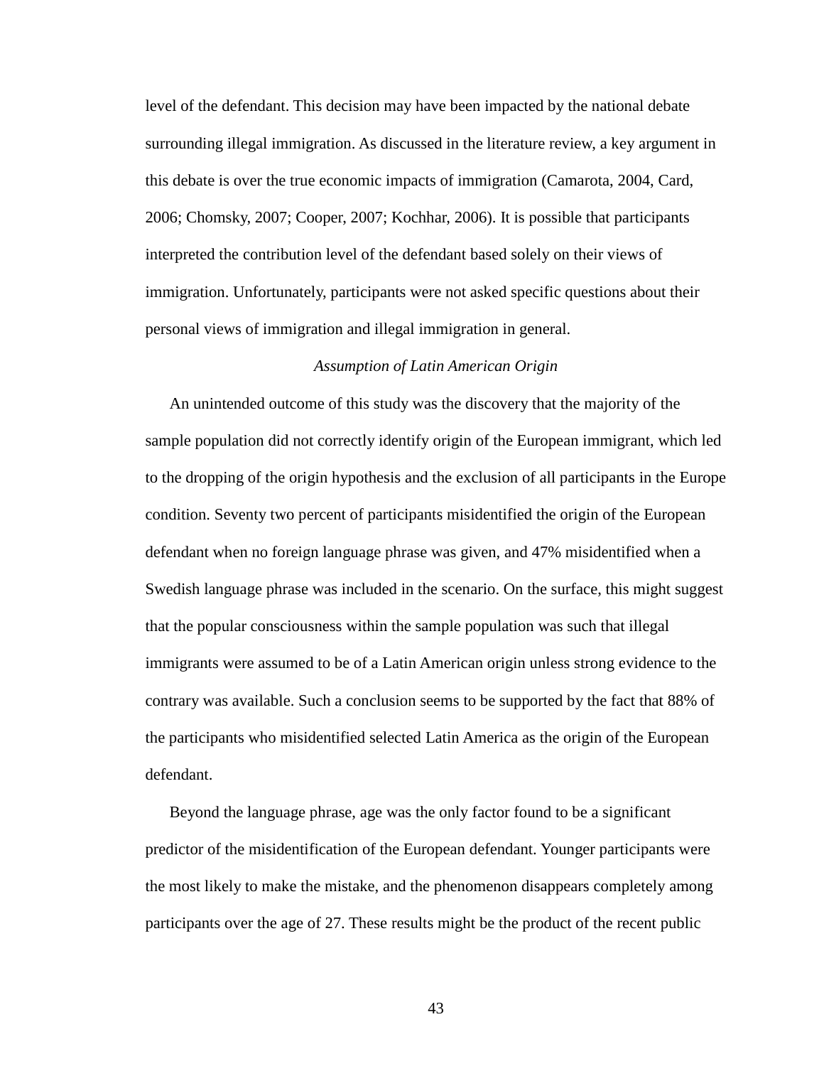level of the defendant. This decision may have been impacted by the national debate surrounding illegal immigration. As discussed in the literature review, a key argument in this debate is over the true economic impacts of immigration (Camarota, 2004, Card, 2006; Chomsky, 2007; Cooper, 2007; Kochhar, 2006). It is possible that participants interpreted the contribution level of the defendant based solely on their views of immigration. Unfortunately, participants were not asked specific questions about their personal views of immigration and illegal immigration in general.

### *Assumption of Latin American Origin*

An unintended outcome of this study was the discovery that the majority of the sample population did not correctly identify origin of the European immigrant, which led to the dropping of the origin hypothesis and the exclusion of all participants in the Europe condition. Seventy two percent of participants misidentified the origin of the European defendant when no foreign language phrase was given, and 47% misidentified when a Swedish language phrase was included in the scenario. On the surface, this might suggest that the popular consciousness within the sample population was such that illegal immigrants were assumed to be of a Latin American origin unless strong evidence to the contrary was available. Such a conclusion seems to be supported by the fact that 88% of the participants who misidentified selected Latin America as the origin of the European defendant.

Beyond the language phrase, age was the only factor found to be a significant predictor of the misidentification of the European defendant. Younger participants were the most likely to make the mistake, and the phenomenon disappears completely among participants over the age of 27. These results might be the product of the recent public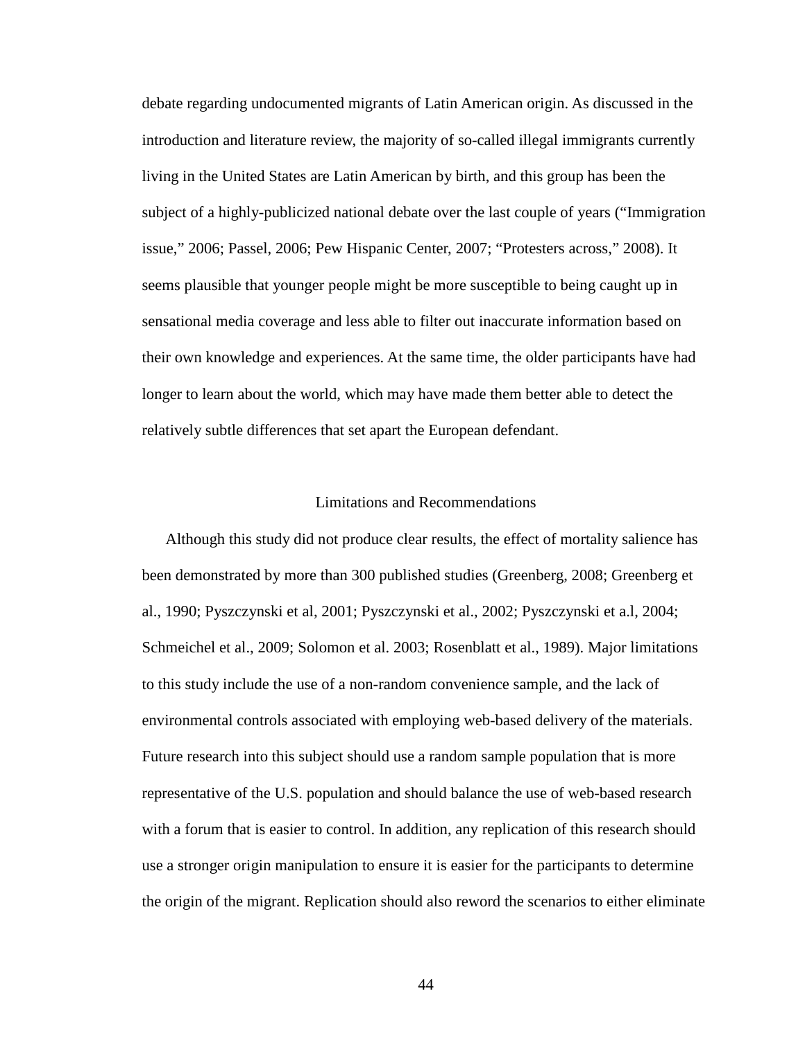debate regarding undocumented migrants of Latin American origin. As discussed in the introduction and literature review, the majority of so-called illegal immigrants currently living in the United States are Latin American by birth, and this group has been the subject of a highly-publicized national debate over the last couple of years ("Immigration issue," 2006; Passel, 2006; Pew Hispanic Center, 2007; "Protesters across," 2008). It seems plausible that younger people might be more susceptible to being caught up in sensational media coverage and less able to filter out inaccurate information based on their own knowledge and experiences. At the same time, the older participants have had longer to learn about the world, which may have made them better able to detect the relatively subtle differences that set apart the European defendant.

## Limitations and Recommendations

Although this study did not produce clear results, the effect of mortality salience has been demonstrated by more than 300 published studies (Greenberg, 2008; Greenberg et al., 1990; Pyszczynski et al, 2001; Pyszczynski et al., 2002; Pyszczynski et a.l, 2004; Schmeichel et al., 2009; Solomon et al. 2003; Rosenblatt et al., 1989). Major limitations to this study include the use of a non-random convenience sample, and the lack of environmental controls associated with employing web-based delivery of the materials. Future research into this subject should use a random sample population that is more representative of the U.S. population and should balance the use of web-based research with a forum that is easier to control. In addition, any replication of this research should use a stronger origin manipulation to ensure it is easier for the participants to determine the origin of the migrant. Replication should also reword the scenarios to either eliminate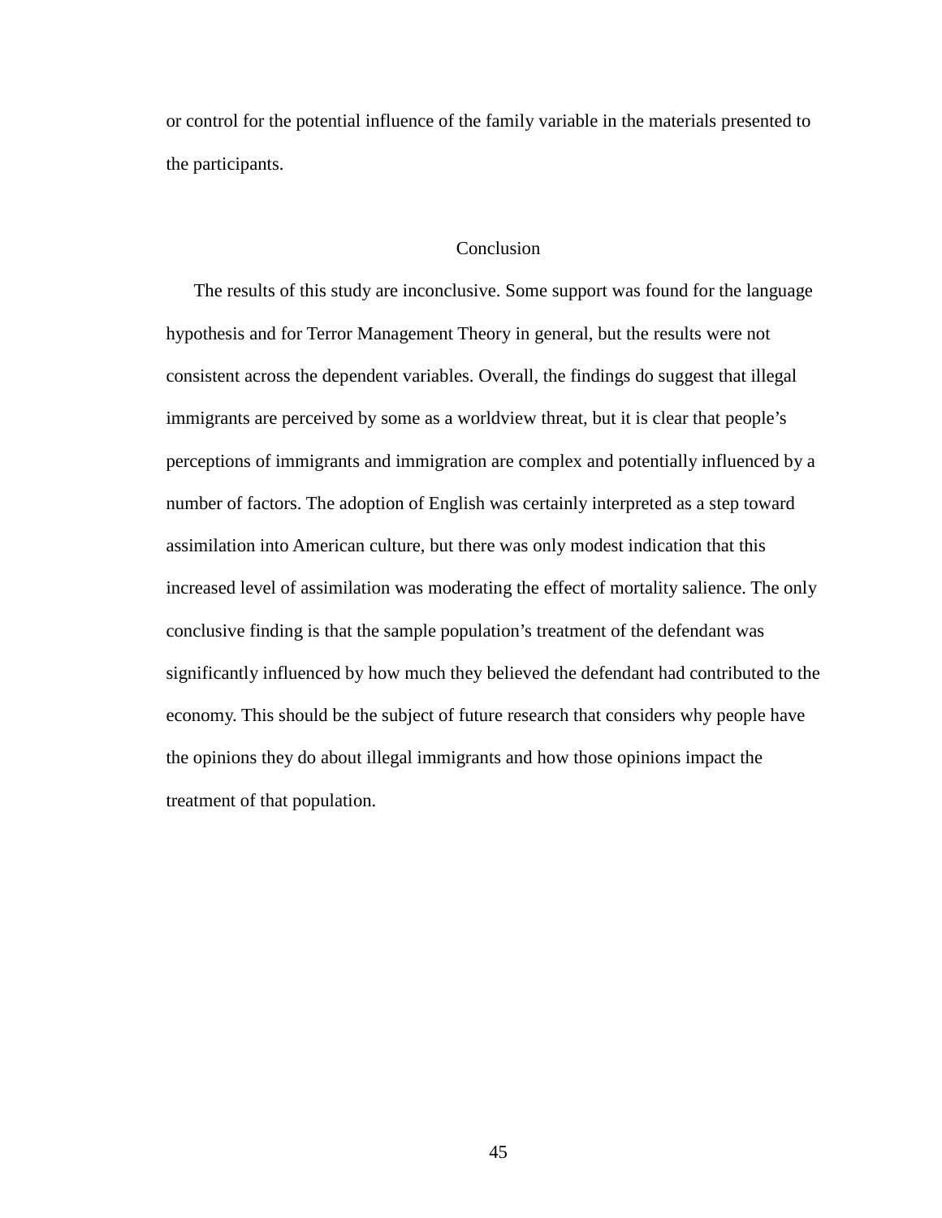or control for the potential influence of the family variable in the materials presented to the participants.

## Conclusion

The results of this study are inconclusive. Some support was found for the language hypothesis and for Terror Management Theory in general, but the results were not consistent across the dependent variables. Overall, the findings do suggest that illegal immigrants are perceived by some as a worldview threat, but it is clear that people's perceptions of immigrants and immigration are complex and potentially influenced by a number of factors. The adoption of English was certainly interpreted as a step toward assimilation into American culture, but there was only modest indication that this increased level of assimilation was moderating the effect of mortality salience. The only conclusive finding is that the sample population's treatment of the defendant was significantly influenced by how much they believed the defendant had contributed to the economy. This should be the subject of future research that considers why people have the opinions they do about illegal immigrants and how those opinions impact the treatment of that population.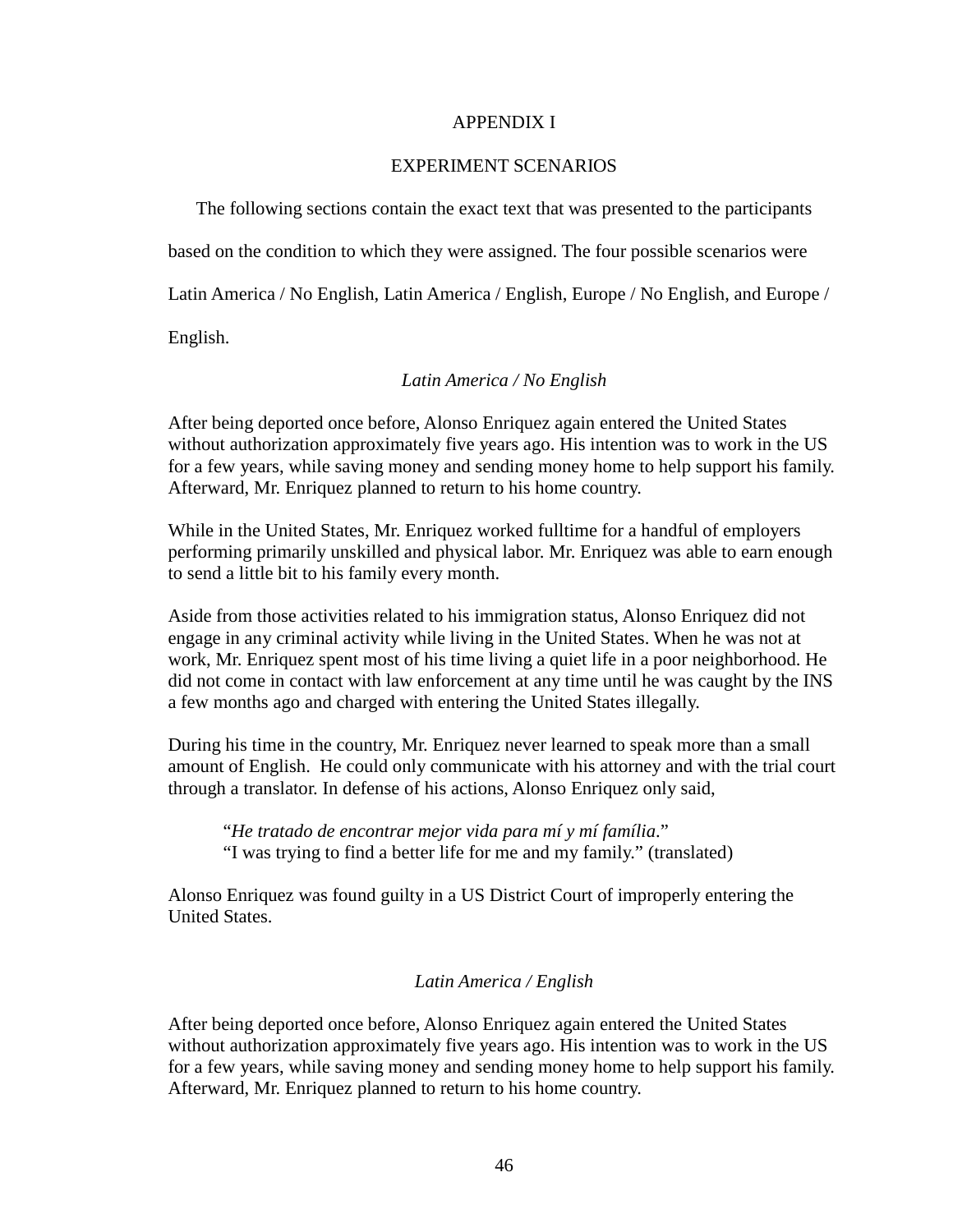# APPENDIX I

## EXPERIMENT SCENARIOS

The following sections contain the exact text that was presented to the participants based on the condition to which they were assigned. The four possible scenarios were Latin America / No English, Latin America / English, Europe / No English, and Europe / English.

### *Latin America / No English*

After being deported once before, Alonso Enriquez again entered the United States without authorization approximately five years ago. His intention was to work in the US for a few years, while saving money and sending money home to help support his family. Afterward, Mr. Enriquez planned to return to his home country.

While in the United States, Mr. Enriquez worked fulltime for a handful of employers performing primarily unskilled and physical labor. Mr. Enriquez was able to earn enough to send a little bit to his family every month.

Aside from those activities related to his immigration status, Alonso Enriquez did not engage in any criminal activity while living in the United States. When he was not at work, Mr. Enriquez spent most of his time living a quiet life in a poor neighborhood. He did not come in contact with law enforcement at any time until he was caught by the INS a few months ago and charged with entering the United States illegally.

During his time in the country, Mr. Enriquez never learned to speak more than a small amount of English. He could only communicate with his attorney and with the trial court through a translator. In defense of his actions, Alonso Enriquez only said,

> "*He tratado de encontrar mejor vida para mí y mí família*."
> "I was trying to find a better life for me and my family." (translated)

Alonso Enriquez was found guilty in a US District Court of improperly entering the United States.

### *Latin America / English*

After being deported once before, Alonso Enriquez again entered the United States without authorization approximately five years ago. His intention was to work in the US for a few years, while saving money and sending money home to help support his family. Afterward, Mr. Enriquez planned to return to his home country.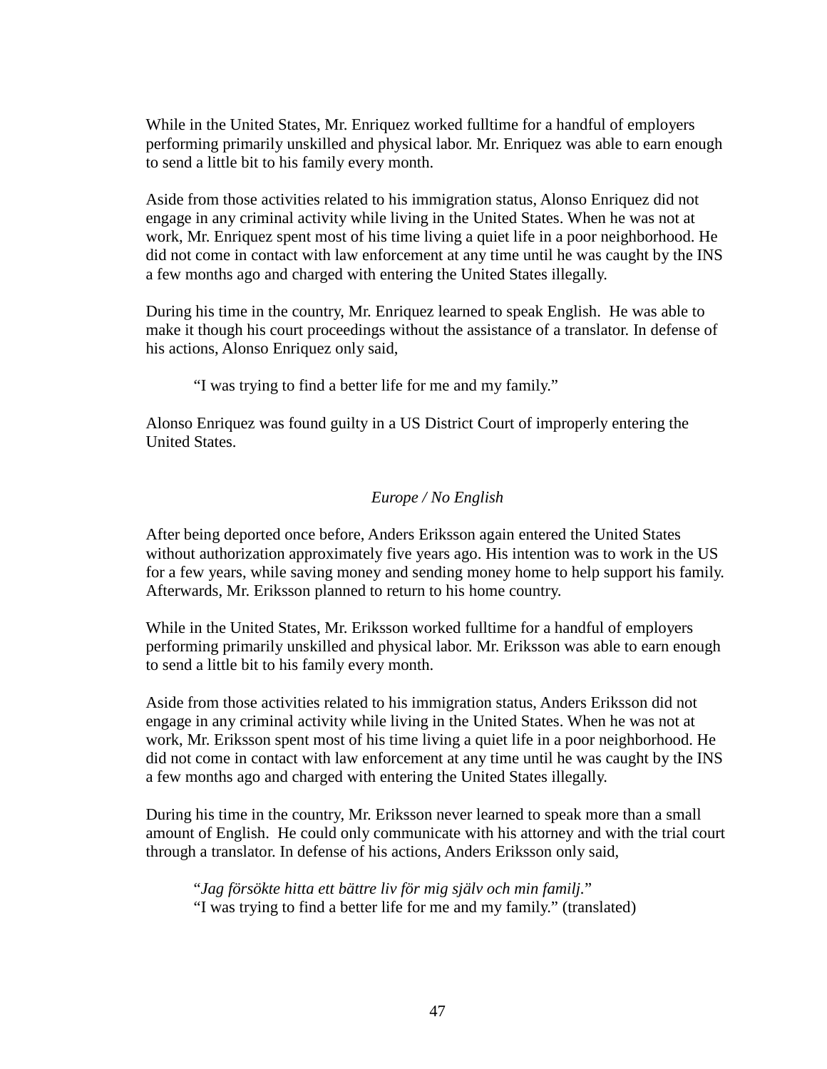While in the United States, Mr. Enriquez worked fulltime for a handful of employers performing primarily unskilled and physical labor. Mr. Enriquez was able to earn enough to send a little bit to his family every month.

Aside from those activities related to his immigration status, Alonso Enriquez did not engage in any criminal activity while living in the United States. When he was not at work, Mr. Enriquez spent most of his time living a quiet life in a poor neighborhood. He did not come in contact with law enforcement at any time until he was caught by the INS a few months ago and charged with entering the United States illegally.

During his time in the country, Mr. Enriquez learned to speak English. He was able to make it though his court proceedings without the assistance of a translator. In defense of his actions, Alonso Enriquez only said,

> "I was trying to find a better life for me and my family."

Alonso Enriquez was found guilty in a US District Court of improperly entering the United States.

*Europe / No English*

After being deported once before, Anders Eriksson again entered the United States without authorization approximately five years ago. His intention was to work in the US for a few years, while saving money and sending money home to help support his family. Afterwards, Mr. Eriksson planned to return to his home country.

While in the United States, Mr. Eriksson worked fulltime for a handful of employers performing primarily unskilled and physical labor. Mr. Eriksson was able to earn enough to send a little bit to his family every month.

Aside from those activities related to his immigration status, Anders Eriksson did not engage in any criminal activity while living in the United States. When he was not at work, Mr. Eriksson spent most of his time living a quiet life in a poor neighborhood. He did not come in contact with law enforcement at any time until he was caught by the INS a few months ago and charged with entering the United States illegally.

During his time in the country, Mr. Eriksson never learned to speak more than a small amount of English. He could only communicate with his attorney and with the trial court through a translator. In defense of his actions, Anders Eriksson only said,

> "*Jag försökte hitta ett bättre liv för mig själv och min familj.*"
> "I was trying to find a better life for me and my family." (translated)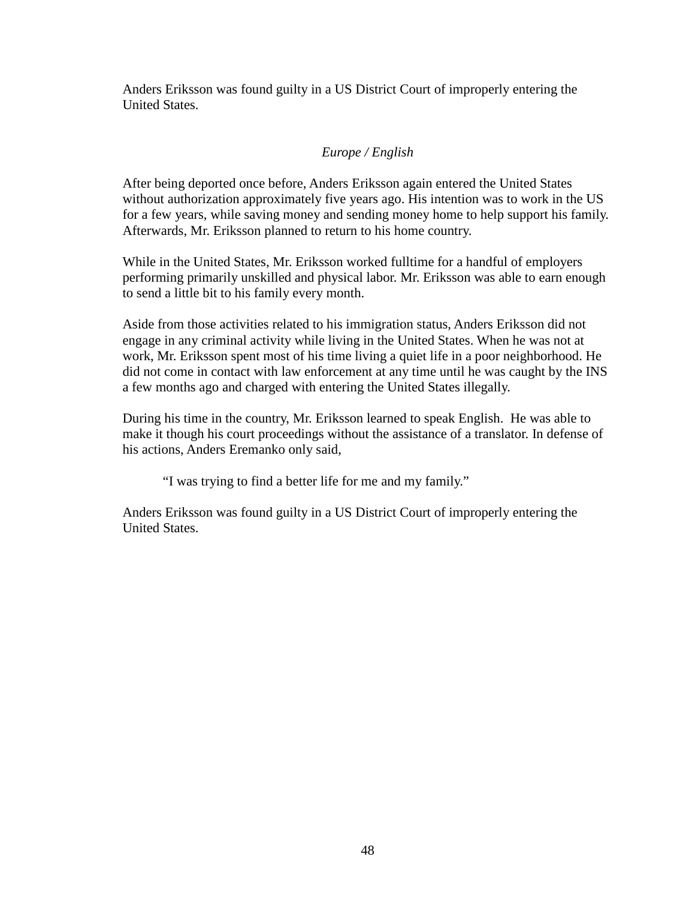Anders Eriksson was found guilty in a US District Court of improperly entering the United States.

*Europe / English*

After being deported once before, Anders Eriksson again entered the United States without authorization approximately five years ago. His intention was to work in the US for a few years, while saving money and sending money home to help support his family. Afterwards, Mr. Eriksson planned to return to his home country.

While in the United States, Mr. Eriksson worked fulltime for a handful of employers performing primarily unskilled and physical labor. Mr. Eriksson was able to earn enough to send a little bit to his family every month.

Aside from those activities related to his immigration status, Anders Eriksson did not engage in any criminal activity while living in the United States. When he was not at work, Mr. Eriksson spent most of his time living a quiet life in a poor neighborhood. He did not come in contact with law enforcement at any time until he was caught by the INS a few months ago and charged with entering the United States illegally.

During his time in the country, Mr. Eriksson learned to speak English. He was able to make it though his court proceedings without the assistance of a translator. In defense of his actions, Anders Eremanko only said,

> "I was trying to find a better life for me and my family."

Anders Eriksson was found guilty in a US District Court of improperly entering the United States.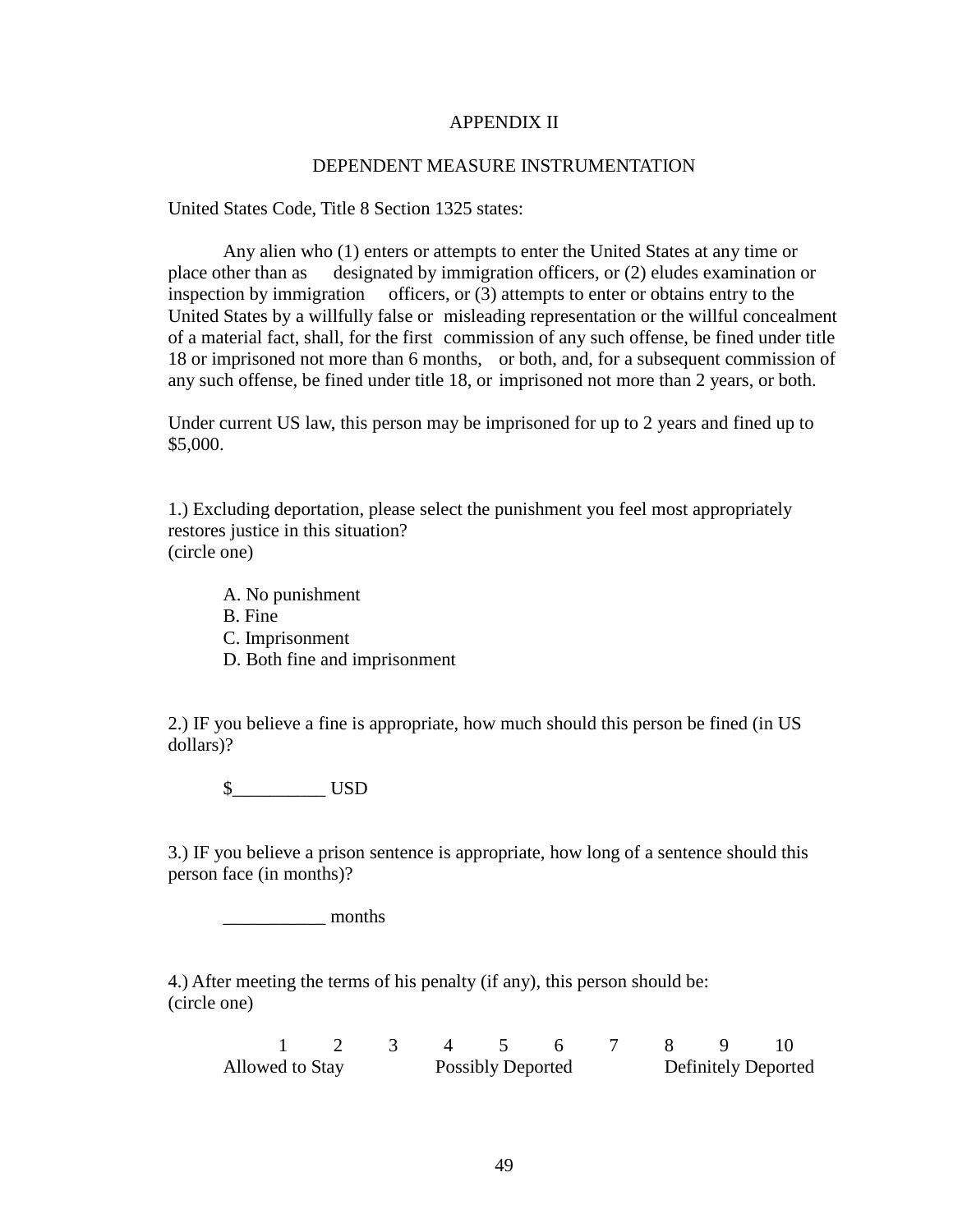# APPENDIX II

## DEPENDENT MEASURE INSTRUMENTATION

United States Code, Title 8 Section 1325 states:

> Any alien who (1) enters or attempts to enter the United States at any time or place other than as designated by immigration officers, or (2) eludes examination or inspection by immigration officers, or (3) attempts to enter or obtains entry to the United States by a willfully false or misleading representation or the willful concealment of a material fact, shall, for the first commission of any such offense, be fined under title 18 or imprisoned not more than 6 months, or both, and, for a subsequent commission of any such offense, be fined under title 18, or imprisoned not more than 2 years, or both.

Under current US law, this person may be imprisoned for up to 2 years and fined up to $5,000.

1.) Excluding deportation, please select the punishment you feel most appropriately restores justice in this situation?
(circle one)

A. No punishment
B. Fine
C. Imprisonment
D. Both fine and imprisonment

2.) IF you believe a fine is appropriate, how much should this person be fined (in US dollars)?

$__________ USD

3.) IF you believe a prison sentence is appropriate, how long of a sentence should this person face (in months)?

___________ months

4.) After meeting the terms of his penalty (if any), this person should be:
(circle one)

| 1 | 2 | 3 | 4 | 5 | 6 | 7 | 8 | 9 | 10 |
|---|---|---|---|---|---|---|---|---|---|
| Allowed to Stay | | | Possibly Deported | | | | Definitely Deported | | |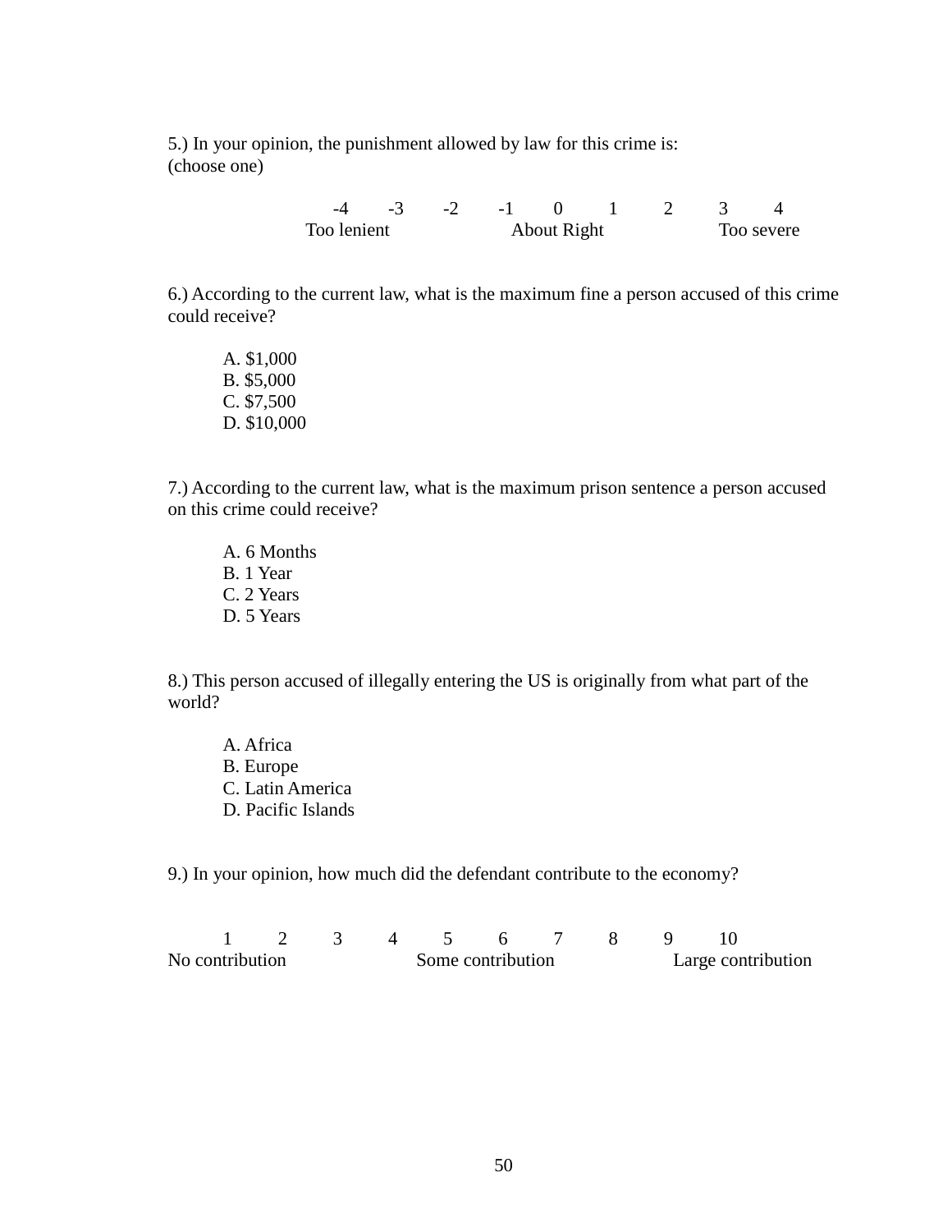5.) In your opinion, the punishment allowed by law for this crime is:
(choose one)

| -4 | -3 | -2 | -1 | 0 | 1 | 2 | 3 | 4 |
|---|---|---|---|---|---|---|---|---|
| Too lenient | | | | About Right | | | Too severe | |

6.) According to the current law, what is the maximum fine a person accused of this crime could receive?

A. $1,000
B. $5,000
C. $7,500
D. $10,000

7.) According to the current law, what is the maximum prison sentence a person accused on this crime could receive?

A. 6 Months
B. 1 Year
C. 2 Years
D. 5 Years

8.) This person accused of illegally entering the US is originally from what part of the world?

A. Africa
B. Europe
C. Latin America
D. Pacific Islands

9.) In your opinion, how much did the defendant contribute to the economy?

| 1 | 2 | 3 | 4 | 5 | 6 | 7 | 8 | 9 | 10 |
|---|---|---|---|---|---|---|---|---|---|
| No contribution | | | | Some contribution | | | | Large contribution | |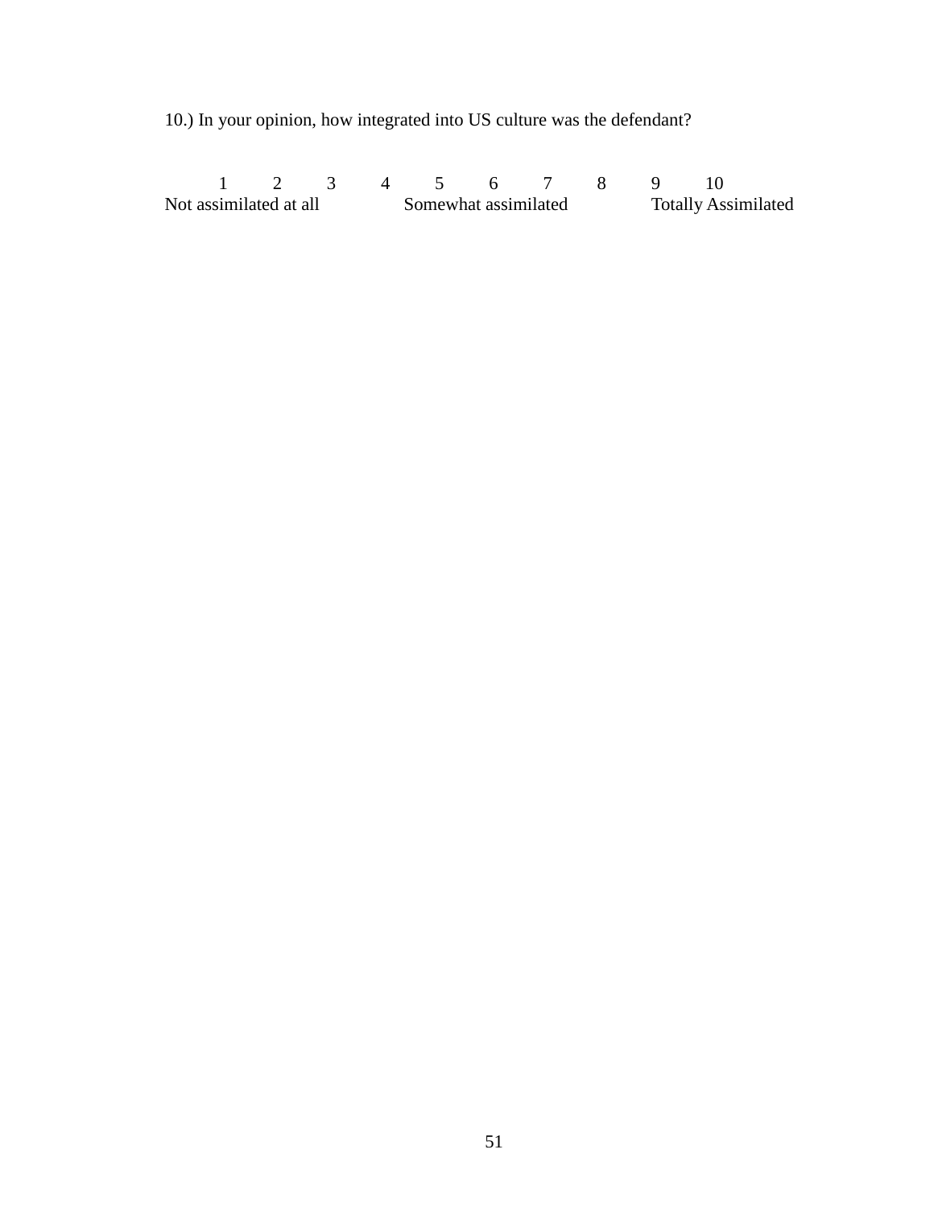10.) In your opinion, how integrated into US culture was the defendant?

1 2 3 4 5 6 7 8 9 10

Not assimilated at all Somewhat assimilated Totally Assimilated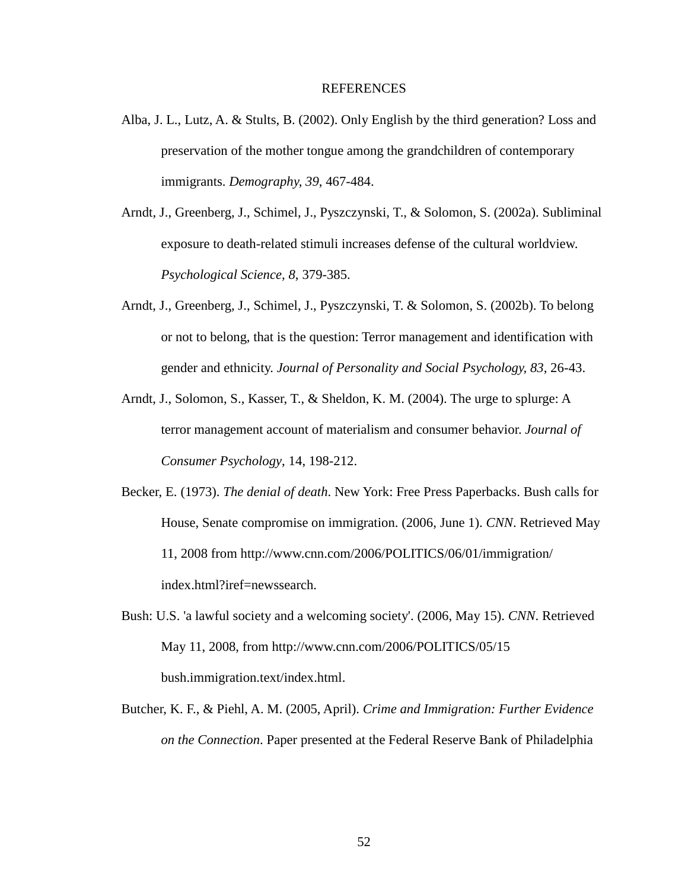# REFERENCES

Alba, J. L., Lutz, A. & Stults, B. (2002). Only English by the third generation? Loss and preservation of the mother tongue among the grandchildren of contemporary immigrants. *Demography, 39*, 467-484.

Arndt, J., Greenberg, J., Schimel, J., Pyszczynski, T., & Solomon, S. (2002a). Subliminal exposure to death-related stimuli increases defense of the cultural worldview. *Psychological Science, 8*, 379-385.

Arndt, J., Greenberg, J., Schimel, J., Pyszczynski, T. & Solomon, S. (2002b). To belong or not to belong, that is the question: Terror management and identification with gender and ethnicity. *Journal of Personality and Social Psychology, 83*, 26-43.

Arndt, J., Solomon, S., Kasser, T., & Sheldon, K. M. (2004). The urge to splurge: A terror management account of materialism and consumer behavior. *Journal of Consumer Psychology*, 14, 198-212.

Becker, E. (1973). *The denial of death*. New York: Free Press Paperbacks. Bush calls for House, Senate compromise on immigration. (2006, June 1). *CNN*. Retrieved May 11, 2008 from http://www.cnn.com/2006/POLITICS/06/01/immigration/index.html?iref=newssearch.

Bush: U.S. 'a lawful society and a welcoming society'. (2006, May 15). *CNN*. Retrieved May 11, 2008, from http://www.cnn.com/2006/POLITICS/05/15 bush.immigration.text/index.html.

Butcher, K. F., & Piehl, A. M. (2005, April). *Crime and Immigration: Further Evidence on the Connection*. Paper presented at the Federal Reserve Bank of Philadelphia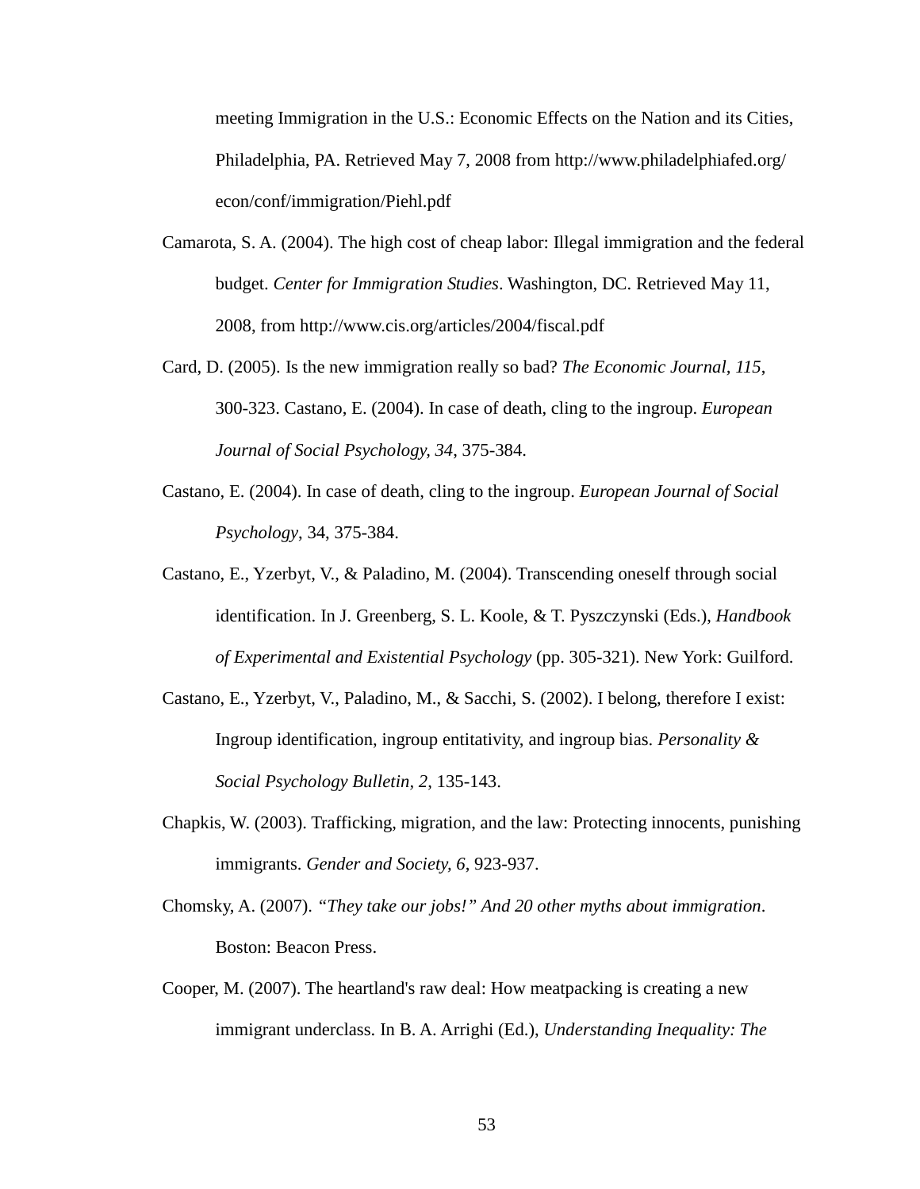meeting Immigration in the U.S.: Economic Effects on the Nation and its Cities, Philadelphia, PA. Retrieved May 7, 2008 from http://www.philadelphiafed.org/econ/conf/immigration/Piehl.pdf

Camarota, S. A. (2004). The high cost of cheap labor: Illegal immigration and the federal budget. *Center for Immigration Studies*. Washington, DC. Retrieved May 11, 2008, from http://www.cis.org/articles/2004/fiscal.pdf

Card, D. (2005). Is the new immigration really so bad? *The Economic Journal, 115*, 300-323. Castano, E. (2004). In case of death, cling to the ingroup. *European Journal of Social Psychology, 34*, 375-384.

Castano, E. (2004). In case of death, cling to the ingroup. *European Journal of Social Psychology*, 34, 375-384.

Castano, E., Yzerbyt, V., & Paladino, M. (2004). Transcending oneself through social identification. In J. Greenberg, S. L. Koole, & T. Pyszczynski (Eds.), *Handbook of Experimental and Existential Psychology* (pp. 305-321). New York: Guilford.

Castano, E., Yzerbyt, V., Paladino, M., & Sacchi, S. (2002). I belong, therefore I exist: Ingroup identification, ingroup entitativity, and ingroup bias. *Personality & Social Psychology Bulletin, 2*, 135-143.

Chapkis, W. (2003). Trafficking, migration, and the law: Protecting innocents, punishing immigrants. *Gender and Society, 6*, 923-937.

Chomsky, A. (2007). *"They take our jobs!" And 20 other myths about immigration*. Boston: Beacon Press.

Cooper, M. (2007). The heartland's raw deal: How meatpacking is creating a new immigrant underclass. In B. A. Arrighi (Ed.), *Understanding Inequality: The*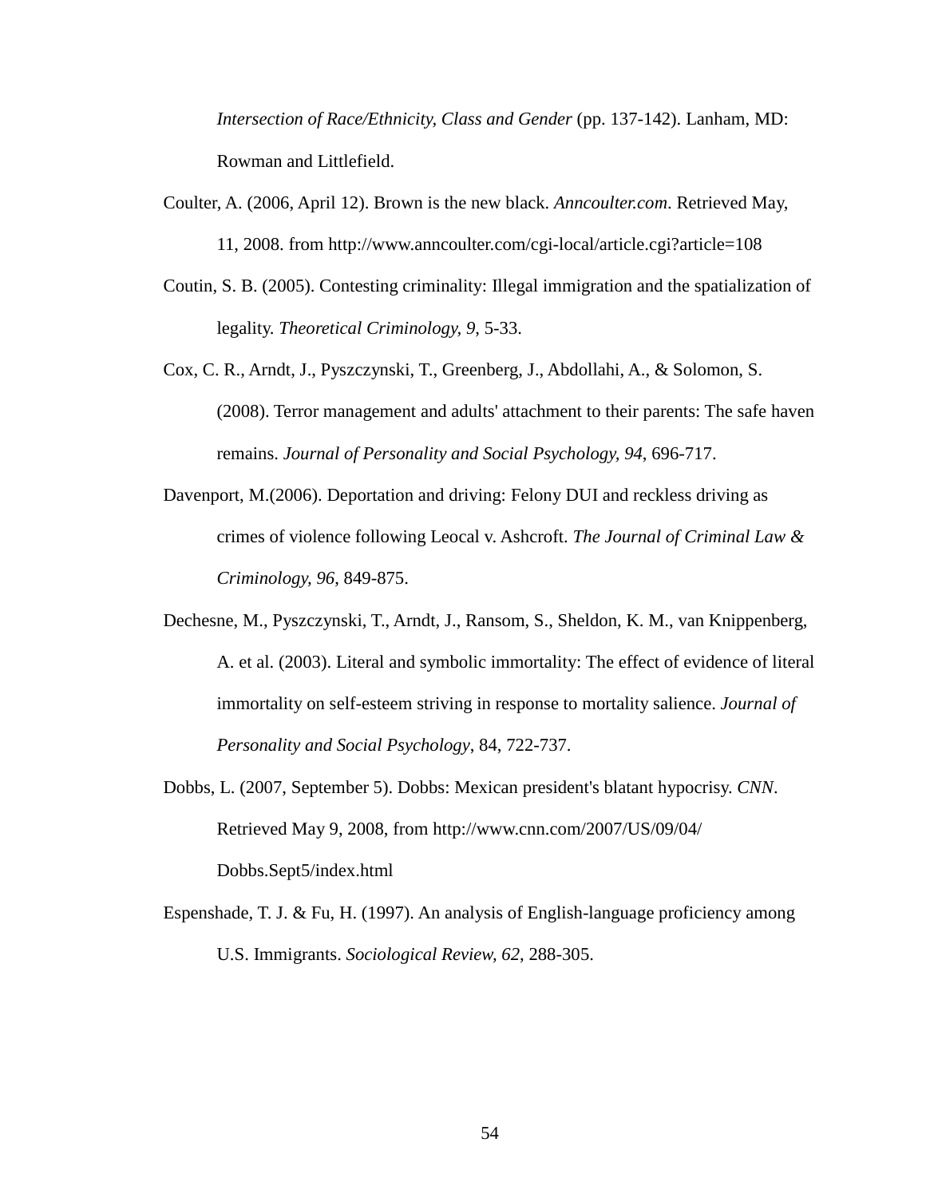*Intersection of Race/Ethnicity, Class and Gender* (pp. 137-142). Lanham, MD: Rowman and Littlefield.

Coulter, A. (2006, April 12). Brown is the new black. *Anncoulter.com*. Retrieved May, 11, 2008. from http://www.anncoulter.com/cgi-local/article.cgi?article=108

Coutin, S. B. (2005). Contesting criminality: Illegal immigration and the spatialization of legality. *Theoretical Criminology, 9*, 5-33.

Cox, C. R., Arndt, J., Pyszczynski, T., Greenberg, J., Abdollahi, A., & Solomon, S. (2008). Terror management and adults' attachment to their parents: The safe haven remains. *Journal of Personality and Social Psychology, 94*, 696-717.

Davenport, M.(2006). Deportation and driving: Felony DUI and reckless driving as crimes of violence following Leocal v. Ashcroft. *The Journal of Criminal Law & Criminology, 96*, 849-875.

Dechesne, M., Pyszczynski, T., Arndt, J., Ransom, S., Sheldon, K. M., van Knippenberg, A. et al. (2003). Literal and symbolic immortality: The effect of evidence of literal immortality on self-esteem striving in response to mortality salience. *Journal of Personality and Social Psychology*, 84, 722-737.

Dobbs, L. (2007, September 5). Dobbs: Mexican president's blatant hypocrisy. *CNN*. Retrieved May 9, 2008, from http://www.cnn.com/2007/US/09/04/Dobbs.Sept5/index.html

Espenshade, T. J. & Fu, H. (1997). An analysis of English-language proficiency among U.S. Immigrants. *Sociological Review, 62*, 288-305.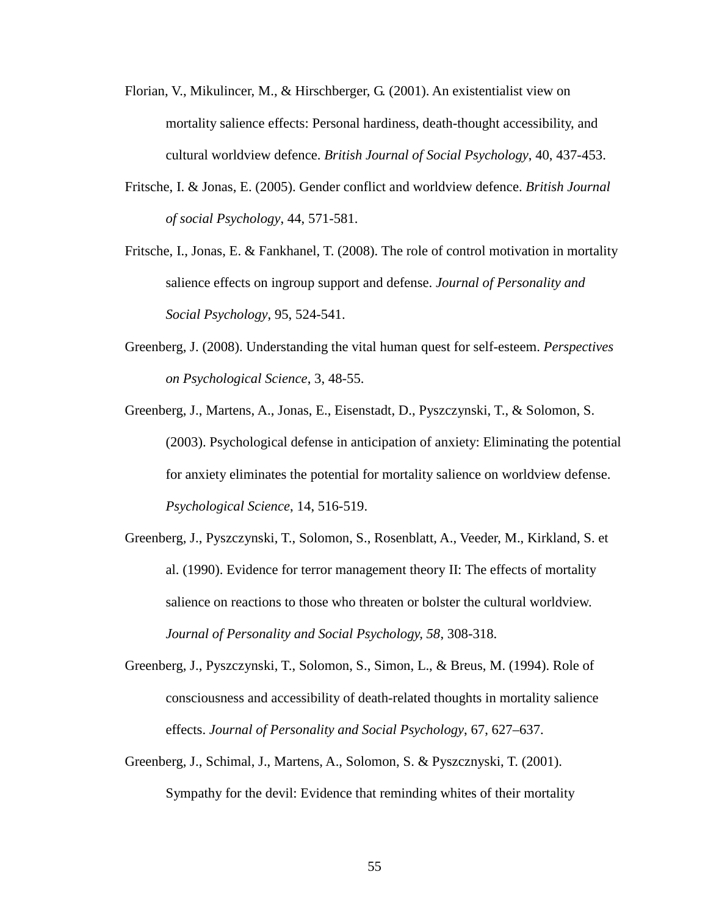Florian, V., Mikulincer, M., & Hirschberger, G. (2001). An existentialist view on mortality salience effects: Personal hardiness, death-thought accessibility, and cultural worldview defence. *British Journal of Social Psychology*, 40, 437-453.

Fritsche, I. & Jonas, E. (2005). Gender conflict and worldview defence. *British Journal of social Psychology*, 44, 571-581.

Fritsche, I., Jonas, E. & Fankhanel, T. (2008). The role of control motivation in mortality salience effects on ingroup support and defense. *Journal of Personality and Social Psychology*, 95, 524-541.

Greenberg, J. (2008). Understanding the vital human quest for self-esteem. *Perspectives on Psychological Science*, 3, 48-55.

Greenberg, J., Martens, A., Jonas, E., Eisenstadt, D., Pyszczynski, T., & Solomon, S. (2003). Psychological defense in anticipation of anxiety: Eliminating the potential for anxiety eliminates the potential for mortality salience on worldview defense. *Psychological Science*, 14, 516-519.

Greenberg, J., Pyszczynski, T., Solomon, S., Rosenblatt, A., Veeder, M., Kirkland, S. et al. (1990). Evidence for terror management theory II: The effects of mortality salience on reactions to those who threaten or bolster the cultural worldview. *Journal of Personality and Social Psychology, 58*, 308-318.

Greenberg, J., Pyszczynski, T., Solomon, S., Simon, L., & Breus, M. (1994). Role of consciousness and accessibility of death-related thoughts in mortality salience effects. *Journal of Personality and Social Psychology*, 67, 627–637.

Greenberg, J., Schimal, J., Martens, A., Solomon, S. & Pyszcznyski, T. (2001). Sympathy for the devil: Evidence that reminding whites of their mortality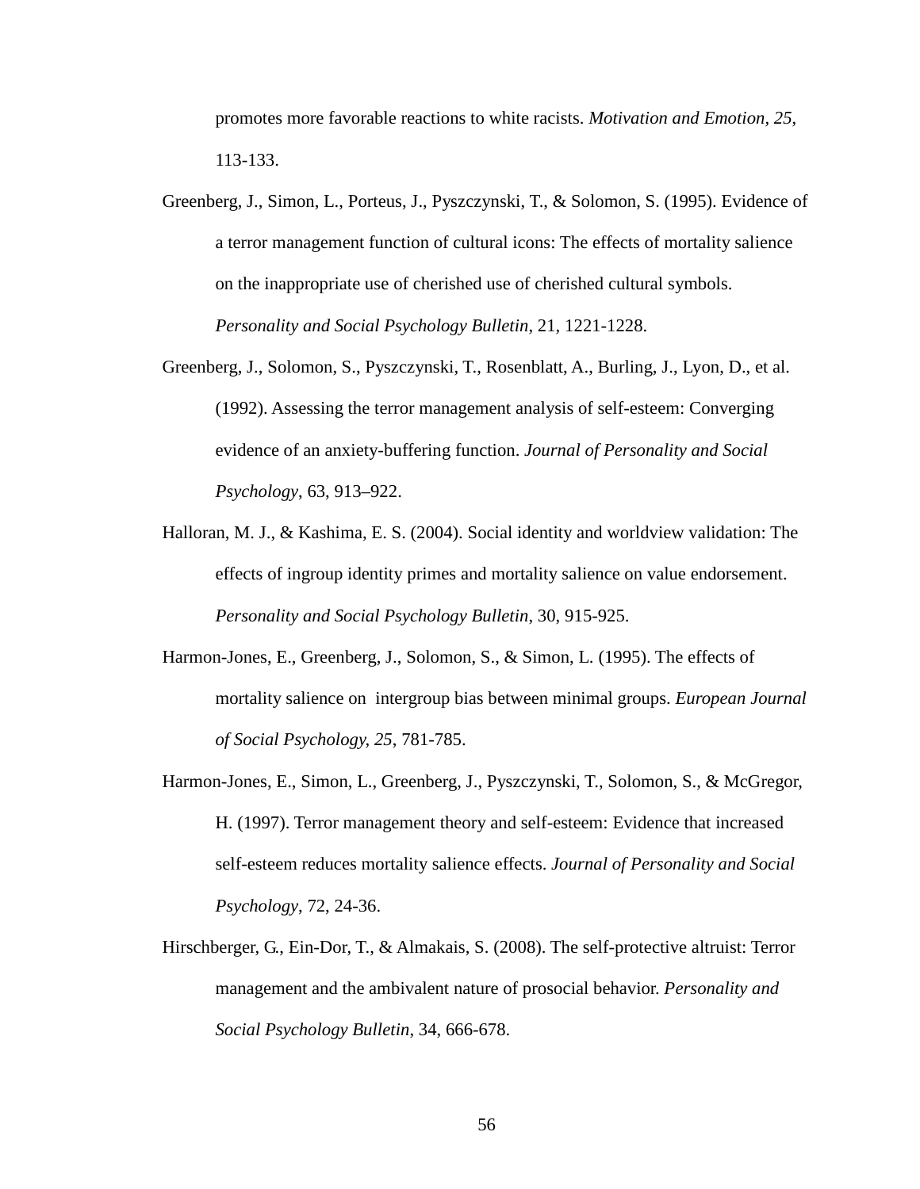promotes more favorable reactions to white racists. *Motivation and Emotion*, *25*, 113-133.

Greenberg, J., Simon, L., Porteus, J., Pyszczynski, T., & Solomon, S. (1995). Evidence of a terror management function of cultural icons: The effects of mortality salience on the inappropriate use of cherished use of cherished cultural symbols. *Personality and Social Psychology Bulletin*, 21, 1221-1228.

Greenberg, J., Solomon, S., Pyszczynski, T., Rosenblatt, A., Burling, J., Lyon, D., et al. (1992). Assessing the terror management analysis of self-esteem: Converging evidence of an anxiety-buffering function. *Journal of Personality and Social Psychology*, 63, 913–922.

Halloran, M. J., & Kashima, E. S. (2004). Social identity and worldview validation: The effects of ingroup identity primes and mortality salience on value endorsement. *Personality and Social Psychology Bulletin*, 30, 915-925.

Harmon-Jones, E., Greenberg, J., Solomon, S., & Simon, L. (1995). The effects of mortality salience on intergroup bias between minimal groups. *European Journal of Social Psychology*, *25*, 781-785.

Harmon-Jones, E., Simon, L., Greenberg, J., Pyszczynski, T., Solomon, S., & McGregor, H. (1997). Terror management theory and self-esteem: Evidence that increased self-esteem reduces mortality salience effects. *Journal of Personality and Social Psychology*, 72, 24-36.

Hirschberger, G., Ein-Dor, T., & Almakais, S. (2008). The self-protective altruist: Terror management and the ambivalent nature of prosocial behavior. *Personality and Social Psychology Bulletin*, 34, 666-678.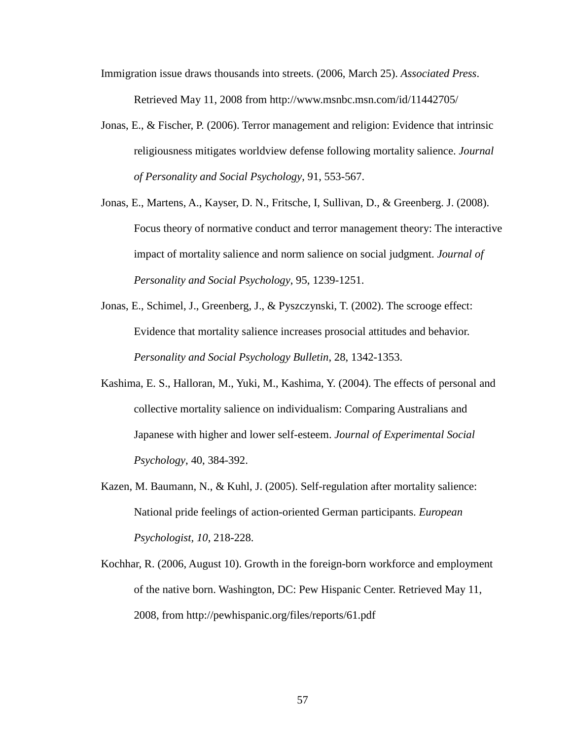Immigration issue draws thousands into streets. (2006, March 25). *Associated Press*. Retrieved May 11, 2008 from http://www.msnbc.msn.com/id/11442705/

Jonas, E., & Fischer, P. (2006). Terror management and religion: Evidence that intrinsic religiousness mitigates worldview defense following mortality salience. *Journal of Personality and Social Psychology*, 91, 553-567.

Jonas, E., Martens, A., Kayser, D. N., Fritsche, I, Sullivan, D., & Greenberg. J. (2008). Focus theory of normative conduct and terror management theory: The interactive impact of mortality salience and norm salience on social judgment. *Journal of Personality and Social Psychology*, 95, 1239-1251.

Jonas, E., Schimel, J., Greenberg, J., & Pyszczynski, T. (2002). The scrooge effect: Evidence that mortality salience increases prosocial attitudes and behavior. *Personality and Social Psychology Bulletin*, 28, 1342-1353.

Kashima, E. S., Halloran, M., Yuki, M., Kashima, Y. (2004). The effects of personal and collective mortality salience on individualism: Comparing Australians and Japanese with higher and lower self-esteem. *Journal of Experimental Social Psychology*, 40, 384-392.

Kazen, M. Baumann, N., & Kuhl, J. (2005). Self-regulation after mortality salience: National pride feelings of action-oriented German participants. *European Psychologist, 10*, 218-228.

Kochhar, R. (2006, August 10). Growth in the foreign-born workforce and employment of the native born. Washington, DC: Pew Hispanic Center. Retrieved May 11, 2008, from http://pewhispanic.org/files/reports/61.pdf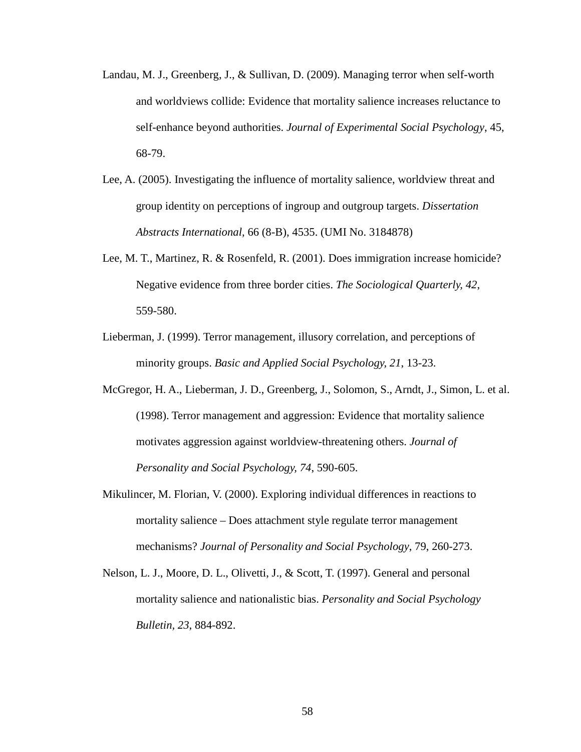Landau, M. J., Greenberg, J., & Sullivan, D. (2009). Managing terror when self-worth and worldviews collide: Evidence that mortality salience increases reluctance to self-enhance beyond authorities. *Journal of Experimental Social Psychology*, 45, 68-79.

Lee, A. (2005). Investigating the influence of mortality salience, worldview threat and group identity on perceptions of ingroup and outgroup targets. *Dissertation Abstracts International*, 66 (8-B), 4535. (UMI No. 3184878)

Lee, M. T., Martinez, R. & Rosenfeld, R. (2001). Does immigration increase homicide? Negative evidence from three border cities. *The Sociological Quarterly, 42*, 559-580.

Lieberman, J. (1999). Terror management, illusory correlation, and perceptions of minority groups. *Basic and Applied Social Psychology, 21*, 13-23.

McGregor, H. A., Lieberman, J. D., Greenberg, J., Solomon, S., Arndt, J., Simon, L. et al. (1998). Terror management and aggression: Evidence that mortality salience motivates aggression against worldview-threatening others. *Journal of Personality and Social Psychology, 74*, 590-605.

Mikulincer, M. Florian, V. (2000). Exploring individual differences in reactions to mortality salience – Does attachment style regulate terror management mechanisms? *Journal of Personality and Social Psychology*, 79, 260-273.

Nelson, L. J., Moore, D. L., Olivetti, J., & Scott, T. (1997). General and personal mortality salience and nationalistic bias. *Personality and Social Psychology Bulletin*, *23*, 884-892.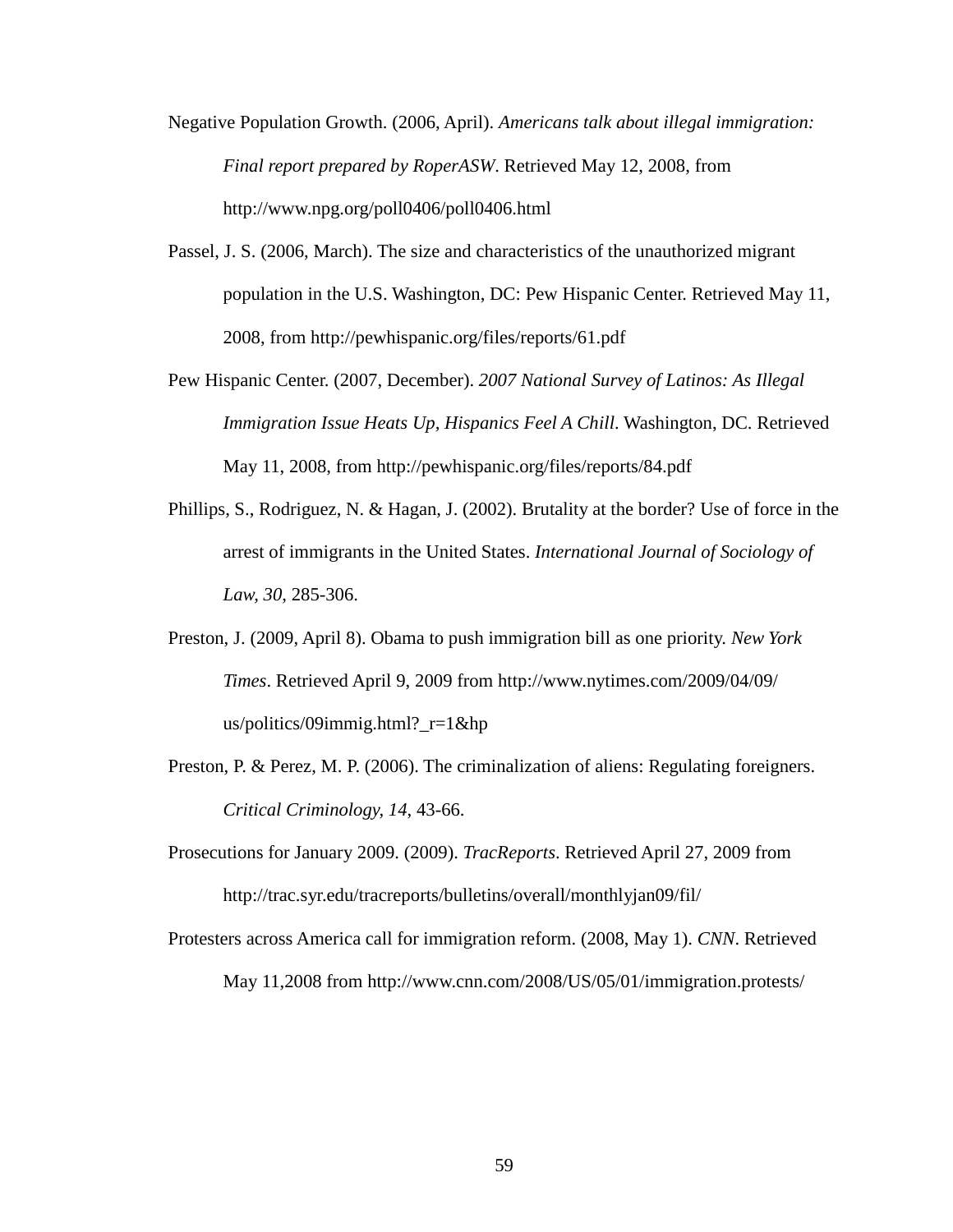Negative Population Growth. (2006, April). *Americans talk about illegal immigration: Final report prepared by RoperASW*. Retrieved May 12, 2008, from http://www.npg.org/poll0406/poll0406.html

Passel, J. S. (2006, March). The size and characteristics of the unauthorized migrant population in the U.S. Washington, DC: Pew Hispanic Center. Retrieved May 11, 2008, from http://pewhispanic.org/files/reports/61.pdf

Pew Hispanic Center. (2007, December). *2007 National Survey of Latinos: As Illegal Immigration Issue Heats Up, Hispanics Feel A Chill*. Washington, DC. Retrieved May 11, 2008, from http://pewhispanic.org/files/reports/84.pdf

Phillips, S., Rodriguez, N. & Hagan, J. (2002). Brutality at the border? Use of force in the arrest of immigrants in the United States. *International Journal of Sociology of Law, 30*, 285-306.

Preston, J. (2009, April 8). Obama to push immigration bill as one priority. *New York Times*. Retrieved April 9, 2009 from http://www.nytimes.com/2009/04/09/us/politics/09immig.html?_r=1&hp

Preston, P. & Perez, M. P. (2006). The criminalization of aliens: Regulating foreigners. *Critical Criminology, 14*, 43-66.

Prosecutions for January 2009. (2009). *TracReports*. Retrieved April 27, 2009 from http://trac.syr.edu/tracreports/bulletins/overall/monthlyjan09/fil/

Protesters across America call for immigration reform. (2008, May 1). *CNN*. Retrieved May 11,2008 from http://www.cnn.com/2008/US/05/01/immigration.protests/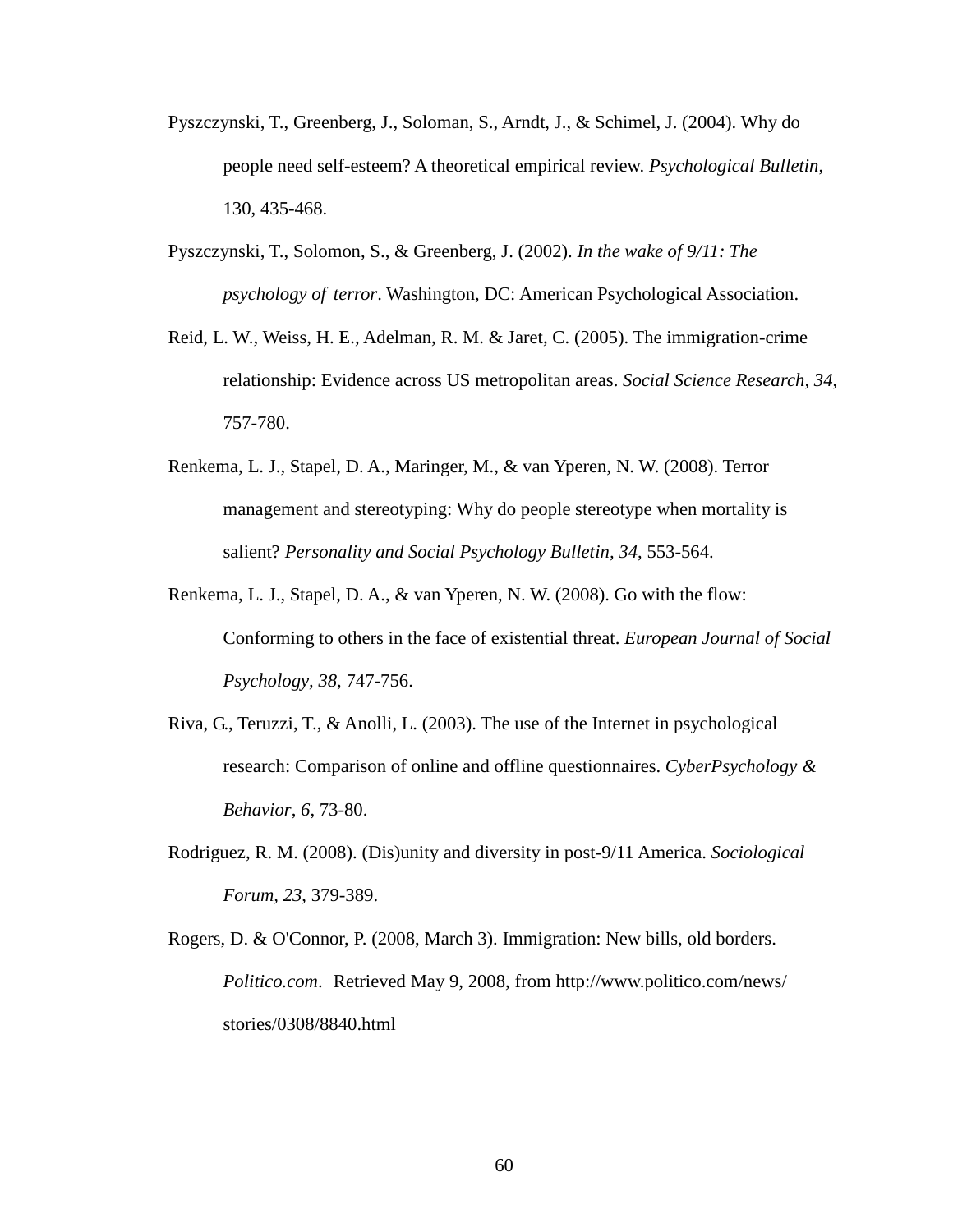Pyszczynski, T., Greenberg, J., Soloman, S., Arndt, J., & Schimel, J. (2004). Why do people need self-esteem? A theoretical empirical review. *Psychological Bulletin*, 130, 435-468.

Pyszczynski, T., Solomon, S., & Greenberg, J. (2002). *In the wake of 9/11: The psychology of terror*. Washington, DC: American Psychological Association.

Reid, L. W., Weiss, H. E., Adelman, R. M. & Jaret, C. (2005). The immigration-crime relationship: Evidence across US metropolitan areas. *Social Science Research*, *34*, 757-780.

Renkema, L. J., Stapel, D. A., Maringer, M., & van Yperen, N. W. (2008). Terror management and stereotyping: Why do people stereotype when mortality is salient? *Personality and Social Psychology Bulletin*, *34*, 553-564.

Renkema, L. J., Stapel, D. A., & van Yperen, N. W. (2008). Go with the flow: Conforming to others in the face of existential threat. *European Journal of Social Psychology*, *38*, 747-756.

Riva, G., Teruzzi, T., & Anolli, L. (2003). The use of the Internet in psychological research: Comparison of online and offline questionnaires. *CyberPsychology & Behavior*, *6*, 73-80.

Rodriguez, R. M. (2008). (Dis)unity and diversity in post-9/11 America. *Sociological Forum*, *23*, 379-389.

Rogers, D. & O'Connor, P. (2008, March 3). Immigration: New bills, old borders. *Politico.com*. Retrieved May 9, 2008, from http://www.politico.com/news/stories/0308/8840.html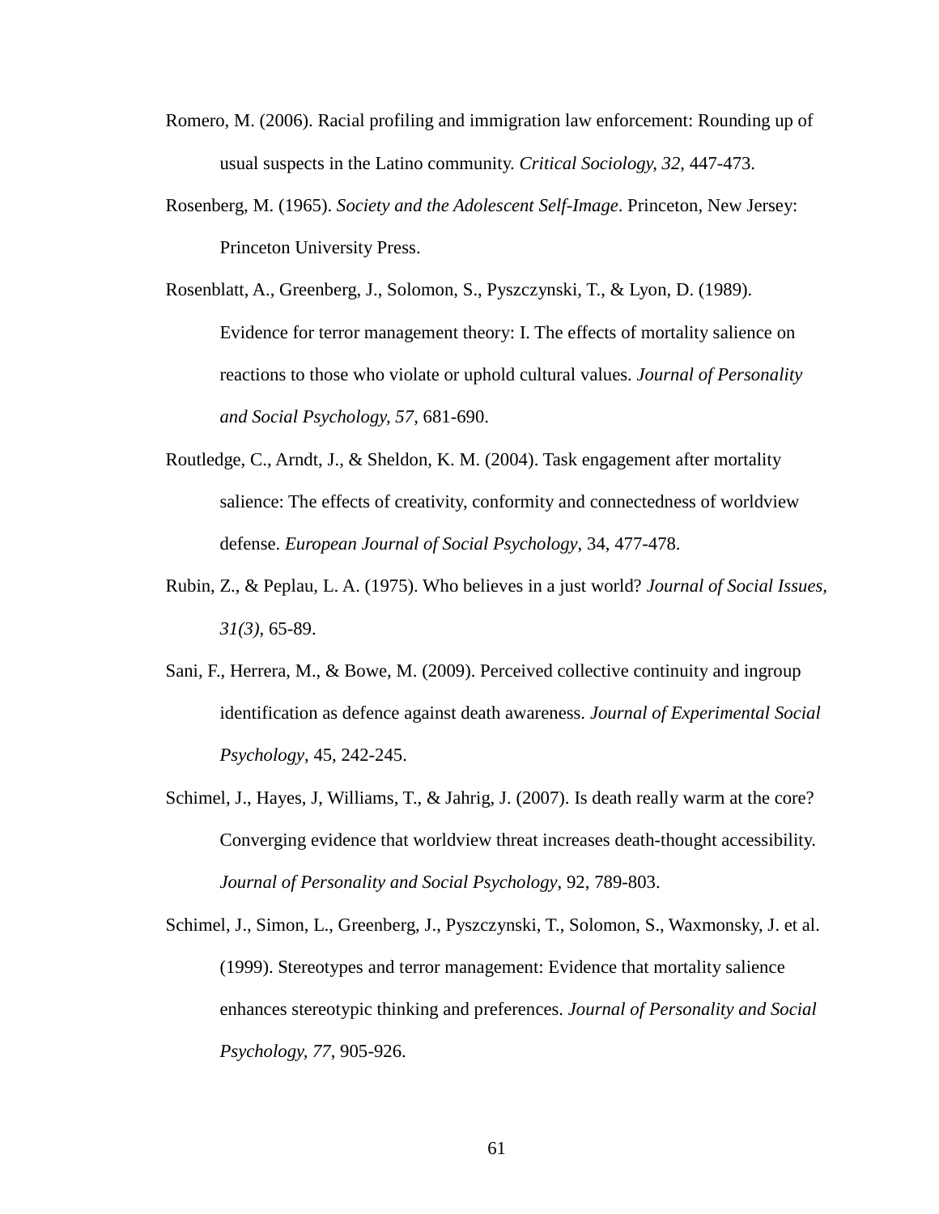Romero, M. (2006). Racial profiling and immigration law enforcement: Rounding up of usual suspects in the Latino community. *Critical Sociology, 32*, 447-473.

Rosenberg, M. (1965). *Society and the Adolescent Self-Image*. Princeton, New Jersey: Princeton University Press.

Rosenblatt, A., Greenberg, J., Solomon, S., Pyszczynski, T., & Lyon, D. (1989). Evidence for terror management theory: I. The effects of mortality salience on reactions to those who violate or uphold cultural values. *Journal of Personality and Social Psychology, 57*, 681-690.

Routledge, C., Arndt, J., & Sheldon, K. M. (2004). Task engagement after mortality salience: The effects of creativity, conformity and connectedness of worldview defense. *European Journal of Social Psychology*, 34, 477-478.

Rubin, Z., & Peplau, L. A. (1975). Who believes in a just world? *Journal of Social Issues, 31(3)*, 65-89.

Sani, F., Herrera, M., & Bowe, M. (2009). Perceived collective continuity and ingroup identification as defence against death awareness. *Journal of Experimental Social Psychology*, 45, 242-245.

Schimel, J., Hayes, J, Williams, T., & Jahrig, J. (2007). Is death really warm at the core? Converging evidence that worldview threat increases death-thought accessibility. *Journal of Personality and Social Psychology*, 92, 789-803.

Schimel, J., Simon, L., Greenberg, J., Pyszczynski, T., Solomon, S., Waxmonsky, J. et al. (1999). Stereotypes and terror management: Evidence that mortality salience enhances stereotypic thinking and preferences. *Journal of Personality and Social Psychology, 77*, 905-926.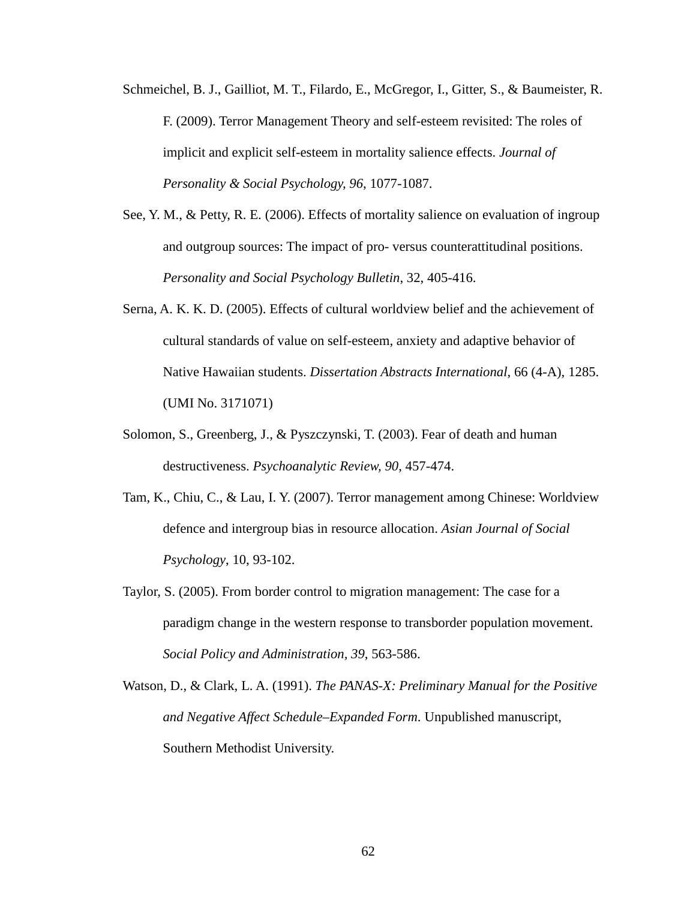Schmeichel, B. J., Gailliot, M. T., Filardo, E., McGregor, I., Gitter, S., & Baumeister, R. F. (2009). Terror Management Theory and self-esteem revisited: The roles of implicit and explicit self-esteem in mortality salience effects. *Journal of Personality & Social Psychology, 96*, 1077-1087.

See, Y. M., & Petty, R. E. (2006). Effects of mortality salience on evaluation of ingroup and outgroup sources: The impact of pro- versus counterattitudinal positions. *Personality and Social Psychology Bulletin*, 32, 405-416.

Serna, A. K. K. D. (2005). Effects of cultural worldview belief and the achievement of cultural standards of value on self-esteem, anxiety and adaptive behavior of Native Hawaiian students. *Dissertation Abstracts International*, 66 (4-A), 1285. (UMI No. 3171071)

Solomon, S., Greenberg, J., & Pyszczynski, T. (2003). Fear of death and human destructiveness. *Psychoanalytic Review, 90,* 457-474.

Tam, K., Chiu, C., & Lau, I. Y. (2007). Terror management among Chinese: Worldview defence and intergroup bias in resource allocation. *Asian Journal of Social Psychology*, 10, 93-102.

Taylor, S. (2005). From border control to migration management: The case for a paradigm change in the western response to transborder population movement. *Social Policy and Administration, 39*, 563-586.

Watson, D., & Clark, L. A. (1991). *The PANAS-X: Preliminary Manual for the Positive and Negative Affect Schedule–Expanded Form*. Unpublished manuscript, Southern Methodist University.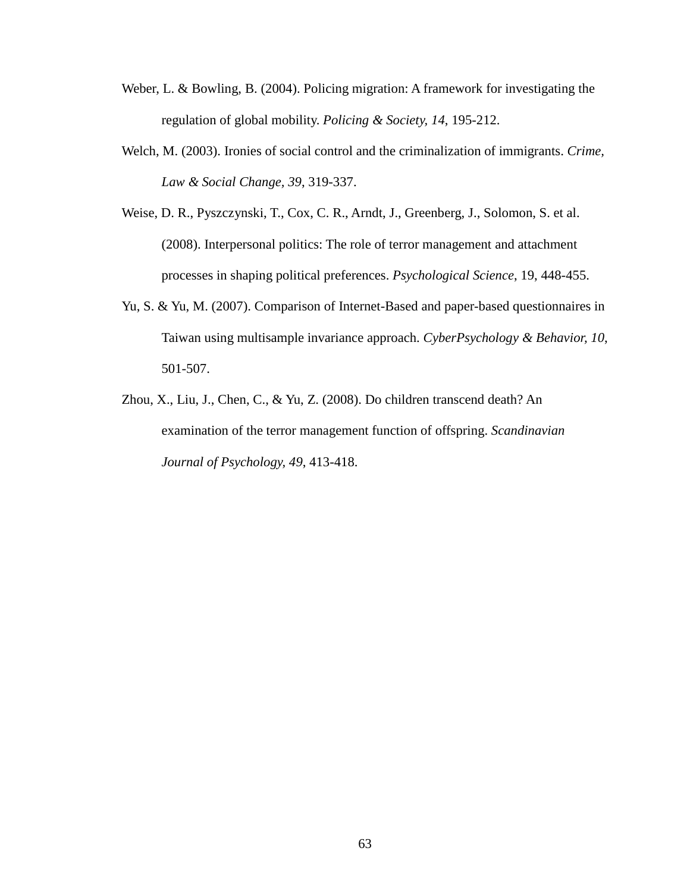Weber, L. & Bowling, B. (2004). Policing migration: A framework for investigating the regulation of global mobility. *Policing & Society, 14*, 195-212.

Welch, M. (2003). Ironies of social control and the criminalization of immigrants. *Crime, Law & Social Change, 39*, 319-337.

Weise, D. R., Pyszczynski, T., Cox, C. R., Arndt, J., Greenberg, J., Solomon, S. et al. (2008). Interpersonal politics: The role of terror management and attachment processes in shaping political preferences. *Psychological Science*, 19, 448-455.

Yu, S. & Yu, M. (2007). Comparison of Internet-Based and paper-based questionnaires in Taiwan using multisample invariance approach. *CyberPsychology & Behavior, 10*, 501-507.

Zhou, X., Liu, J., Chen, C., & Yu, Z. (2008). Do children transcend death? An examination of the terror management function of offspring. *Scandinavian Journal of Psychology, 49*, 413-418.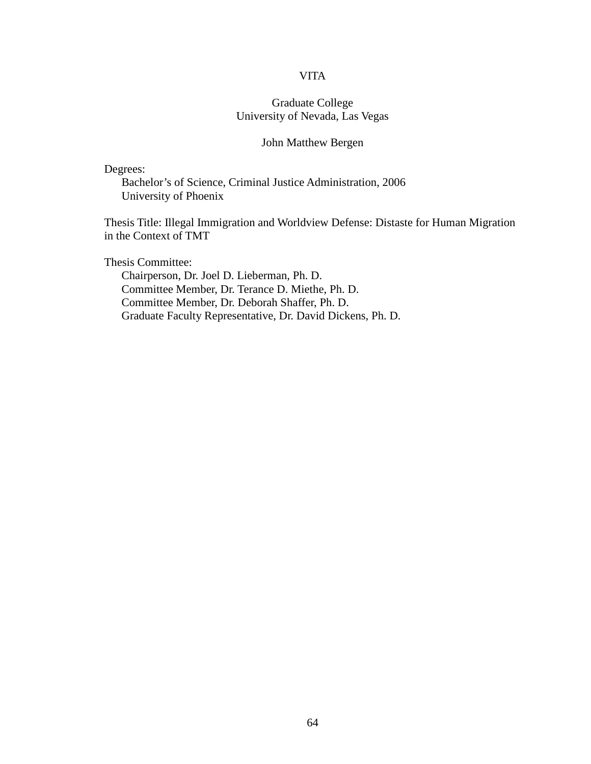# VITA

Graduate College
University of Nevada, Las Vegas

John Matthew Bergen

Degrees:

Bachelor's of Science, Criminal Justice Administration, 2006
University of Phoenix

Thesis Title: Illegal Immigration and Worldview Defense: Distaste for Human Migration in the Context of TMT

Thesis Committee:

Chairperson, Dr. Joel D. Lieberman, Ph. D.
Committee Member, Dr. Terance D. Miethe, Ph. D.
Committee Member, Dr. Deborah Shaffer, Ph. D.
Graduate Faculty Representative, Dr. David Dickens, Ph. D.